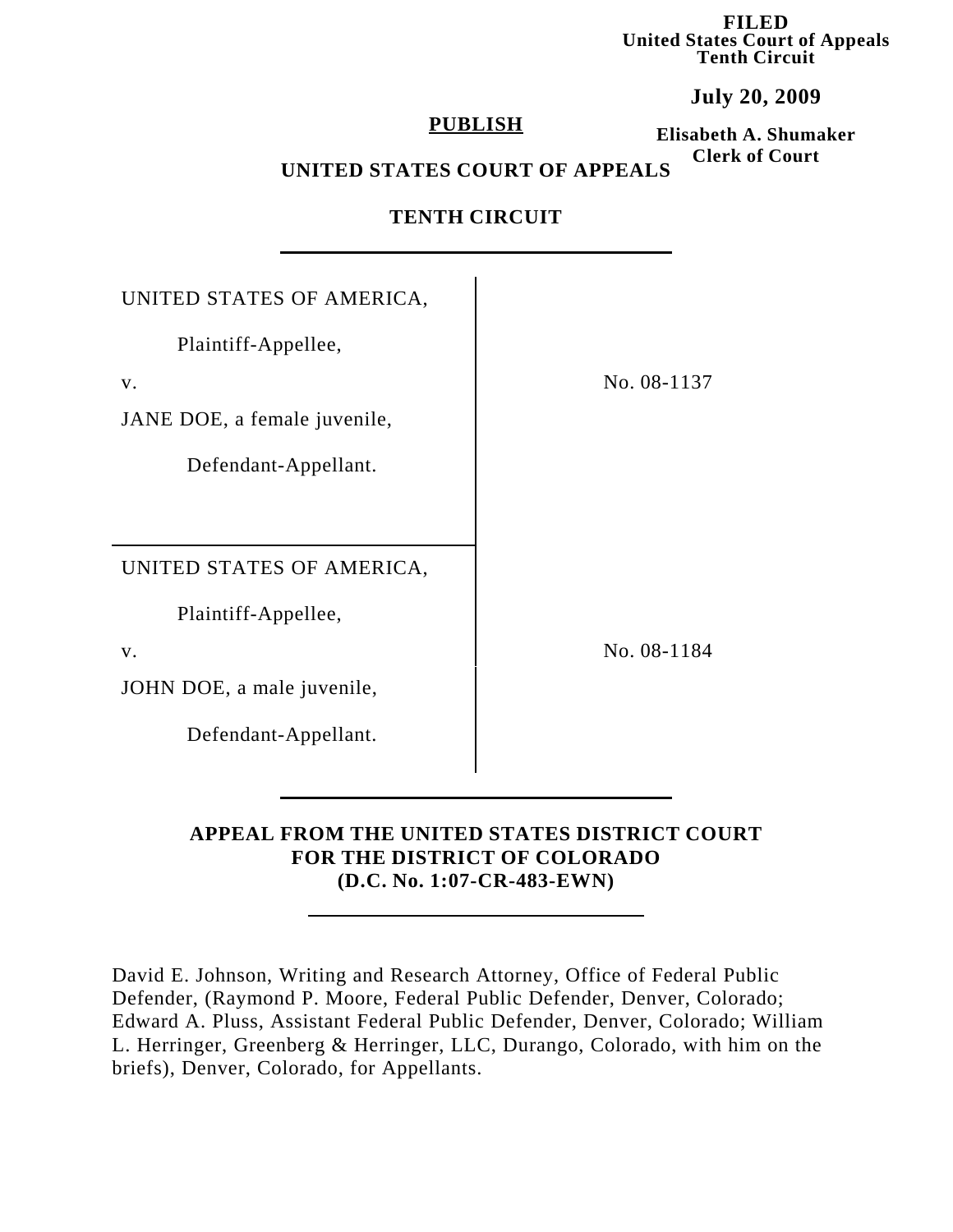**FILED**
**United States Court of Appeals**
**Tenth Circuit**

**July 20, 2009**

**Elisabeth A. Shumaker**
**Clerk of Court**

**PUBLISH**

**UNITED STATES COURT OF APPEALS**

**TENTH CIRCUIT**

---

UNITED STATES OF AMERICA,

Plaintiff-Appellee,

v.

JANE DOE, a female juvenile,

Defendant-Appellant.

No. 08-1137

---

UNITED STATES OF AMERICA,

Plaintiff-Appellee,

v.

JOHN DOE, a male juvenile,

Defendant-Appellant.

No. 08-1184

---

**APPEAL FROM THE UNITED STATES DISTRICT COURT**
**FOR THE DISTRICT OF COLORADO**
**(D.C. No. 1:07-CR-483-EWN)**

---

David E. Johnson, Writing and Research Attorney, Office of Federal Public Defender, (Raymond P. Moore, Federal Public Defender, Denver, Colorado; Edward A. Pluss, Assistant Federal Public Defender, Denver, Colorado; William L. Herringer, Greenberg & Herringer, LLC, Durango, Colorado, with him on the briefs), Denver, Colorado, for Appellants.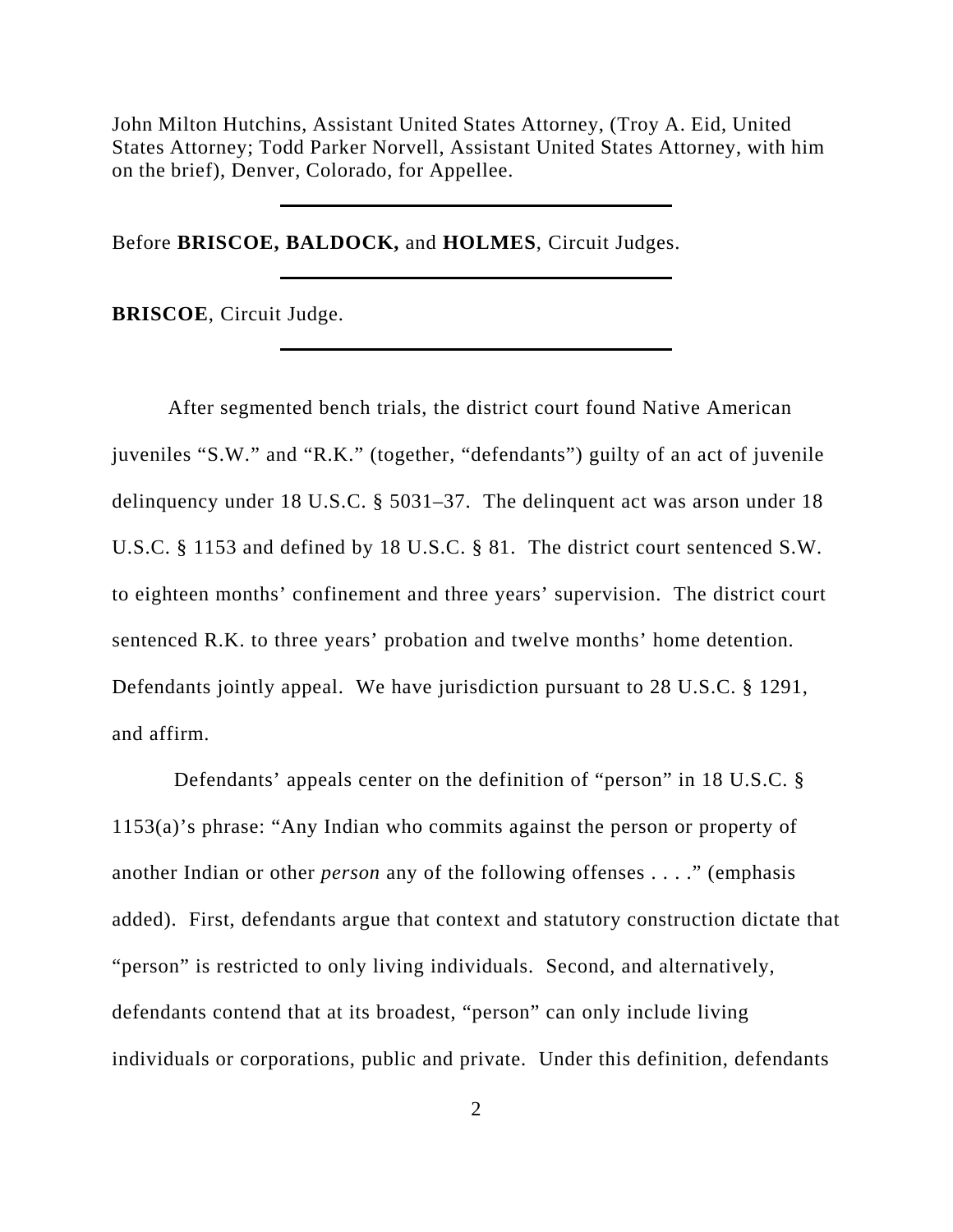John Milton Hutchins, Assistant United States Attorney, (Troy A. Eid, United States Attorney; Todd Parker Norvell, Assistant United States Attorney, with him on the brief), Denver, Colorado, for Appellee.

---

Before **BRISCOE, BALDOCK,** and **HOLMES**, Circuit Judges.

---

**BRISCOE**, Circuit Judge.

---

After segmented bench trials, the district court found Native American juveniles "S.W." and "R.K." (together, "defendants") guilty of an act of juvenile delinquency under 18 U.S.C. § 5031–37. The delinquent act was arson under 18 U.S.C. § 1153 and defined by 18 U.S.C. § 81. The district court sentenced S.W. to eighteen months' confinement and three years' supervision. The district court sentenced R.K. to three years' probation and twelve months' home detention. Defendants jointly appeal. We have jurisdiction pursuant to 28 U.S.C. § 1291, and affirm.

Defendants' appeals center on the definition of "person" in 18 U.S.C. § 1153(a)'s phrase: "Any Indian who commits against the person or property of another Indian or other *person* any of the following offenses . . . ." (emphasis added). First, defendants argue that context and statutory construction dictate that "person" is restricted to only living individuals. Second, and alternatively, defendants contend that at its broadest, "person" can only include living individuals or corporations, public and private. Under this definition, defendants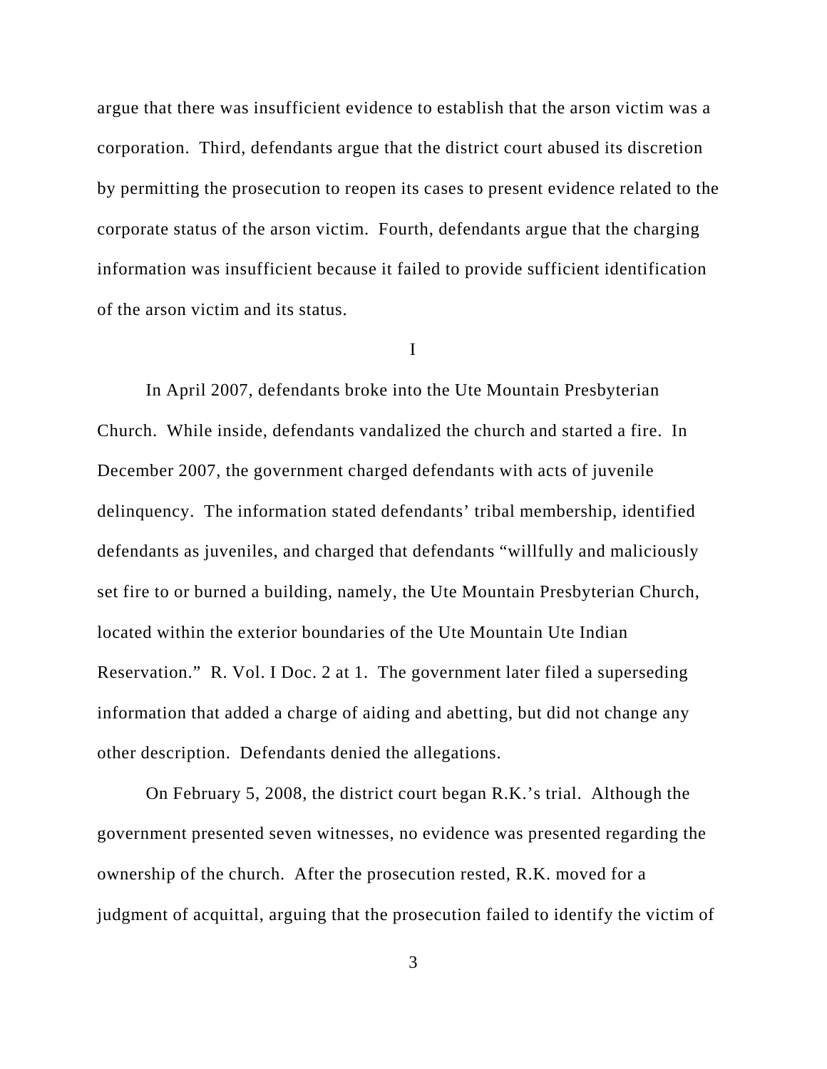argue that there was insufficient evidence to establish that the arson victim was a corporation. Third, defendants argue that the district court abused its discretion by permitting the prosecution to reopen its cases to present evidence related to the corporate status of the arson victim. Fourth, defendants argue that the charging information was insufficient because it failed to provide sufficient identification of the arson victim and its status.

## I

In April 2007, defendants broke into the Ute Mountain Presbyterian Church. While inside, defendants vandalized the church and started a fire. In December 2007, the government charged defendants with acts of juvenile delinquency. The information stated defendants' tribal membership, identified defendants as juveniles, and charged that defendants "willfully and maliciously set fire to or burned a building, namely, the Ute Mountain Presbyterian Church, located within the exterior boundaries of the Ute Mountain Ute Indian Reservation." R. Vol. I Doc. 2 at 1. The government later filed a superseding information that added a charge of aiding and abetting, but did not change any other description. Defendants denied the allegations.

On February 5, 2008, the district court began R.K.'s trial. Although the government presented seven witnesses, no evidence was presented regarding the ownership of the church. After the prosecution rested, R.K. moved for a judgment of acquittal, arguing that the prosecution failed to identify the victim of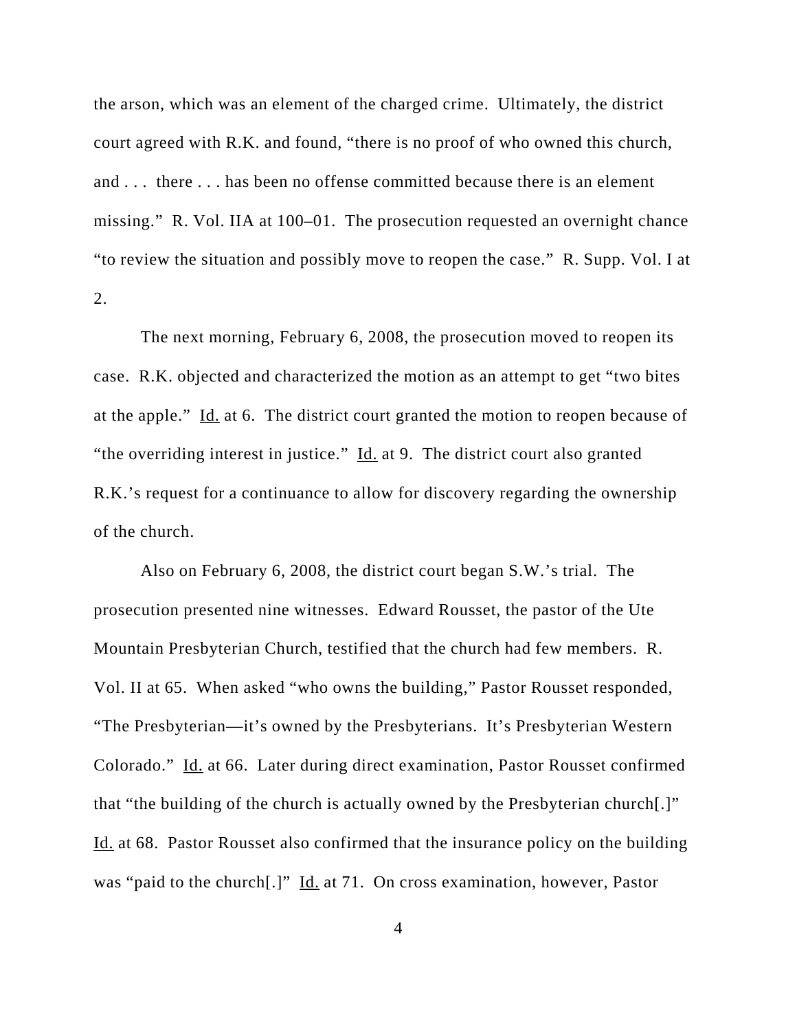the arson, which was an element of the charged crime. Ultimately, the district court agreed with R.K. and found, "there is no proof of who owned this church, and . . . there . . . has been no offense committed because there is an element missing." R. Vol. IIA at 100–01. The prosecution requested an overnight chance "to review the situation and possibly move to reopen the case." R. Supp. Vol. I at 2.

The next morning, February 6, 2008, the prosecution moved to reopen its case. R.K. objected and characterized the motion as an attempt to get "two bites at the apple." Id. at 6. The district court granted the motion to reopen because of "the overriding interest in justice." Id. at 9. The district court also granted R.K.'s request for a continuance to allow for discovery regarding the ownership of the church.

Also on February 6, 2008, the district court began S.W.'s trial. The prosecution presented nine witnesses. Edward Rousset, the pastor of the Ute Mountain Presbyterian Church, testified that the church had few members. R. Vol. II at 65. When asked "who owns the building," Pastor Rousset responded, "The Presbyterian—it's owned by the Presbyterians. It's Presbyterian Western Colorado." Id. at 66. Later during direct examination, Pastor Rousset confirmed that "the building of the church is actually owned by the Presbyterian church[.]" Id. at 68. Pastor Rousset also confirmed that the insurance policy on the building was "paid to the church[.]" Id. at 71. On cross examination, however, Pastor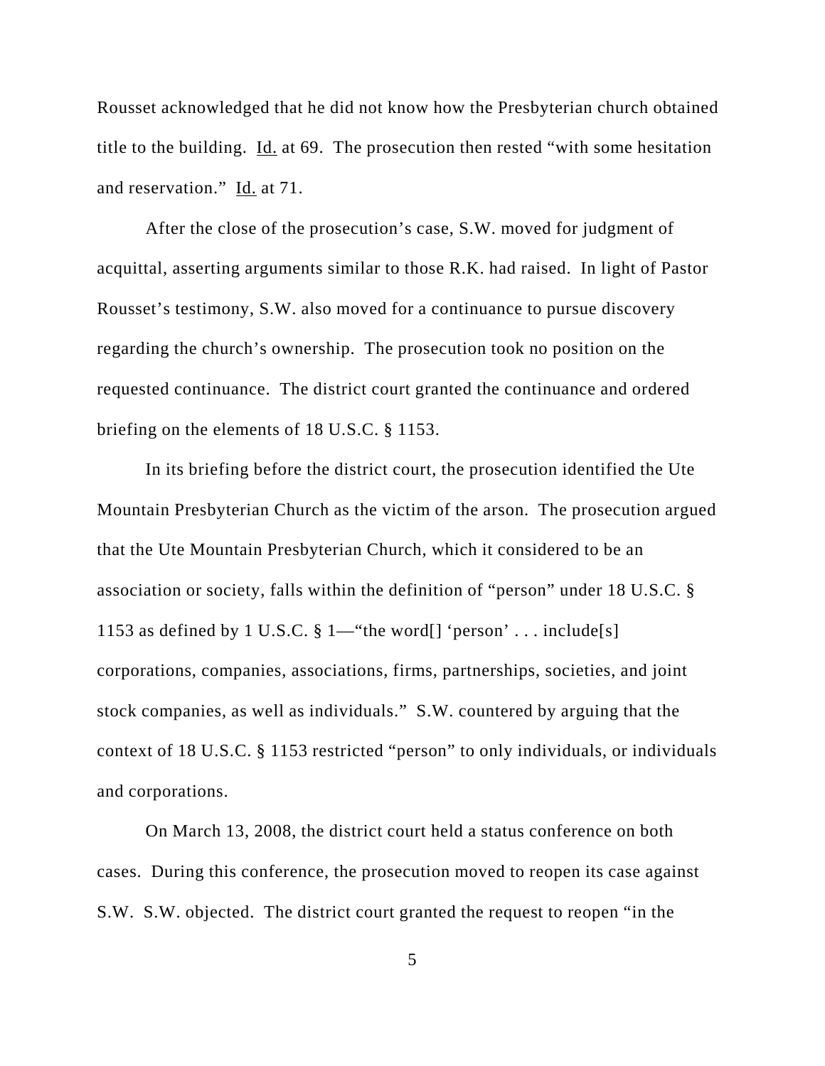Rousset acknowledged that he did not know how the Presbyterian church obtained title to the building. Id. at 69. The prosecution then rested "with some hesitation and reservation." Id. at 71.

After the close of the prosecution's case, S.W. moved for judgment of acquittal, asserting arguments similar to those R.K. had raised. In light of Pastor Rousset's testimony, S.W. also moved for a continuance to pursue discovery regarding the church's ownership. The prosecution took no position on the requested continuance. The district court granted the continuance and ordered briefing on the elements of 18 U.S.C. § 1153.

In its briefing before the district court, the prosecution identified the Ute Mountain Presbyterian Church as the victim of the arson. The prosecution argued that the Ute Mountain Presbyterian Church, which it considered to be an association or society, falls within the definition of "person" under 18 U.S.C. § 1153 as defined by 1 U.S.C. § 1—"the word[] 'person' . . . include[s] corporations, companies, associations, firms, partnerships, societies, and joint stock companies, as well as individuals." S.W. countered by arguing that the context of 18 U.S.C. § 1153 restricted "person" to only individuals, or individuals and corporations.

On March 13, 2008, the district court held a status conference on both cases. During this conference, the prosecution moved to reopen its case against S.W. S.W. objected. The district court granted the request to reopen "in the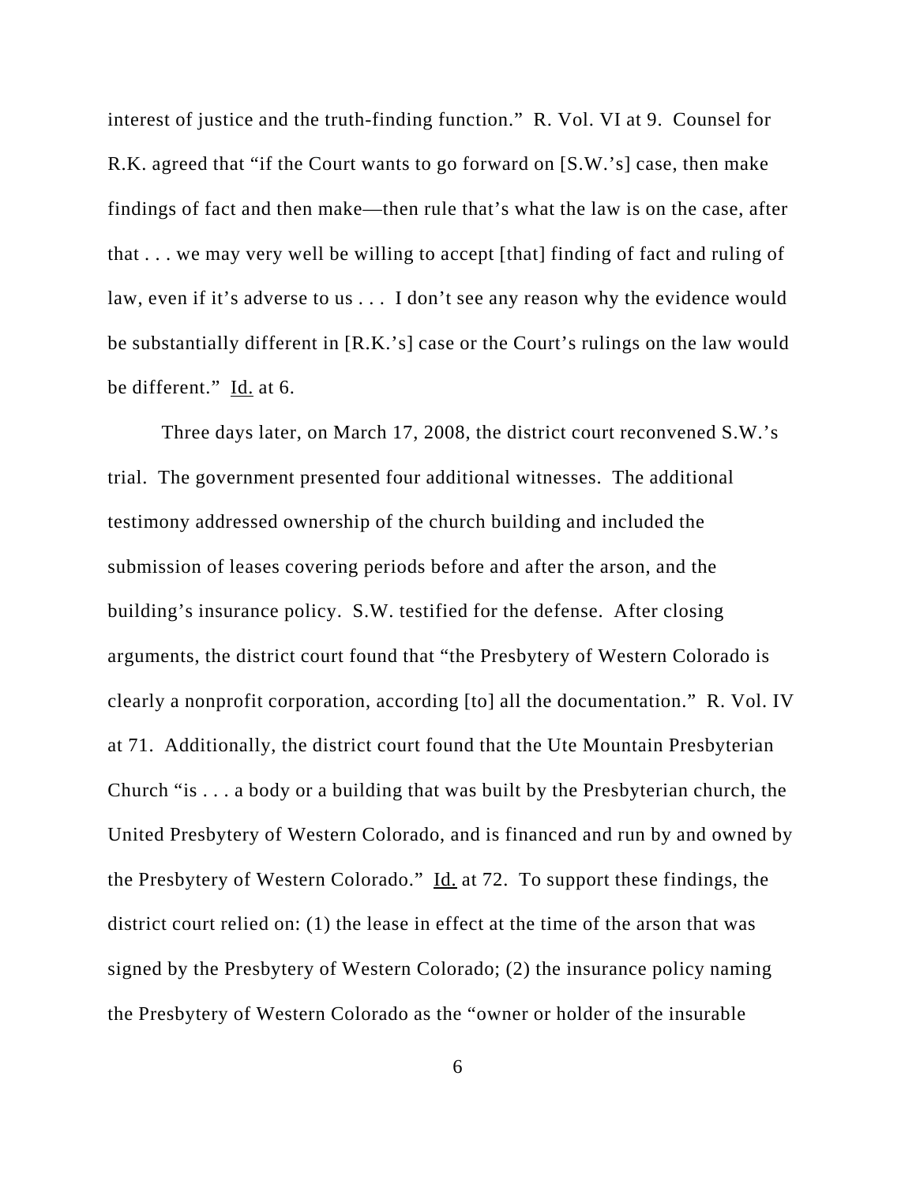interest of justice and the truth-finding function." R. Vol. VI at 9. Counsel for R.K. agreed that "if the Court wants to go forward on [S.W.'s] case, then make findings of fact and then make—then rule that's what the law is on the case, after that . . . we may very well be willing to accept [that] finding of fact and ruling of law, even if it's adverse to us . . . I don't see any reason why the evidence would be substantially different in [R.K.'s] case or the Court's rulings on the law would be different." Id. at 6.

Three days later, on March 17, 2008, the district court reconvened S.W.'s trial. The government presented four additional witnesses. The additional testimony addressed ownership of the church building and included the submission of leases covering periods before and after the arson, and the building's insurance policy. S.W. testified for the defense. After closing arguments, the district court found that "the Presbytery of Western Colorado is clearly a nonprofit corporation, according [to] all the documentation." R. Vol. IV at 71. Additionally, the district court found that the Ute Mountain Presbyterian Church "is . . . a body or a building that was built by the Presbyterian church, the United Presbytery of Western Colorado, and is financed and run by and owned by the Presbytery of Western Colorado." Id. at 72. To support these findings, the district court relied on: (1) the lease in effect at the time of the arson that was signed by the Presbytery of Western Colorado; (2) the insurance policy naming the Presbytery of Western Colorado as the "owner or holder of the insurable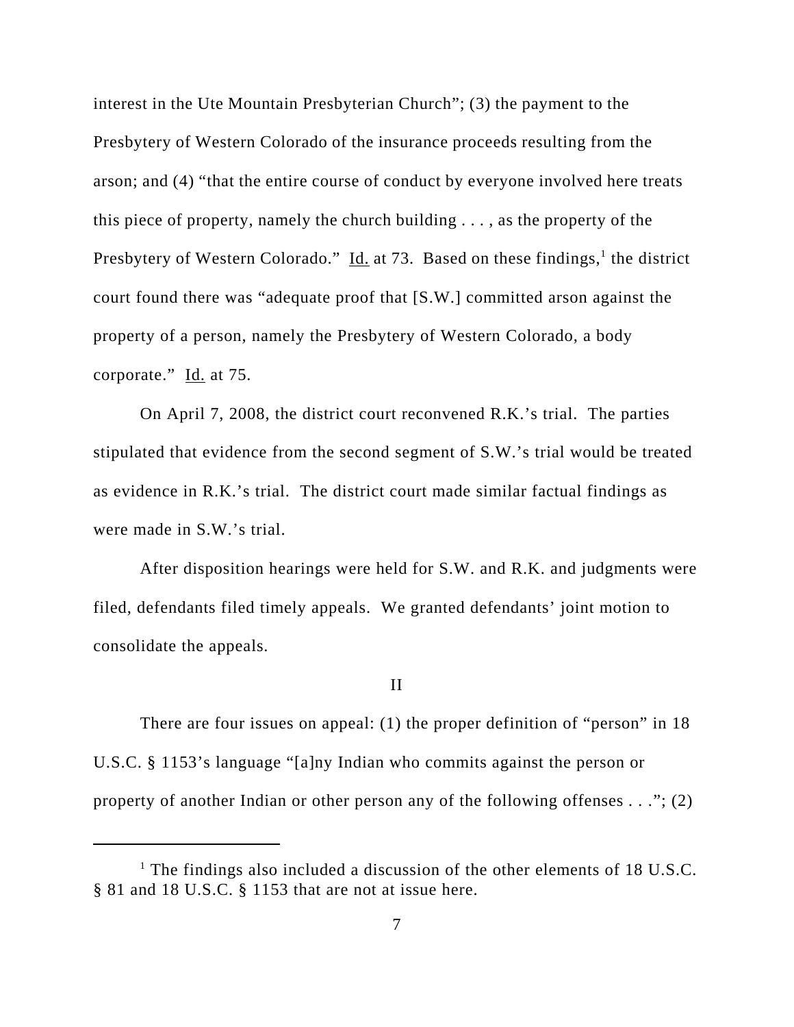interest in the Ute Mountain Presbyterian Church"; (3) the payment to the Presbytery of Western Colorado of the insurance proceeds resulting from the arson; and (4) "that the entire course of conduct by everyone involved here treats this piece of property, namely the church building . . . , as the property of the Presbytery of Western Colorado." Id. at 73. Based on these findings,[1] the district court found there was "adequate proof that [S.W.] committed arson against the property of a person, namely the Presbytery of Western Colorado, a body corporate." Id. at 75.

On April 7, 2008, the district court reconvened R.K.'s trial. The parties stipulated that evidence from the second segment of S.W.'s trial would be treated as evidence in R.K.'s trial. The district court made similar factual findings as were made in S.W.'s trial.

After disposition hearings were held for S.W. and R.K. and judgments were filed, defendants filed timely appeals. We granted defendants' joint motion to consolidate the appeals.

## II

There are four issues on appeal: (1) the proper definition of "person" in 18 U.S.C. § 1153's language "[a]ny Indian who commits against the person or property of another Indian or other person any of the following offenses . . ."; (2)

---

[1] The findings also included a discussion of the other elements of 18 U.S.C. § 81 and 18 U.S.C. § 1153 that are not at issue here.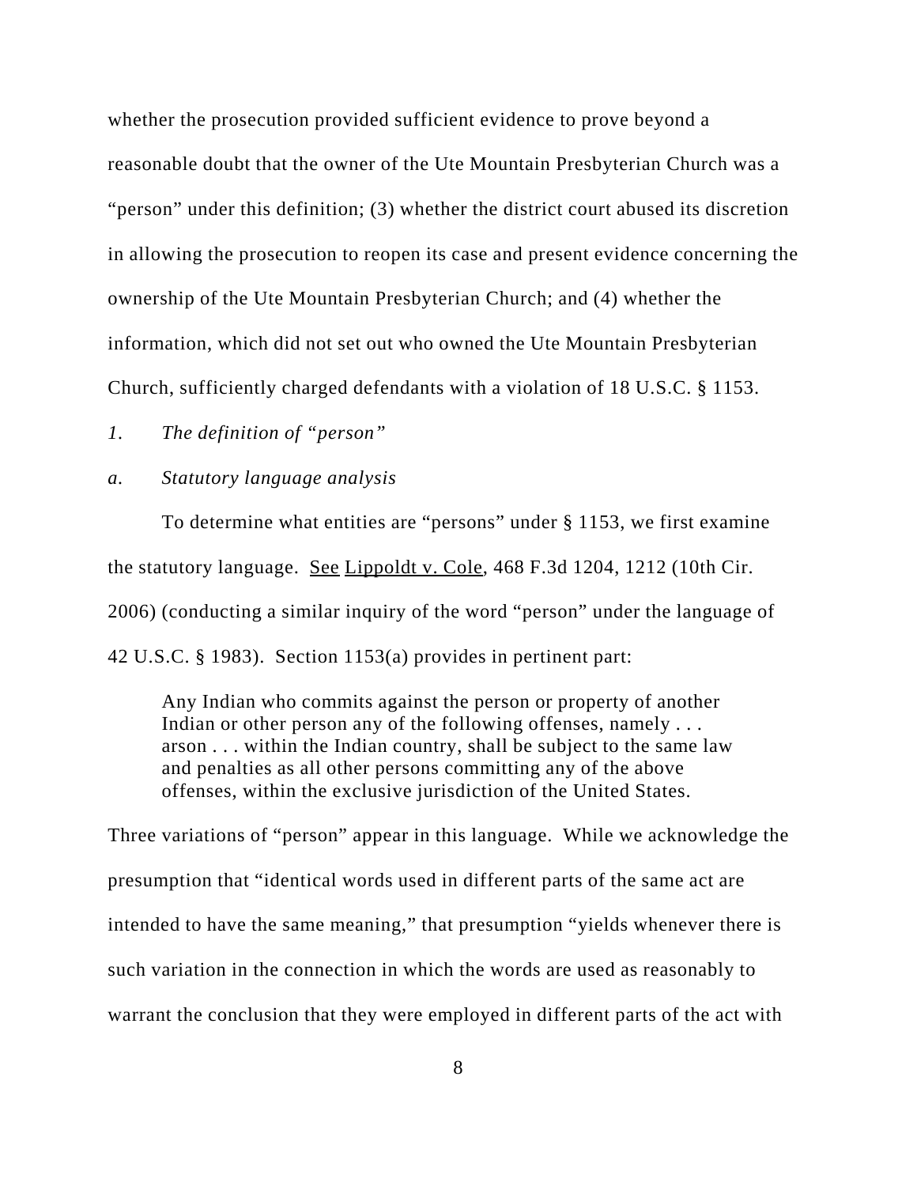whether the prosecution provided sufficient evidence to prove beyond a reasonable doubt that the owner of the Ute Mountain Presbyterian Church was a "person" under this definition; (3) whether the district court abused its discretion in allowing the prosecution to reopen its case and present evidence concerning the ownership of the Ute Mountain Presbyterian Church; and (4) whether the information, which did not set out who owned the Ute Mountain Presbyterian Church, sufficiently charged defendants with a violation of 18 U.S.C. § 1153.

*1. The definition of "person"*

*a. Statutory language analysis*

To determine what entities are "persons" under § 1153, we first examine the statutory language. See Lippoldt v. Cole, 468 F.3d 1204, 1212 (10th Cir. 2006) (conducting a similar inquiry of the word "person" under the language of 42 U.S.C. § 1983). Section 1153(a) provides in pertinent part:

> Any Indian who commits against the person or property of another Indian or other person any of the following offenses, namely . . . arson . . . within the Indian country, shall be subject to the same law and penalties as all other persons committing any of the above offenses, within the exclusive jurisdiction of the United States.

Three variations of "person" appear in this language. While we acknowledge the presumption that "identical words used in different parts of the same act are intended to have the same meaning," that presumption "yields whenever there is such variation in the connection in which the words are used as reasonably to warrant the conclusion that they were employed in different parts of the act with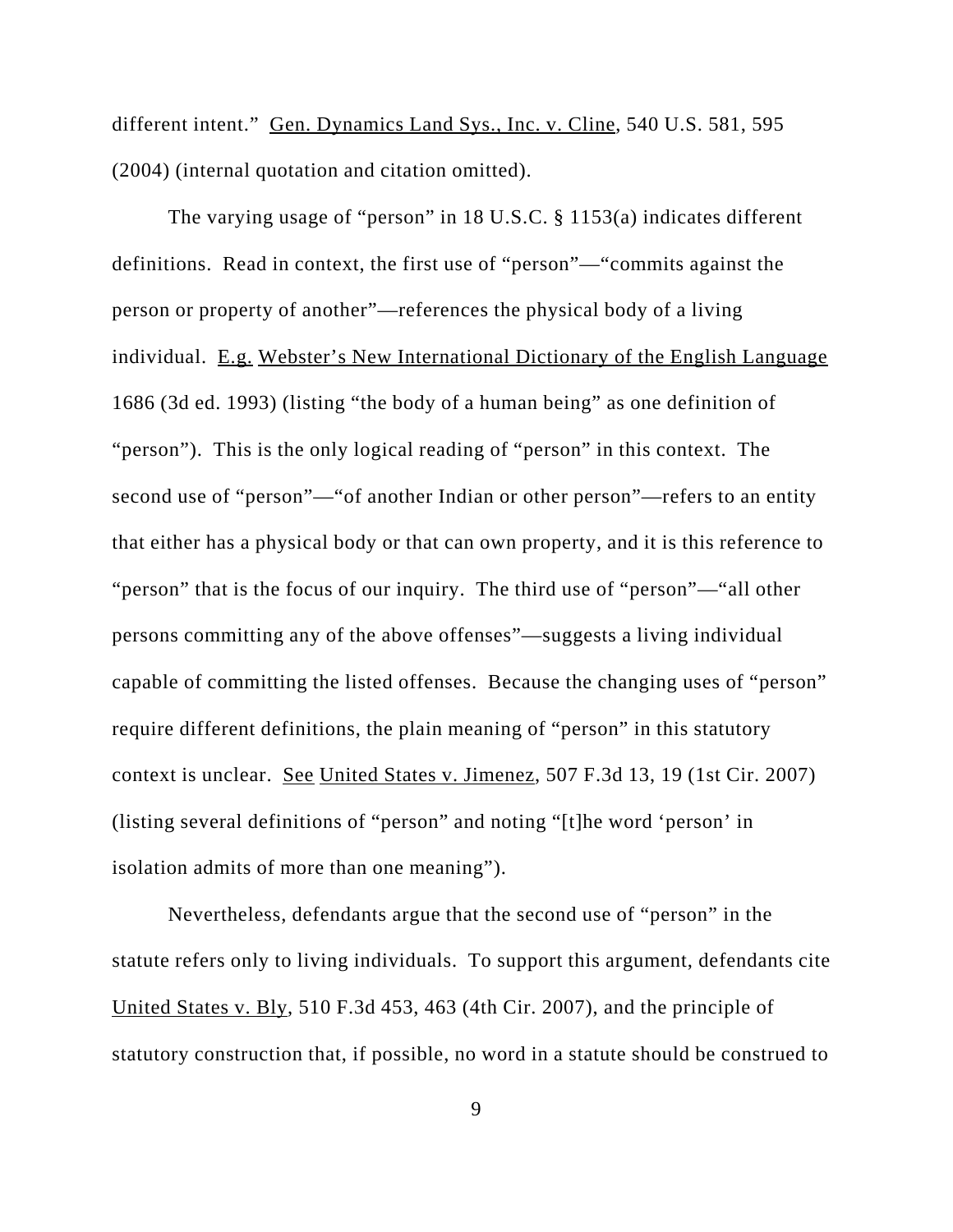different intent." Gen. Dynamics Land Sys., Inc. v. Cline, 540 U.S. 581, 595 (2004) (internal quotation and citation omitted).

The varying usage of "person" in 18 U.S.C. § 1153(a) indicates different definitions. Read in context, the first use of "person"—"commits against the person or property of another"—references the physical body of a living individual. E.g. Webster's New International Dictionary of the English Language 1686 (3d ed. 1993) (listing "the body of a human being" as one definition of "person"). This is the only logical reading of "person" in this context. The second use of "person"—"of another Indian or other person"—refers to an entity that either has a physical body or that can own property, and it is this reference to "person" that is the focus of our inquiry. The third use of "person"—"all other persons committing any of the above offenses"—suggests a living individual capable of committing the listed offenses. Because the changing uses of "person" require different definitions, the plain meaning of "person" in this statutory context is unclear. See United States v. Jimenez, 507 F.3d 13, 19 (1st Cir. 2007) (listing several definitions of "person" and noting "[t]he word 'person' in isolation admits of more than one meaning").

Nevertheless, defendants argue that the second use of "person" in the statute refers only to living individuals. To support this argument, defendants cite United States v. Bly, 510 F.3d 453, 463 (4th Cir. 2007), and the principle of statutory construction that, if possible, no word in a statute should be construed to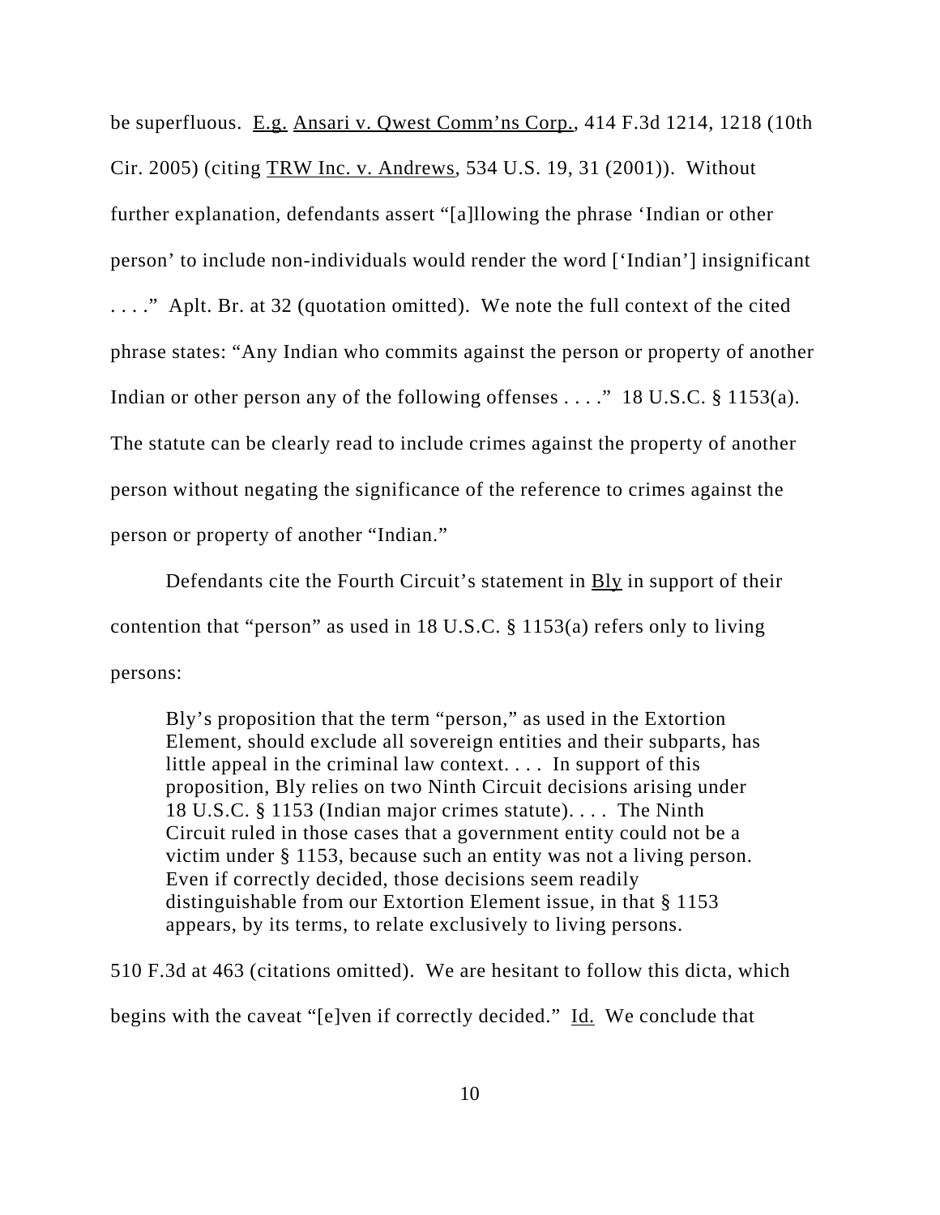be superfluous. E.g. Ansari v. Qwest Comm'ns Corp., 414 F.3d 1214, 1218 (10th Cir. 2005) (citing TRW Inc. v. Andrews, 534 U.S. 19, 31 (2001)). Without further explanation, defendants assert "[a]llowing the phrase 'Indian or other person' to include non-individuals would render the word ['Indian'] insignificant . . . ." Aplt. Br. at 32 (quotation omitted). We note the full context of the cited phrase states: "Any Indian who commits against the person or property of another Indian or other person any of the following offenses . . . ." 18 U.S.C. § 1153(a). The statute can be clearly read to include crimes against the property of another person without negating the significance of the reference to crimes against the person or property of another "Indian."

Defendants cite the Fourth Circuit's statement in Bly in support of their contention that "person" as used in 18 U.S.C. § 1153(a) refers only to living persons:

> Bly's proposition that the term "person," as used in the Extortion Element, should exclude all sovereign entities and their subparts, has little appeal in the criminal law context. . . . In support of this proposition, Bly relies on two Ninth Circuit decisions arising under 18 U.S.C. § 1153 (Indian major crimes statute). . . . The Ninth Circuit ruled in those cases that a government entity could not be a victim under § 1153, because such an entity was not a living person. Even if correctly decided, those decisions seem readily distinguishable from our Extortion Element issue, in that § 1153 appears, by its terms, to relate exclusively to living persons.

510 F.3d at 463 (citations omitted). We are hesitant to follow this dicta, which begins with the caveat "[e]ven if correctly decided." Id. We conclude that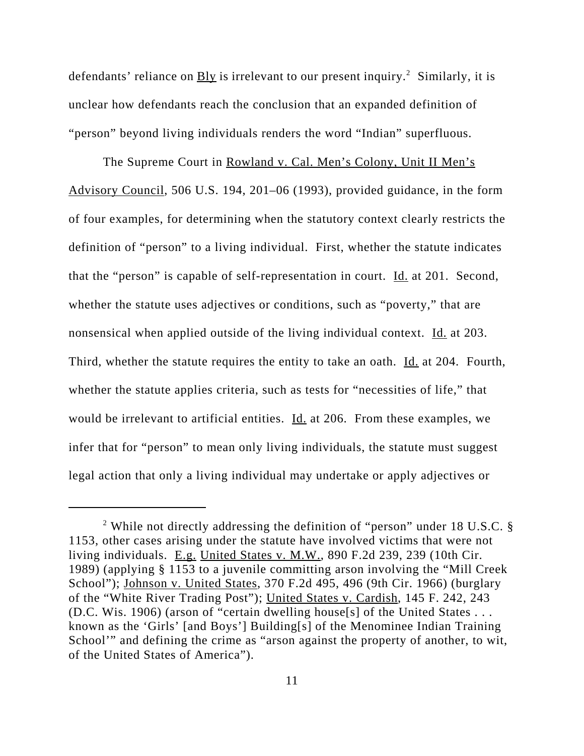defendants' reliance on Bly is irrelevant to our present inquiry.[2] Similarly, it is unclear how defendants reach the conclusion that an expanded definition of "person" beyond living individuals renders the word "Indian" superfluous.

The Supreme Court in Rowland v. Cal. Men's Colony, Unit II Men's Advisory Council, 506 U.S. 194, 201–06 (1993), provided guidance, in the form of four examples, for determining when the statutory context clearly restricts the definition of "person" to a living individual. First, whether the statute indicates that the "person" is capable of self-representation in court. Id. at 201. Second, whether the statute uses adjectives or conditions, such as "poverty," that are nonsensical when applied outside of the living individual context. Id. at 203. Third, whether the statute requires the entity to take an oath. Id. at 204. Fourth, whether the statute applies criteria, such as tests for "necessities of life," that would be irrelevant to artificial entities. Id. at 206. From these examples, we infer that for "person" to mean only living individuals, the statute must suggest legal action that only a living individual may undertake or apply adjectives or

---

[2] While not directly addressing the definition of "person" under 18 U.S.C. § 1153, other cases arising under the statute have involved victims that were not living individuals. E.g. United States v. M.W., 890 F.2d 239, 239 (10th Cir. 1989) (applying § 1153 to a juvenile committing arson involving the "Mill Creek School"); Johnson v. United States, 370 F.2d 495, 496 (9th Cir. 1966) (burglary of the "White River Trading Post"); United States v. Cardish, 145 F. 242, 243 (D.C. Wis. 1906) (arson of "certain dwelling house[s] of the United States . . . known as the 'Girls' [and Boys'] Building[s] of the Menominee Indian Training School'" and defining the crime as "arson against the property of another, to wit, of the United States of America").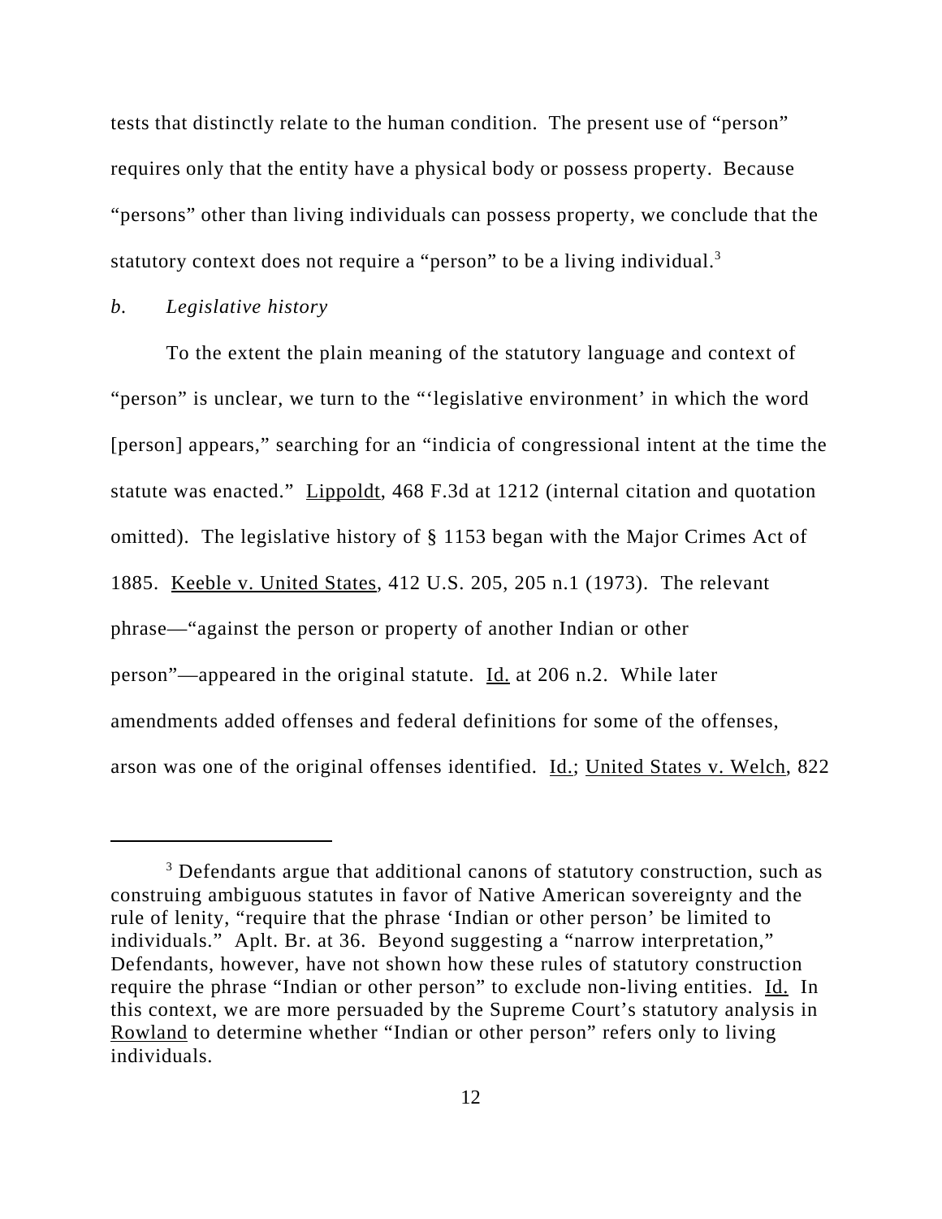tests that distinctly relate to the human condition. The present use of "person" requires only that the entity have a physical body or possess property. Because "persons" other than living individuals can possess property, we conclude that the statutory context does not require a "person" to be a living individual.[3]

*b. Legislative history*

To the extent the plain meaning of the statutory language and context of "person" is unclear, we turn to the "'legislative environment' in which the word [person] appears," searching for an "indicia of congressional intent at the time the statute was enacted." Lippoldt, 468 F.3d at 1212 (internal citation and quotation omitted). The legislative history of § 1153 began with the Major Crimes Act of 1885. Keeble v. United States, 412 U.S. 205, 205 n.1 (1973). The relevant phrase—"against the person or property of another Indian or other person"—appeared in the original statute. Id. at 206 n.2. While later amendments added offenses and federal definitions for some of the offenses, arson was one of the original offenses identified. Id.; United States v. Welch, 822

---

[3] Defendants argue that additional canons of statutory construction, such as construing ambiguous statutes in favor of Native American sovereignty and the rule of lenity, "require that the phrase 'Indian or other person' be limited to individuals." Aplt. Br. at 36. Beyond suggesting a "narrow interpretation," Defendants, however, have not shown how these rules of statutory construction require the phrase "Indian or other person" to exclude non-living entities. Id. In this context, we are more persuaded by the Supreme Court's statutory analysis in Rowland to determine whether "Indian or other person" refers only to living individuals.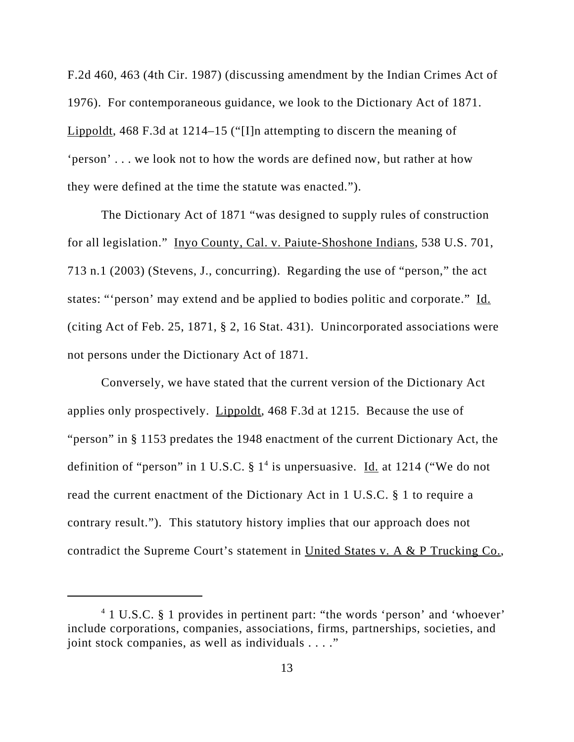F.2d 460, 463 (4th Cir. 1987) (discussing amendment by the Indian Crimes Act of 1976). For contemporaneous guidance, we look to the Dictionary Act of 1871. Lippoldt, 468 F.3d at 1214–15 ("[I]n attempting to discern the meaning of 'person' . . . we look not to how the words are defined now, but rather at how they were defined at the time the statute was enacted.").

The Dictionary Act of 1871 "was designed to supply rules of construction for all legislation." Inyo County, Cal. v. Paiute-Shoshone Indians, 538 U.S. 701, 713 n.1 (2003) (Stevens, J., concurring). Regarding the use of "person," the act states: "'person' may extend and be applied to bodies politic and corporate." Id. (citing Act of Feb. 25, 1871, § 2, 16 Stat. 431). Unincorporated associations were not persons under the Dictionary Act of 1871.

Conversely, we have stated that the current version of the Dictionary Act applies only prospectively. Lippoldt, 468 F.3d at 1215. Because the use of "person" in § 1153 predates the 1948 enactment of the current Dictionary Act, the definition of "person" in 1 U.S.C. § 1[4] is unpersuasive. Id. at 1214 ("We do not read the current enactment of the Dictionary Act in 1 U.S.C. § 1 to require a contrary result."). This statutory history implies that our approach does not contradict the Supreme Court's statement in United States v. A & P Trucking Co.,

[4] 1 U.S.C. § 1 provides in pertinent part: "the words 'person' and 'whoever' include corporations, companies, associations, firms, partnerships, societies, and joint stock companies, as well as individuals . . . ."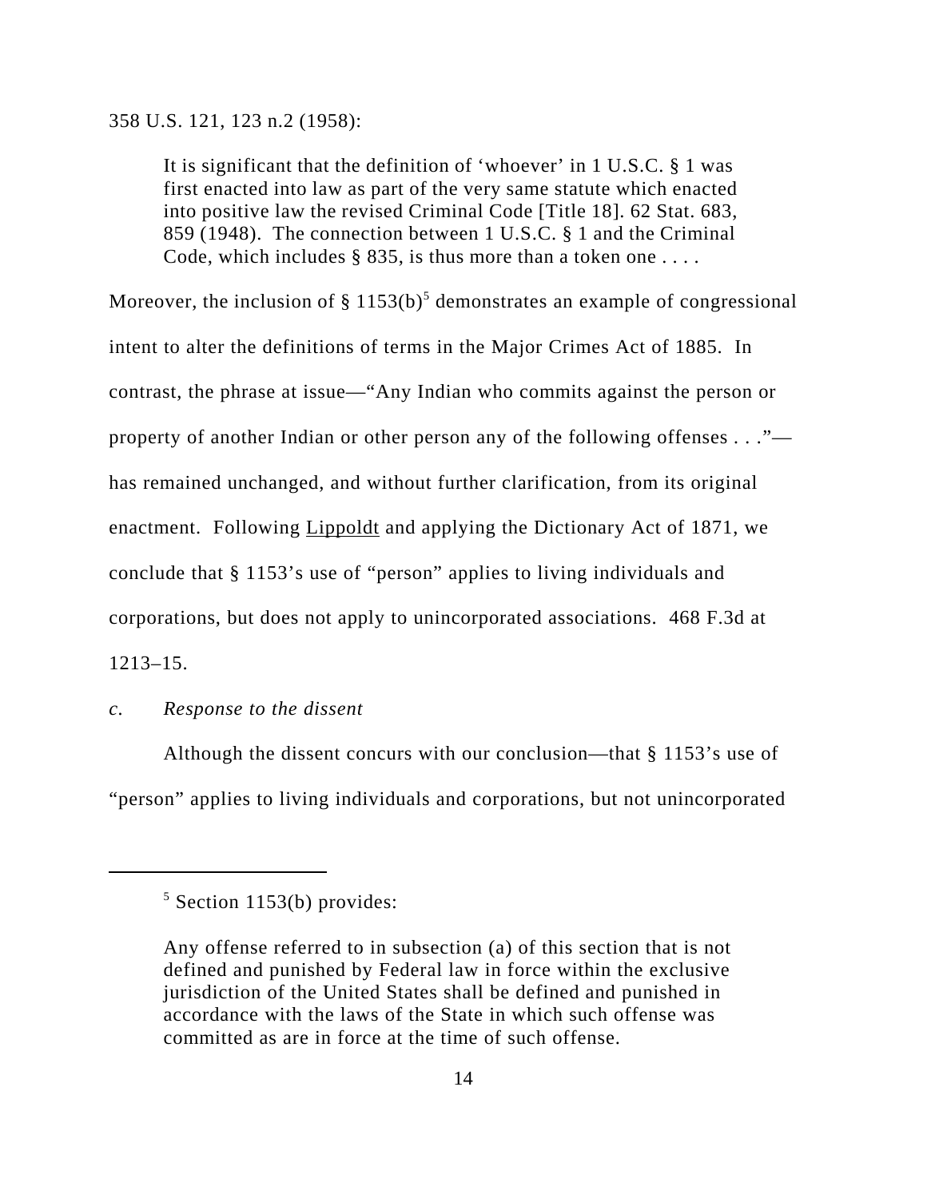358 U.S. 121, 123 n.2 (1958):

> It is significant that the definition of 'whoever' in 1 U.S.C. § 1 was first enacted into law as part of the very same statute which enacted into positive law the revised Criminal Code [Title 18]. 62 Stat. 683, 859 (1948). The connection between 1 U.S.C. § 1 and the Criminal Code, which includes § 835, is thus more than a token one . . . .

Moreover, the inclusion of § 1153(b)[5] demonstrates an example of congressional intent to alter the definitions of terms in the Major Crimes Act of 1885. In contrast, the phrase at issue—"Any Indian who commits against the person or property of another Indian or other person any of the following offenses . . ."—has remained unchanged, and without further clarification, from its original enactment. Following Lippoldt and applying the Dictionary Act of 1871, we conclude that § 1153's use of "person" applies to living individuals and corporations, but does not apply to unincorporated associations. 468 F.3d at 1213–15.

*c. Response to the dissent*

Although the dissent concurs with our conclusion—that § 1153's use of "person" applies to living individuals and corporations, but not unincorporated

---

[5] Section 1153(b) provides:

> Any offense referred to in subsection (a) of this section that is not defined and punished by Federal law in force within the exclusive jurisdiction of the United States shall be defined and punished in accordance with the laws of the State in which such offense was committed as are in force at the time of such offense.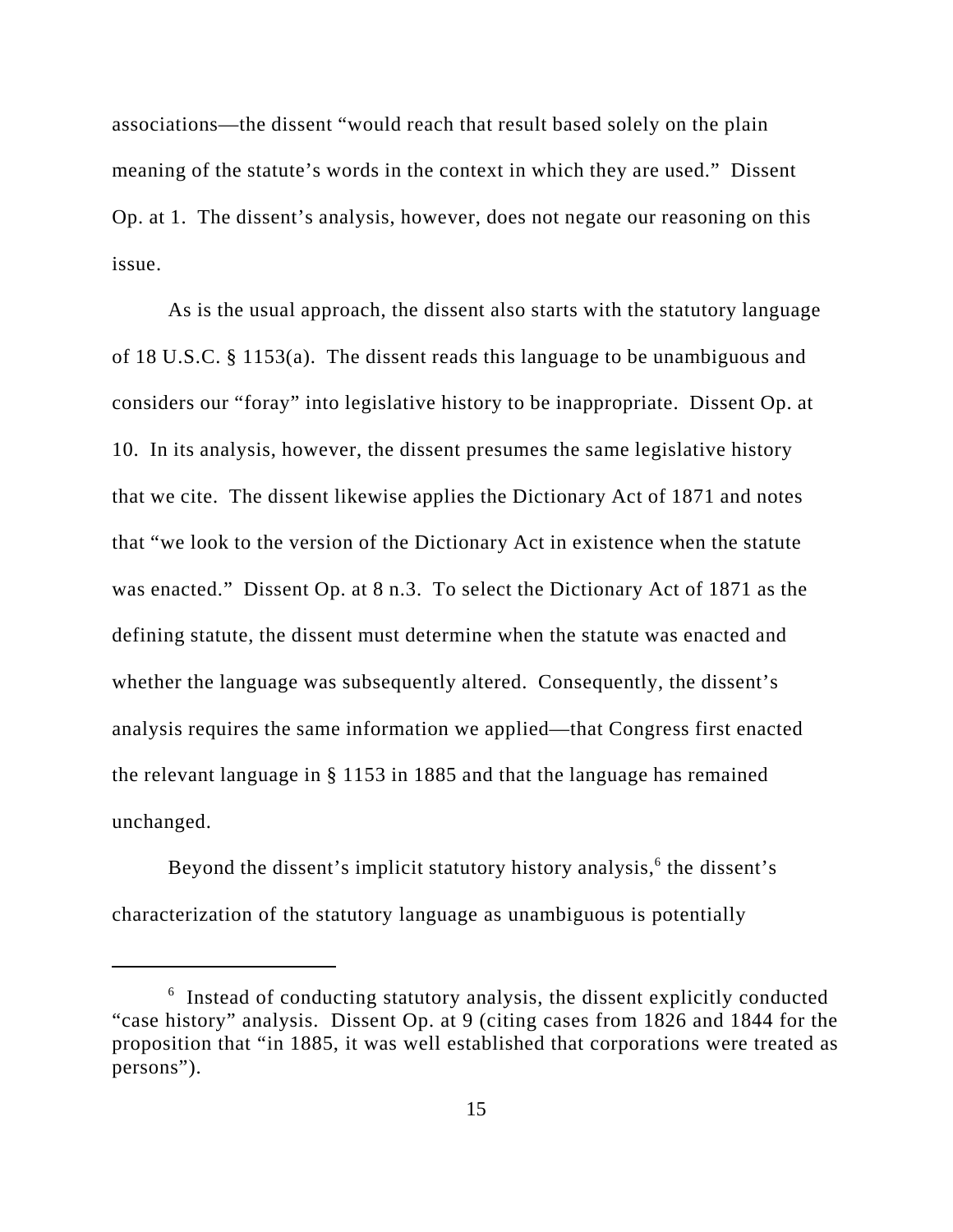associations—the dissent "would reach that result based solely on the plain meaning of the statute's words in the context in which they are used." Dissent Op. at 1. The dissent's analysis, however, does not negate our reasoning on this issue.

As is the usual approach, the dissent also starts with the statutory language of 18 U.S.C. § 1153(a). The dissent reads this language to be unambiguous and considers our "foray" into legislative history to be inappropriate. Dissent Op. at 10. In its analysis, however, the dissent presumes the same legislative history that we cite. The dissent likewise applies the Dictionary Act of 1871 and notes that "we look to the version of the Dictionary Act in existence when the statute was enacted." Dissent Op. at 8 n.3. To select the Dictionary Act of 1871 as the defining statute, the dissent must determine when the statute was enacted and whether the language was subsequently altered. Consequently, the dissent's analysis requires the same information we applied—that Congress first enacted the relevant language in § 1153 in 1885 and that the language has remained unchanged.

Beyond the dissent's implicit statutory history analysis,[6] the dissent's characterization of the statutory language as unambiguous is potentially

---

[6] Instead of conducting statutory analysis, the dissent explicitly conducted "case history" analysis. Dissent Op. at 9 (citing cases from 1826 and 1844 for the proposition that "in 1885, it was well established that corporations were treated as persons").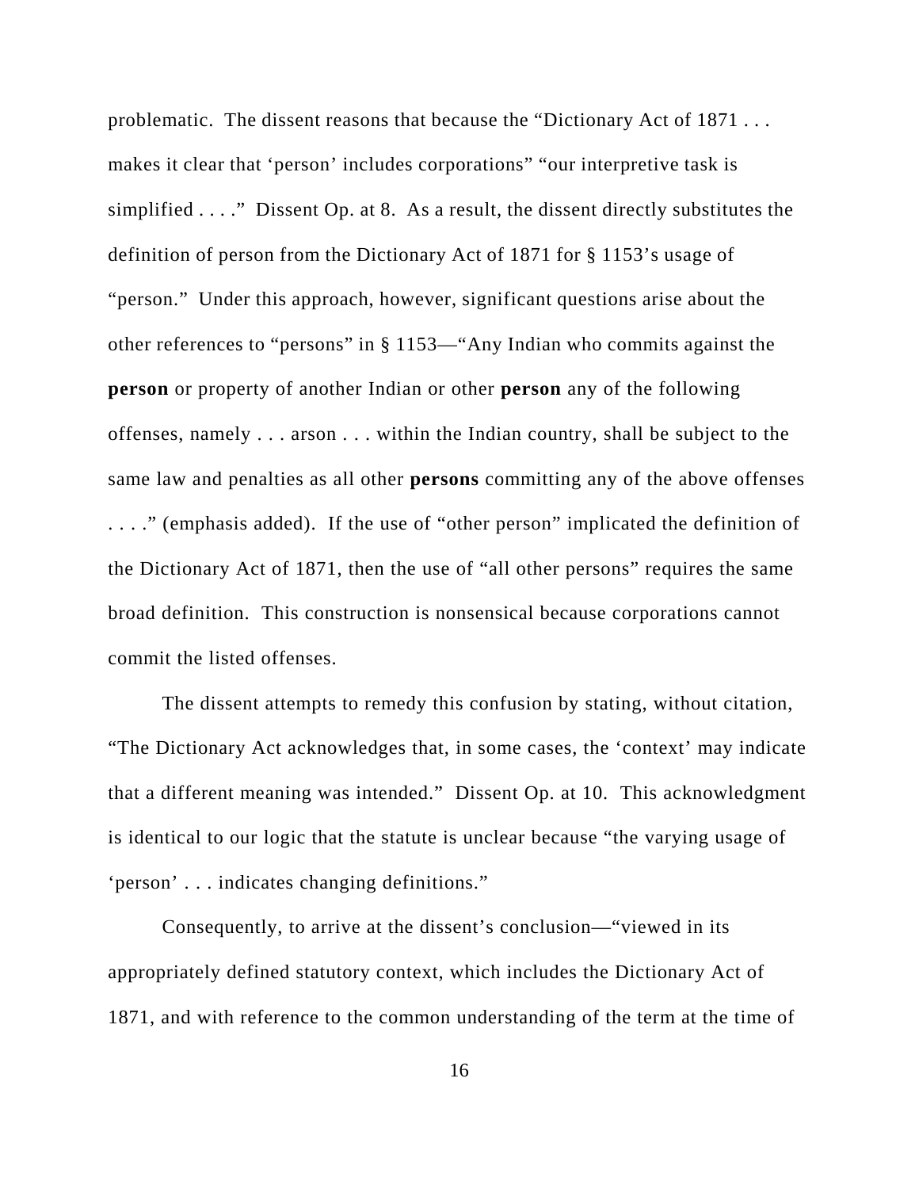problematic. The dissent reasons that because the "Dictionary Act of 1871 . . . makes it clear that 'person' includes corporations" "our interpretive task is simplified . . . ." Dissent Op. at 8. As a result, the dissent directly substitutes the definition of person from the Dictionary Act of 1871 for § 1153's usage of "person." Under this approach, however, significant questions arise about the other references to "persons" in § 1153—"Any Indian who commits against the **person** or property of another Indian or other **person** any of the following offenses, namely . . . arson . . . within the Indian country, shall be subject to the same law and penalties as all other **persons** committing any of the above offenses . . . ." (emphasis added). If the use of "other person" implicated the definition of the Dictionary Act of 1871, then the use of "all other persons" requires the same broad definition. This construction is nonsensical because corporations cannot commit the listed offenses.

The dissent attempts to remedy this confusion by stating, without citation, "The Dictionary Act acknowledges that, in some cases, the 'context' may indicate that a different meaning was intended." Dissent Op. at 10. This acknowledgment is identical to our logic that the statute is unclear because "the varying usage of 'person' . . . indicates changing definitions."

Consequently, to arrive at the dissent's conclusion—"viewed in its appropriately defined statutory context, which includes the Dictionary Act of 1871, and with reference to the common understanding of the term at the time of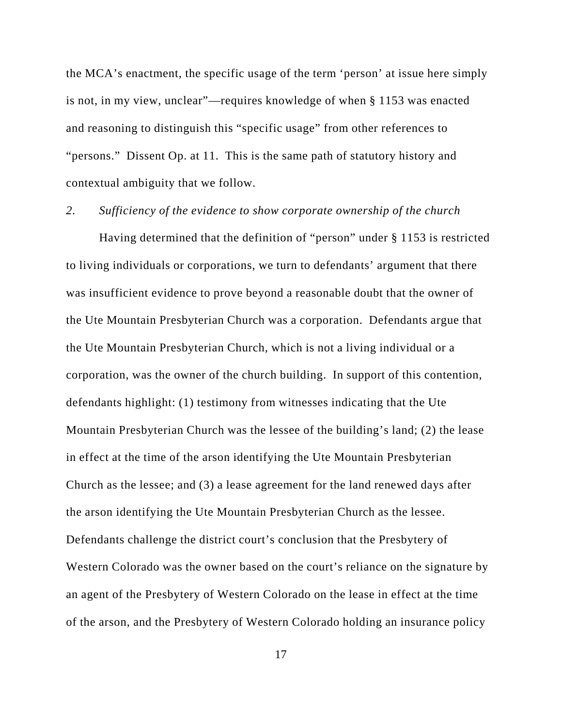the MCA's enactment, the specific usage of the term 'person' at issue here simply is not, in my view, unclear"—requires knowledge of when § 1153 was enacted and reasoning to distinguish this "specific usage" from other references to "persons." Dissent Op. at 11. This is the same path of statutory history and contextual ambiguity that we follow.

### *2. Sufficiency of the evidence to show corporate ownership of the church*

Having determined that the definition of "person" under § 1153 is restricted to living individuals or corporations, we turn to defendants' argument that there was insufficient evidence to prove beyond a reasonable doubt that the owner of the Ute Mountain Presbyterian Church was a corporation. Defendants argue that the Ute Mountain Presbyterian Church, which is not a living individual or a corporation, was the owner of the church building. In support of this contention, defendants highlight: (1) testimony from witnesses indicating that the Ute Mountain Presbyterian Church was the lessee of the building's land; (2) the lease in effect at the time of the arson identifying the Ute Mountain Presbyterian Church as the lessee; and (3) a lease agreement for the land renewed days after the arson identifying the Ute Mountain Presbyterian Church as the lessee. Defendants challenge the district court's conclusion that the Presbytery of Western Colorado was the owner based on the court's reliance on the signature by an agent of the Presbytery of Western Colorado on the lease in effect at the time of the arson, and the Presbytery of Western Colorado holding an insurance policy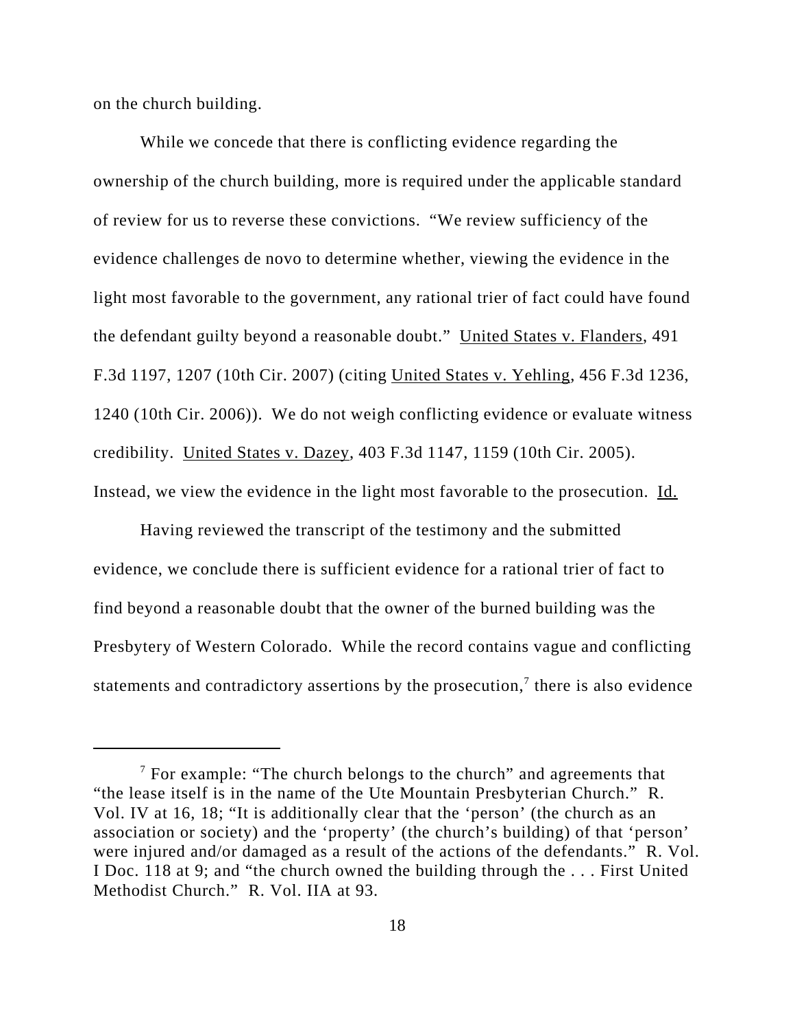on the church building.

While we concede that there is conflicting evidence regarding the ownership of the church building, more is required under the applicable standard of review for us to reverse these convictions. "We review sufficiency of the evidence challenges de novo to determine whether, viewing the evidence in the light most favorable to the government, any rational trier of fact could have found the defendant guilty beyond a reasonable doubt." United States v. Flanders, 491 F.3d 1197, 1207 (10th Cir. 2007) (citing United States v. Yehling, 456 F.3d 1236, 1240 (10th Cir. 2006)). We do not weigh conflicting evidence or evaluate witness credibility. United States v. Dazey, 403 F.3d 1147, 1159 (10th Cir. 2005). Instead, we view the evidence in the light most favorable to the prosecution. Id.

Having reviewed the transcript of the testimony and the submitted evidence, we conclude there is sufficient evidence for a rational trier of fact to find beyond a reasonable doubt that the owner of the burned building was the Presbytery of Western Colorado. While the record contains vague and conflicting statements and contradictory assertions by the prosecution,[7] there is also evidence

[7] For example: "The church belongs to the church" and agreements that "the lease itself is in the name of the Ute Mountain Presbyterian Church." R. Vol. IV at 16, 18; "It is additionally clear that the 'person' (the church as an association or society) and the 'property' (the church's building) of that 'person' were injured and/or damaged as a result of the actions of the defendants." R. Vol. I Doc. 118 at 9; and "the church owned the building through the . . . First United Methodist Church." R. Vol. IIA at 93.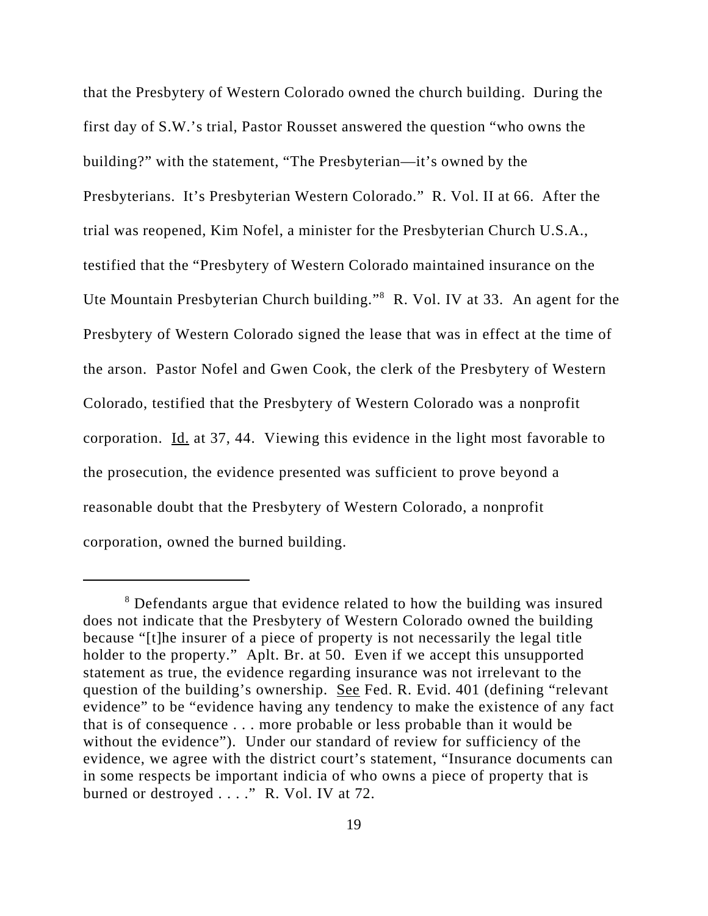that the Presbytery of Western Colorado owned the church building. During the first day of S.W.'s trial, Pastor Rousset answered the question "who owns the building?" with the statement, "The Presbyterian—it's owned by the Presbyterians. It's Presbyterian Western Colorado." R. Vol. II at 66. After the trial was reopened, Kim Nofel, a minister for the Presbyterian Church U.S.A., testified that the "Presbytery of Western Colorado maintained insurance on the Ute Mountain Presbyterian Church building."[8] R. Vol. IV at 33. An agent for the Presbytery of Western Colorado signed the lease that was in effect at the time of the arson. Pastor Nofel and Gwen Cook, the clerk of the Presbytery of Western Colorado, testified that the Presbytery of Western Colorado was a nonprofit corporation. Id. at 37, 44. Viewing this evidence in the light most favorable to the prosecution, the evidence presented was sufficient to prove beyond a reasonable doubt that the Presbytery of Western Colorado, a nonprofit corporation, owned the burned building.

---

[8] Defendants argue that evidence related to how the building was insured does not indicate that the Presbytery of Western Colorado owned the building because "[t]he insurer of a piece of property is not necessarily the legal title holder to the property." Aplt. Br. at 50. Even if we accept this unsupported statement as true, the evidence regarding insurance was not irrelevant to the question of the building's ownership. See Fed. R. Evid. 401 (defining "relevant evidence" to be "evidence having any tendency to make the existence of any fact that is of consequence . . . more probable or less probable than it would be without the evidence"). Under our standard of review for sufficiency of the evidence, we agree with the district court's statement, "Insurance documents can in some respects be important indicia of who owns a piece of property that is burned or destroyed . . . ." R. Vol. IV at 72.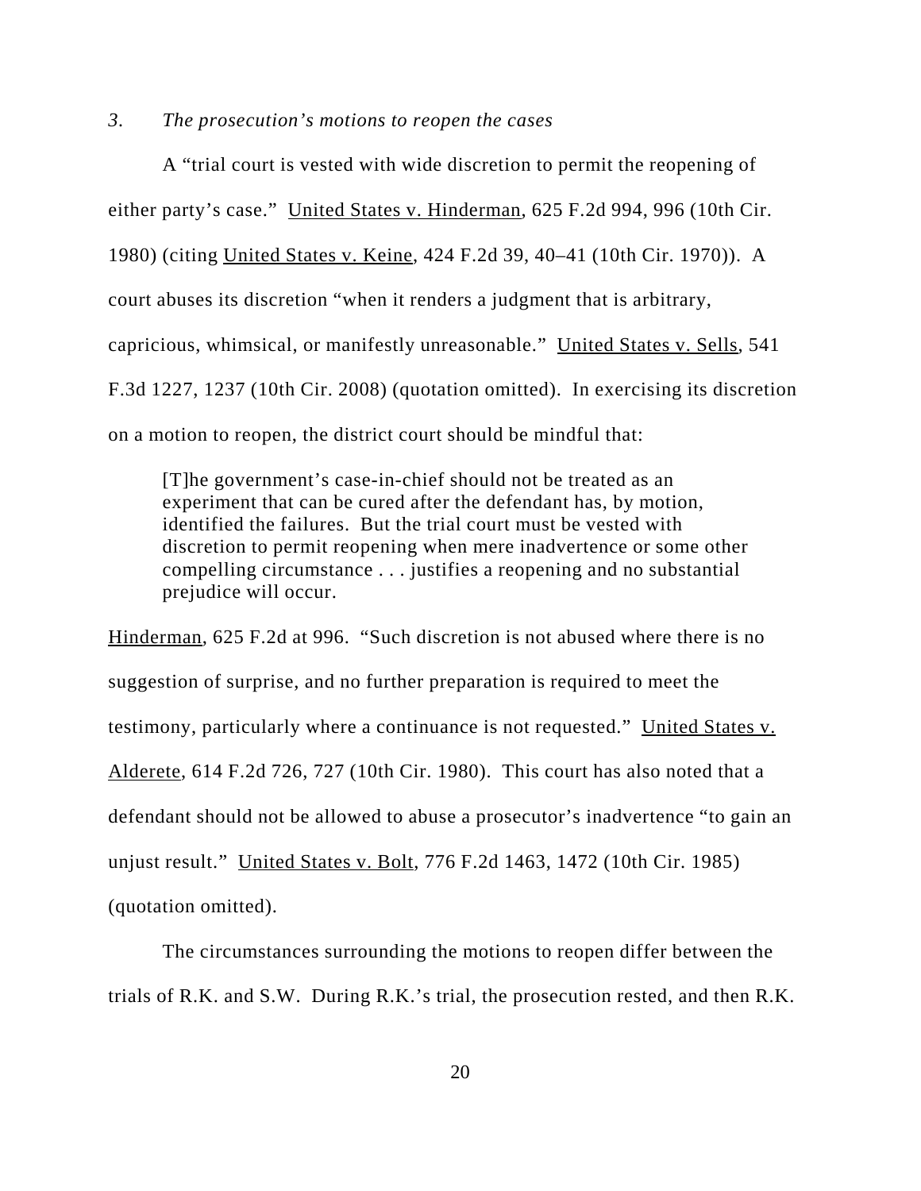*3. The prosecution's motions to reopen the cases*

A "trial court is vested with wide discretion to permit the reopening of either party's case." United States v. Hinderman, 625 F.2d 994, 996 (10th Cir. 1980) (citing United States v. Keine, 424 F.2d 39, 40–41 (10th Cir. 1970)). A court abuses its discretion "when it renders a judgment that is arbitrary, capricious, whimsical, or manifestly unreasonable." United States v. Sells, 541 F.3d 1227, 1237 (10th Cir. 2008) (quotation omitted). In exercising its discretion on a motion to reopen, the district court should be mindful that:

> [T]he government's case-in-chief should not be treated as an experiment that can be cured after the defendant has, by motion, identified the failures. But the trial court must be vested with discretion to permit reopening when mere inadvertence or some other compelling circumstance . . . justifies a reopening and no substantial prejudice will occur.

Hinderman, 625 F.2d at 996. "Such discretion is not abused where there is no suggestion of surprise, and no further preparation is required to meet the testimony, particularly where a continuance is not requested." United States v. Alderete, 614 F.2d 726, 727 (10th Cir. 1980). This court has also noted that a defendant should not be allowed to abuse a prosecutor's inadvertence "to gain an unjust result." United States v. Bolt, 776 F.2d 1463, 1472 (10th Cir. 1985) (quotation omitted).

The circumstances surrounding the motions to reopen differ between the trials of R.K. and S.W. During R.K.'s trial, the prosecution rested, and then R.K.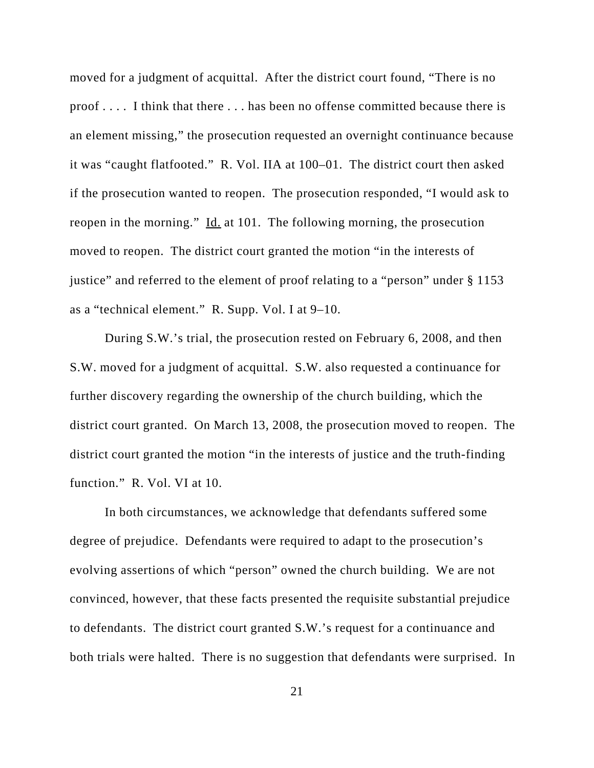moved for a judgment of acquittal. After the district court found, "There is no proof . . . . I think that there . . . has been no offense committed because there is an element missing," the prosecution requested an overnight continuance because it was "caught flatfooted." R. Vol. IIA at 100–01. The district court then asked if the prosecution wanted to reopen. The prosecution responded, "I would ask to reopen in the morning." Id. at 101. The following morning, the prosecution moved to reopen. The district court granted the motion "in the interests of justice" and referred to the element of proof relating to a "person" under § 1153 as a "technical element." R. Supp. Vol. I at 9–10.

During S.W.'s trial, the prosecution rested on February 6, 2008, and then S.W. moved for a judgment of acquittal. S.W. also requested a continuance for further discovery regarding the ownership of the church building, which the district court granted. On March 13, 2008, the prosecution moved to reopen. The district court granted the motion "in the interests of justice and the truth-finding function." R. Vol. VI at 10.

In both circumstances, we acknowledge that defendants suffered some degree of prejudice. Defendants were required to adapt to the prosecution's evolving assertions of which "person" owned the church building. We are not convinced, however, that these facts presented the requisite substantial prejudice to defendants. The district court granted S.W.'s request for a continuance and both trials were halted. There is no suggestion that defendants were surprised. In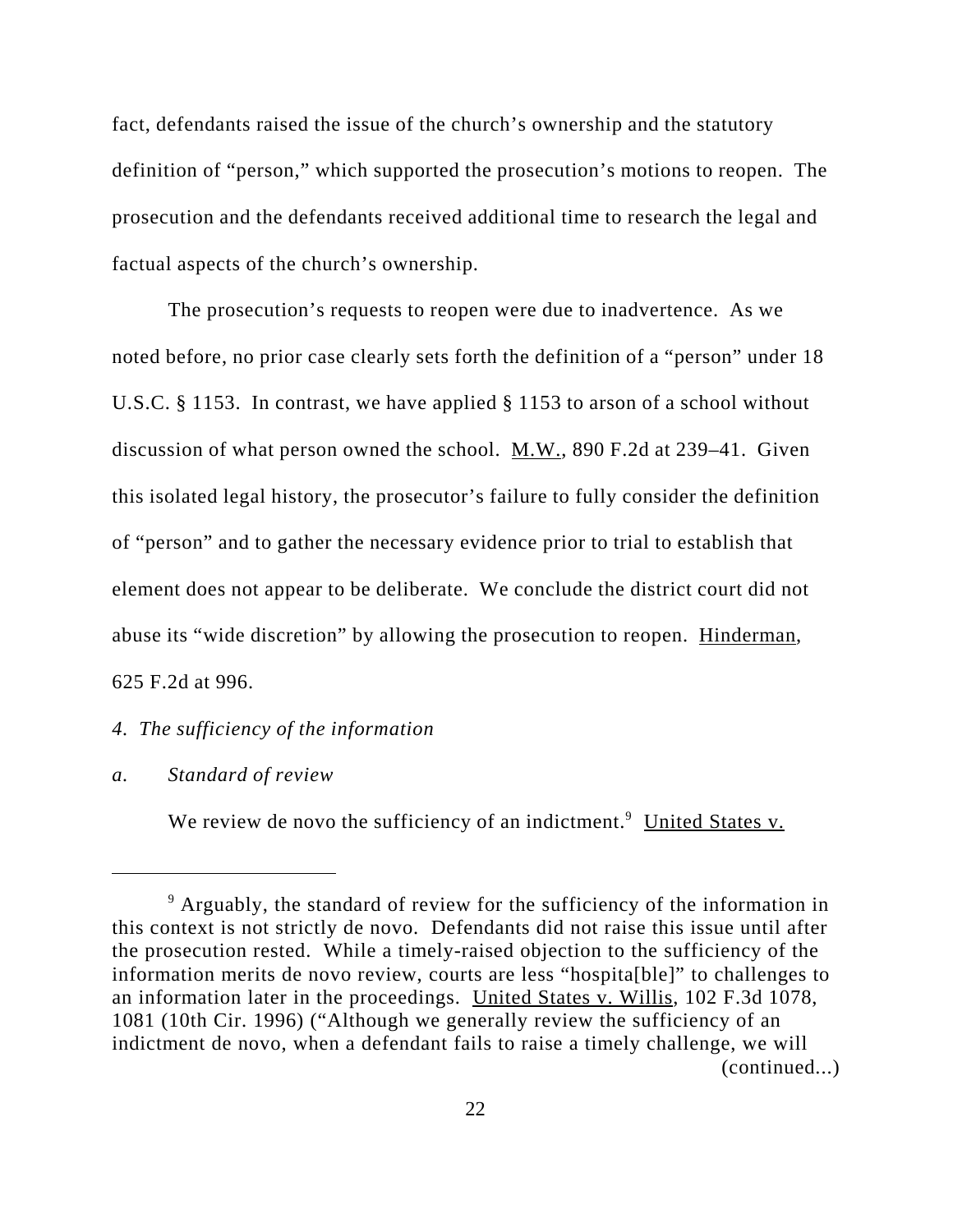fact, defendants raised the issue of the church's ownership and the statutory definition of "person," which supported the prosecution's motions to reopen. The prosecution and the defendants received additional time to research the legal and factual aspects of the church's ownership.

The prosecution's requests to reopen were due to inadvertence. As we noted before, no prior case clearly sets forth the definition of a "person" under 18 U.S.C. § 1153. In contrast, we have applied § 1153 to arson of a school without discussion of what person owned the school. M.W., 890 F.2d at 239–41. Given this isolated legal history, the prosecutor's failure to fully consider the definition of "person" and to gather the necessary evidence prior to trial to establish that element does not appear to be deliberate. We conclude the district court did not abuse its "wide discretion" by allowing the prosecution to reopen. Hinderman, 625 F.2d at 996.

*4. The sufficiency of the information*

*a. Standard of review*

We review de novo the sufficiency of an indictment.[9] United States v.

---

[9] Arguably, the standard of review for the sufficiency of the information in this context is not strictly de novo. Defendants did not raise this issue until after the prosecution rested. While a timely-raised objection to the sufficiency of the information merits de novo review, courts are less "hospita[ble]" to challenges to an information later in the proceedings. United States v. Willis, 102 F.3d 1078, 1081 (10th Cir. 1996) ("Although we generally review the sufficiency of an indictment de novo, when a defendant fails to raise a timely challenge, we will (continued...)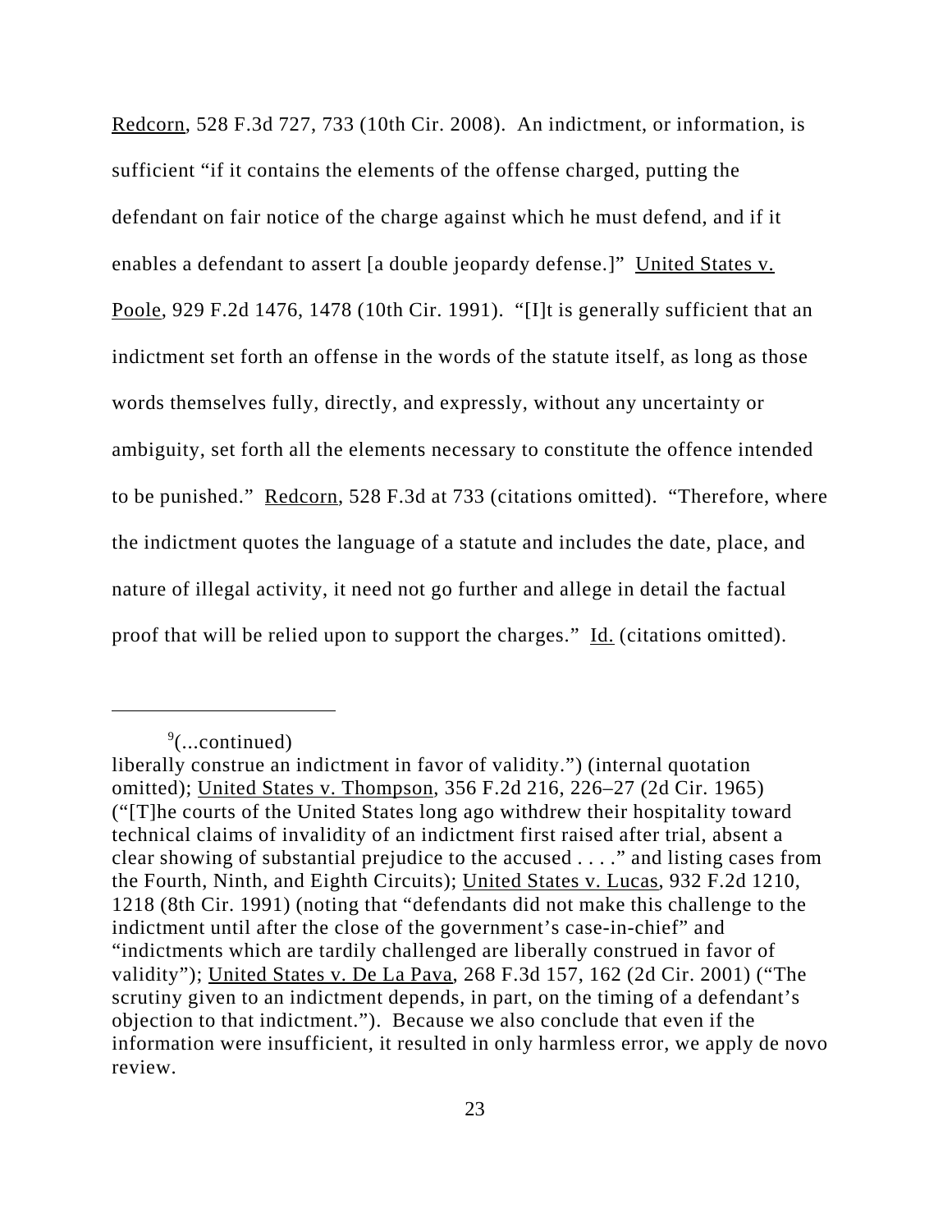Redcorn, 528 F.3d 727, 733 (10th Cir. 2008). An indictment, or information, is sufficient "if it contains the elements of the offense charged, putting the defendant on fair notice of the charge against which he must defend, and if it enables a defendant to assert [a double jeopardy defense.]" United States v. Poole, 929 F.2d 1476, 1478 (10th Cir. 1991). "[I]t is generally sufficient that an indictment set forth an offense in the words of the statute itself, as long as those words themselves fully, directly, and expressly, without any uncertainty or ambiguity, set forth all the elements necessary to constitute the offence intended to be punished." Redcorn, 528 F.3d at 733 (citations omitted). "Therefore, where the indictment quotes the language of a statute and includes the date, place, and nature of illegal activity, it need not go further and allege in detail the factual proof that will be relied upon to support the charges." Id. (citations omitted).

---

[9](...continued)
liberally construe an indictment in favor of validity.") (internal quotation omitted); United States v. Thompson, 356 F.2d 216, 226–27 (2d Cir. 1965) ("[T]he courts of the United States long ago withdrew their hospitality toward technical claims of invalidity of an indictment first raised after trial, absent a clear showing of substantial prejudice to the accused . . . ." and listing cases from the Fourth, Ninth, and Eighth Circuits); United States v. Lucas, 932 F.2d 1210, 1218 (8th Cir. 1991) (noting that "defendants did not make this challenge to the indictment until after the close of the government's case-in-chief" and "indictments which are tardily challenged are liberally construed in favor of validity"); United States v. De La Pava, 268 F.3d 157, 162 (2d Cir. 2001) ("The scrutiny given to an indictment depends, in part, on the timing of a defendant's objection to that indictment."). Because we also conclude that even if the information were insufficient, it resulted in only harmless error, we apply de novo review.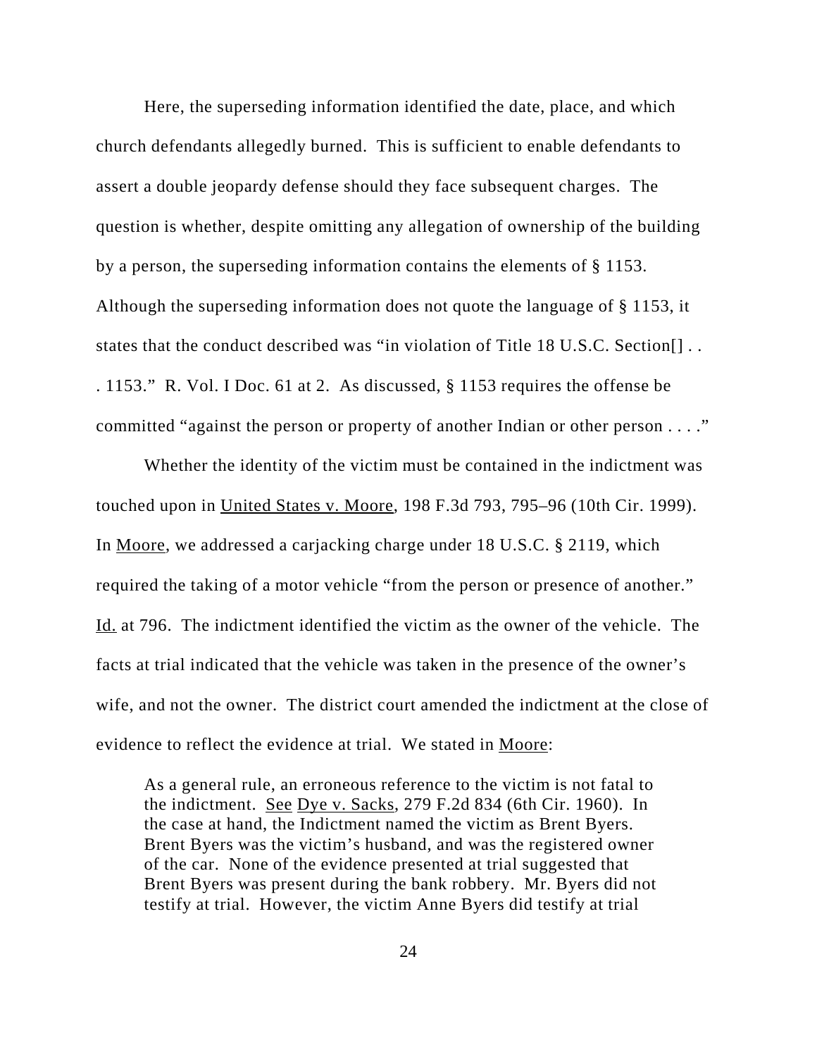Here, the superseding information identified the date, place, and which church defendants allegedly burned. This is sufficient to enable defendants to assert a double jeopardy defense should they face subsequent charges. The question is whether, despite omitting any allegation of ownership of the building by a person, the superseding information contains the elements of § 1153. Although the superseding information does not quote the language of § 1153, it states that the conduct described was "in violation of Title 18 U.S.C. Section[] . . . 1153." R. Vol. I Doc. 61 at 2. As discussed, § 1153 requires the offense be committed "against the person or property of another Indian or other person . . . ."

Whether the identity of the victim must be contained in the indictment was touched upon in United States v. Moore, 198 F.3d 793, 795–96 (10th Cir. 1999). In Moore, we addressed a carjacking charge under 18 U.S.C. § 2119, which required the taking of a motor vehicle "from the person or presence of another." Id. at 796. The indictment identified the victim as the owner of the vehicle. The facts at trial indicated that the vehicle was taken in the presence of the owner's wife, and not the owner. The district court amended the indictment at the close of evidence to reflect the evidence at trial. We stated in Moore:

> As a general rule, an erroneous reference to the victim is not fatal to the indictment. See Dye v. Sacks, 279 F.2d 834 (6th Cir. 1960). In the case at hand, the Indictment named the victim as Brent Byers. Brent Byers was the victim's husband, and was the registered owner of the car. None of the evidence presented at trial suggested that Brent Byers was present during the bank robbery. Mr. Byers did not testify at trial. However, the victim Anne Byers did testify at trial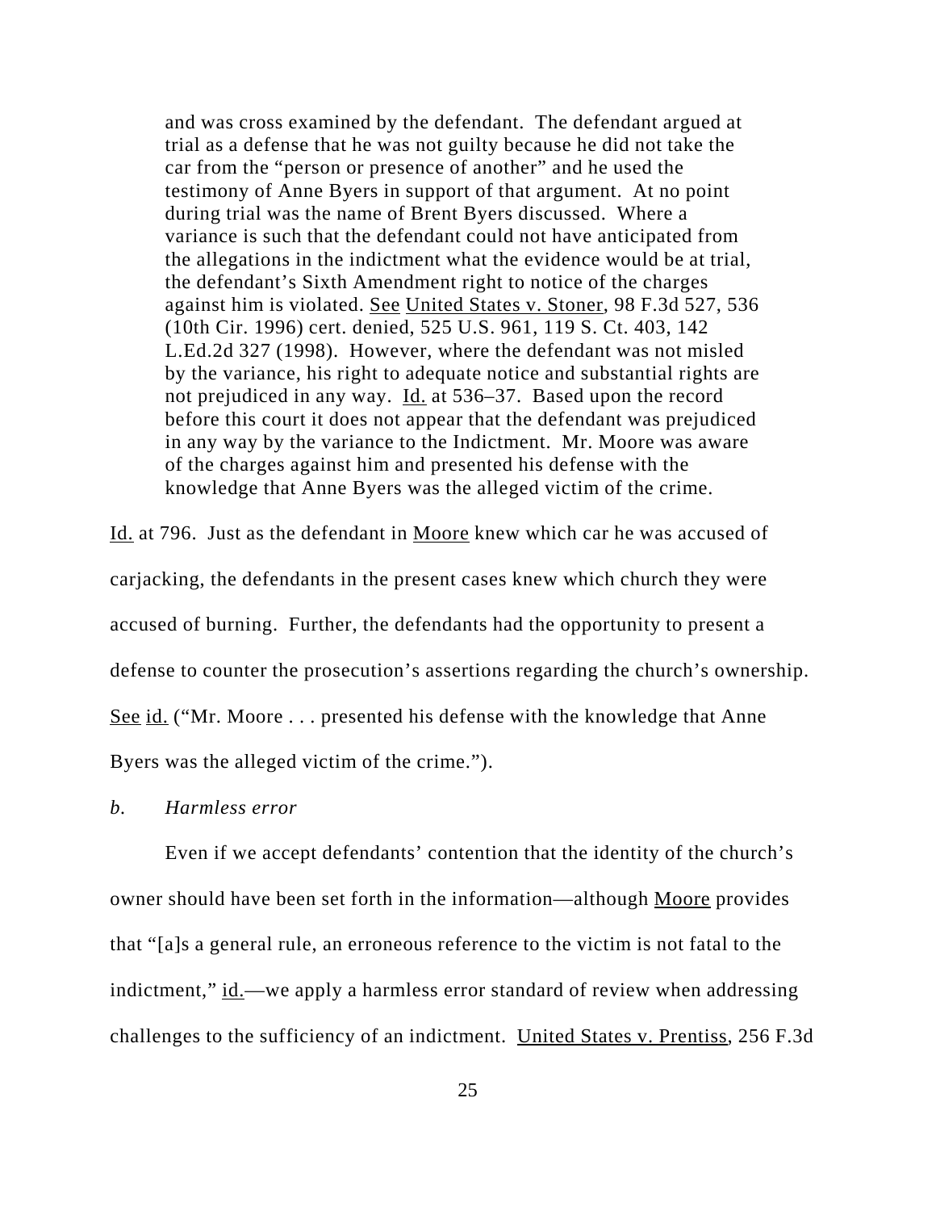> and was cross examined by the defendant. The defendant argued at trial as a defense that he was not guilty because he did not take the car from the "person or presence of another" and he used the testimony of Anne Byers in support of that argument. At no point during trial was the name of Brent Byers discussed. Where a variance is such that the defendant could not have anticipated from the allegations in the indictment what the evidence would be at trial, the defendant's Sixth Amendment right to notice of the charges against him is violated. See United States v. Stoner, 98 F.3d 527, 536 (10th Cir. 1996) cert. denied, 525 U.S. 961, 119 S. Ct. 403, 142 L.Ed.2d 327 (1998). However, where the defendant was not misled by the variance, his right to adequate notice and substantial rights are not prejudiced in any way. Id. at 536–37. Based upon the record before this court it does not appear that the defendant was prejudiced in any way by the variance to the Indictment. Mr. Moore was aware of the charges against him and presented his defense with the knowledge that Anne Byers was the alleged victim of the crime.

Id. at 796. Just as the defendant in Moore knew which car he was accused of carjacking, the defendants in the present cases knew which church they were accused of burning. Further, the defendants had the opportunity to present a defense to counter the prosecution's assertions regarding the church's ownership. See id. ("Mr. Moore . . . presented his defense with the knowledge that Anne Byers was the alleged victim of the crime.").

*b. Harmless error*

Even if we accept defendants' contention that the identity of the church's owner should have been set forth in the information—although Moore provides that "[a]s a general rule, an erroneous reference to the victim is not fatal to the indictment," id.—we apply a harmless error standard of review when addressing challenges to the sufficiency of an indictment. United States v. Prentiss, 256 F.3d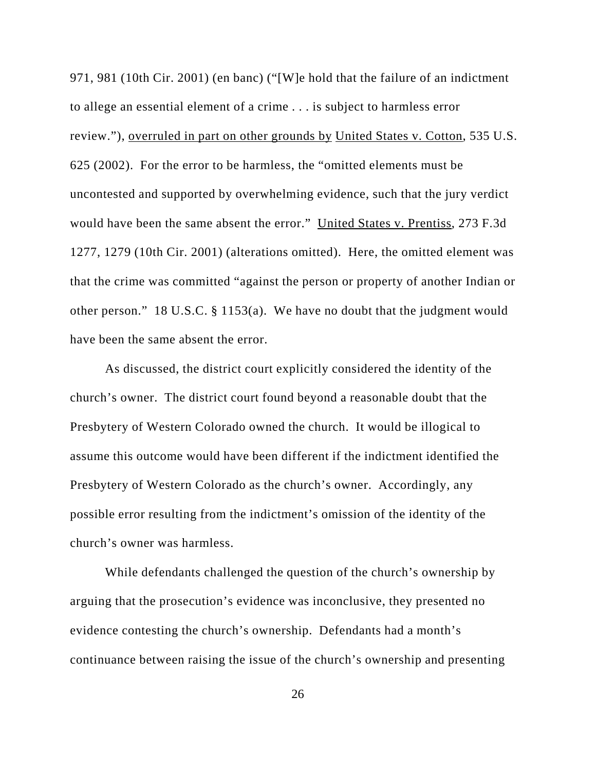971, 981 (10th Cir. 2001) (en banc) ("[W]e hold that the failure of an indictment to allege an essential element of a crime . . . is subject to harmless error review."), overruled in part on other grounds by United States v. Cotton, 535 U.S. 625 (2002). For the error to be harmless, the "omitted elements must be uncontested and supported by overwhelming evidence, such that the jury verdict would have been the same absent the error." United States v. Prentiss, 273 F.3d 1277, 1279 (10th Cir. 2001) (alterations omitted). Here, the omitted element was that the crime was committed "against the person or property of another Indian or other person." 18 U.S.C. § 1153(a). We have no doubt that the judgment would have been the same absent the error.

As discussed, the district court explicitly considered the identity of the church's owner. The district court found beyond a reasonable doubt that the Presbytery of Western Colorado owned the church. It would be illogical to assume this outcome would have been different if the indictment identified the Presbytery of Western Colorado as the church's owner. Accordingly, any possible error resulting from the indictment's omission of the identity of the church's owner was harmless.

While defendants challenged the question of the church's ownership by arguing that the prosecution's evidence was inconclusive, they presented no evidence contesting the church's ownership. Defendants had a month's continuance between raising the issue of the church's ownership and presenting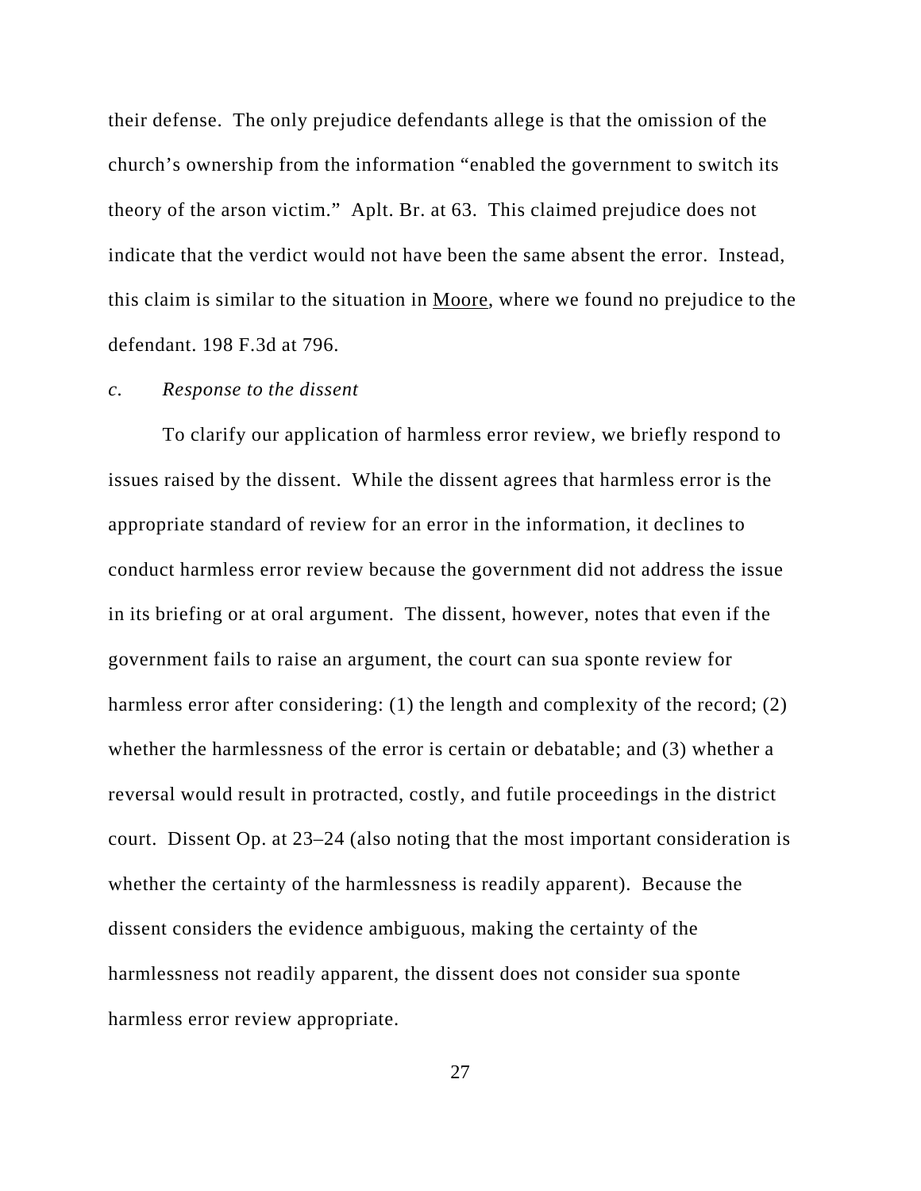their defense. The only prejudice defendants allege is that the omission of the church's ownership from the information "enabled the government to switch its theory of the arson victim." Aplt. Br. at 63. This claimed prejudice does not indicate that the verdict would not have been the same absent the error. Instead, this claim is similar to the situation in Moore, where we found no prejudice to the defendant. 198 F.3d at 796.

*c. Response to the dissent*

To clarify our application of harmless error review, we briefly respond to issues raised by the dissent. While the dissent agrees that harmless error is the appropriate standard of review for an error in the information, it declines to conduct harmless error review because the government did not address the issue in its briefing or at oral argument. The dissent, however, notes that even if the government fails to raise an argument, the court can sua sponte review for harmless error after considering: (1) the length and complexity of the record; (2) whether the harmlessness of the error is certain or debatable; and (3) whether a reversal would result in protracted, costly, and futile proceedings in the district court. Dissent Op. at 23–24 (also noting that the most important consideration is whether the certainty of the harmlessness is readily apparent). Because the dissent considers the evidence ambiguous, making the certainty of the harmlessness not readily apparent, the dissent does not consider sua sponte harmless error review appropriate.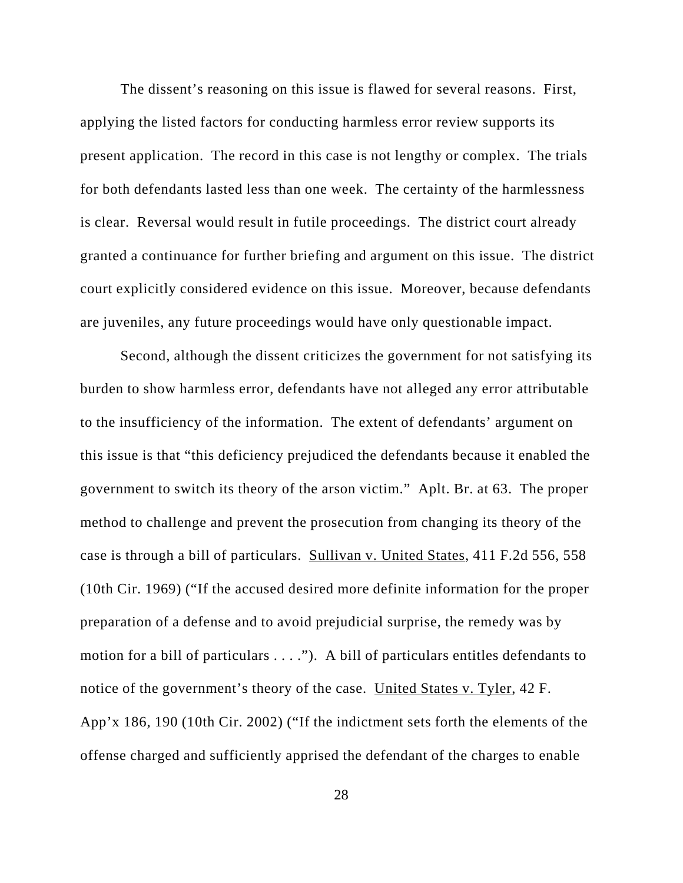The dissent's reasoning on this issue is flawed for several reasons. First, applying the listed factors for conducting harmless error review supports its present application. The record in this case is not lengthy or complex. The trials for both defendants lasted less than one week. The certainty of the harmlessness is clear. Reversal would result in futile proceedings. The district court already granted a continuance for further briefing and argument on this issue. The district court explicitly considered evidence on this issue. Moreover, because defendants are juveniles, any future proceedings would have only questionable impact.

Second, although the dissent criticizes the government for not satisfying its burden to show harmless error, defendants have not alleged any error attributable to the insufficiency of the information. The extent of defendants' argument on this issue is that "this deficiency prejudiced the defendants because it enabled the government to switch its theory of the arson victim." Aplt. Br. at 63. The proper method to challenge and prevent the prosecution from changing its theory of the case is through a bill of particulars. Sullivan v. United States, 411 F.2d 556, 558 (10th Cir. 1969) ("If the accused desired more definite information for the proper preparation of a defense and to avoid prejudicial surprise, the remedy was by motion for a bill of particulars . . . ."). A bill of particulars entitles defendants to notice of the government's theory of the case. United States v. Tyler, 42 F. App'x 186, 190 (10th Cir. 2002) ("If the indictment sets forth the elements of the offense charged and sufficiently apprised the defendant of the charges to enable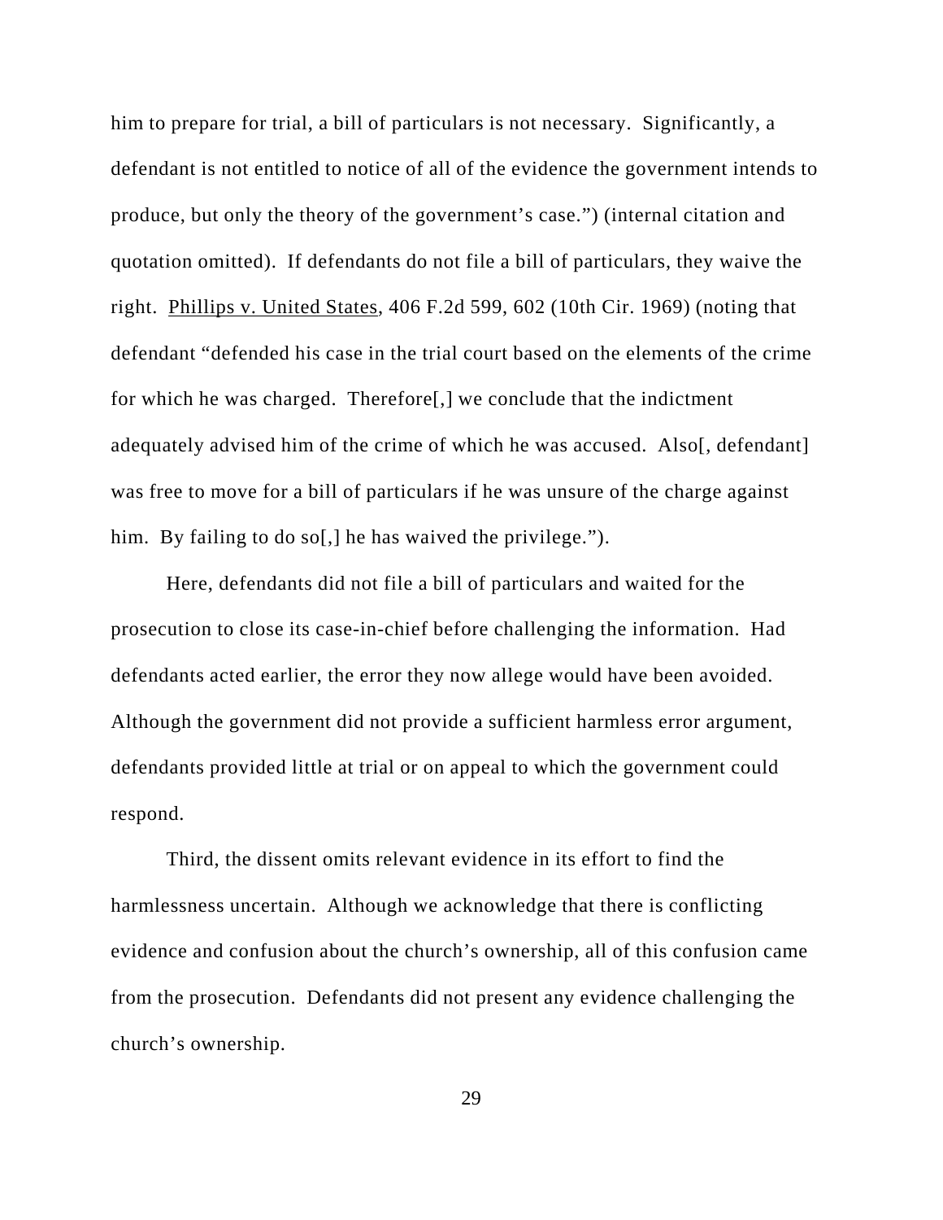him to prepare for trial, a bill of particulars is not necessary. Significantly, a defendant is not entitled to notice of all of the evidence the government intends to produce, but only the theory of the government's case.") (internal citation and quotation omitted). If defendants do not file a bill of particulars, they waive the right. Phillips v. United States, 406 F.2d 599, 602 (10th Cir. 1969) (noting that defendant "defended his case in the trial court based on the elements of the crime for which he was charged. Therefore[,] we conclude that the indictment adequately advised him of the crime of which he was accused. Also[, defendant] was free to move for a bill of particulars if he was unsure of the charge against him. By failing to do so[,] he has waived the privilege.").

Here, defendants did not file a bill of particulars and waited for the prosecution to close its case-in-chief before challenging the information. Had defendants acted earlier, the error they now allege would have been avoided. Although the government did not provide a sufficient harmless error argument, defendants provided little at trial or on appeal to which the government could respond.

Third, the dissent omits relevant evidence in its effort to find the harmlessness uncertain. Although we acknowledge that there is conflicting evidence and confusion about the church's ownership, all of this confusion came from the prosecution. Defendants did not present any evidence challenging the church's ownership.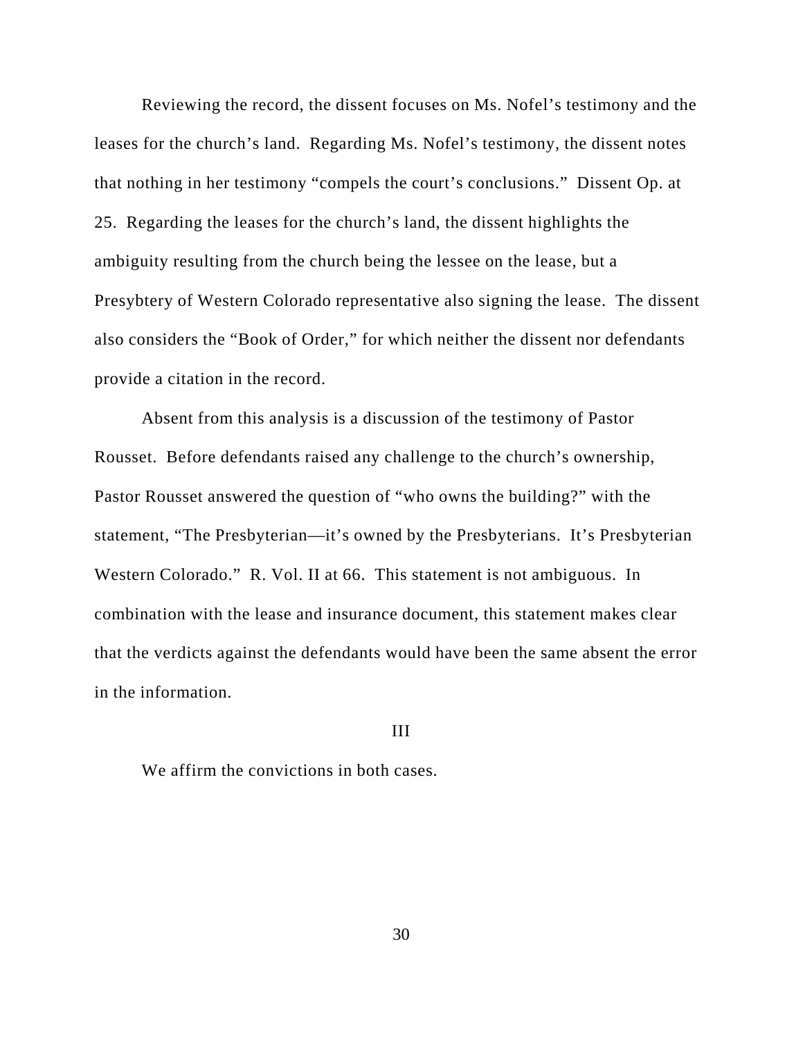Reviewing the record, the dissent focuses on Ms. Nofel's testimony and the leases for the church's land. Regarding Ms. Nofel's testimony, the dissent notes that nothing in her testimony "compels the court's conclusions." Dissent Op. at 25. Regarding the leases for the church's land, the dissent highlights the ambiguity resulting from the church being the lessee on the lease, but a Presybtery of Western Colorado representative also signing the lease. The dissent also considers the "Book of Order," for which neither the dissent nor defendants provide a citation in the record.

Absent from this analysis is a discussion of the testimony of Pastor Rousset. Before defendants raised any challenge to the church's ownership, Pastor Rousset answered the question of "who owns the building?" with the statement, "The Presbyterian—it's owned by the Presbyterians. It's Presbyterian Western Colorado." R. Vol. II at 66. This statement is not ambiguous. In combination with the lease and insurance document, this statement makes clear that the verdicts against the defendants would have been the same absent the error in the information.

## III

We affirm the convictions in both cases.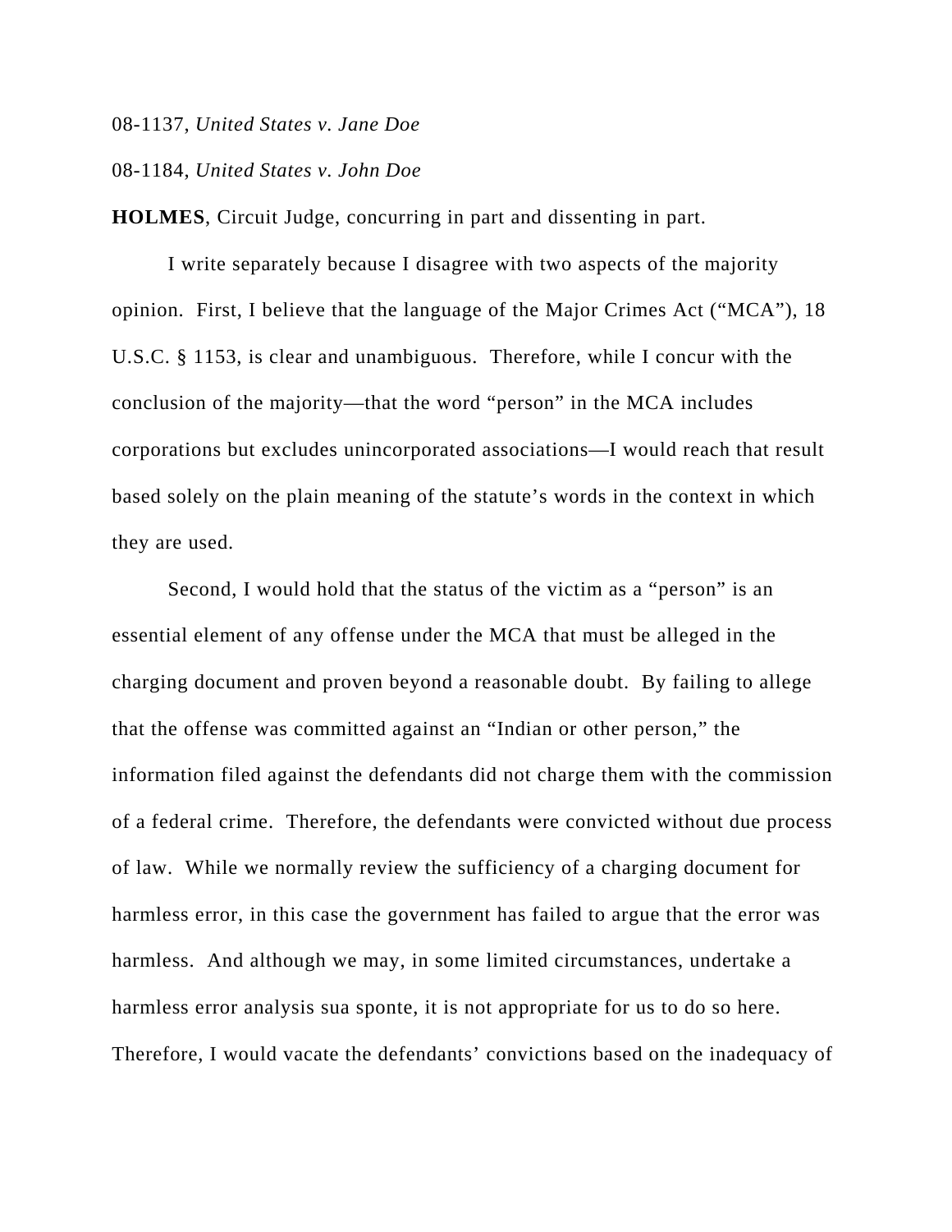08-1137, *United States v. Jane Doe*

08-1184, *United States v. John Doe*

**HOLMES**, Circuit Judge, concurring in part and dissenting in part.

I write separately because I disagree with two aspects of the majority opinion. First, I believe that the language of the Major Crimes Act ("MCA"), 18 U.S.C. § 1153, is clear and unambiguous. Therefore, while I concur with the conclusion of the majority—that the word "person" in the MCA includes corporations but excludes unincorporated associations—I would reach that result based solely on the plain meaning of the statute's words in the context in which they are used.

Second, I would hold that the status of the victim as a "person" is an essential element of any offense under the MCA that must be alleged in the charging document and proven beyond a reasonable doubt. By failing to allege that the offense was committed against an "Indian or other person," the information filed against the defendants did not charge them with the commission of a federal crime. Therefore, the defendants were convicted without due process of law. While we normally review the sufficiency of a charging document for harmless error, in this case the government has failed to argue that the error was harmless. And although we may, in some limited circumstances, undertake a harmless error analysis sua sponte, it is not appropriate for us to do so here. Therefore, I would vacate the defendants' convictions based on the inadequacy of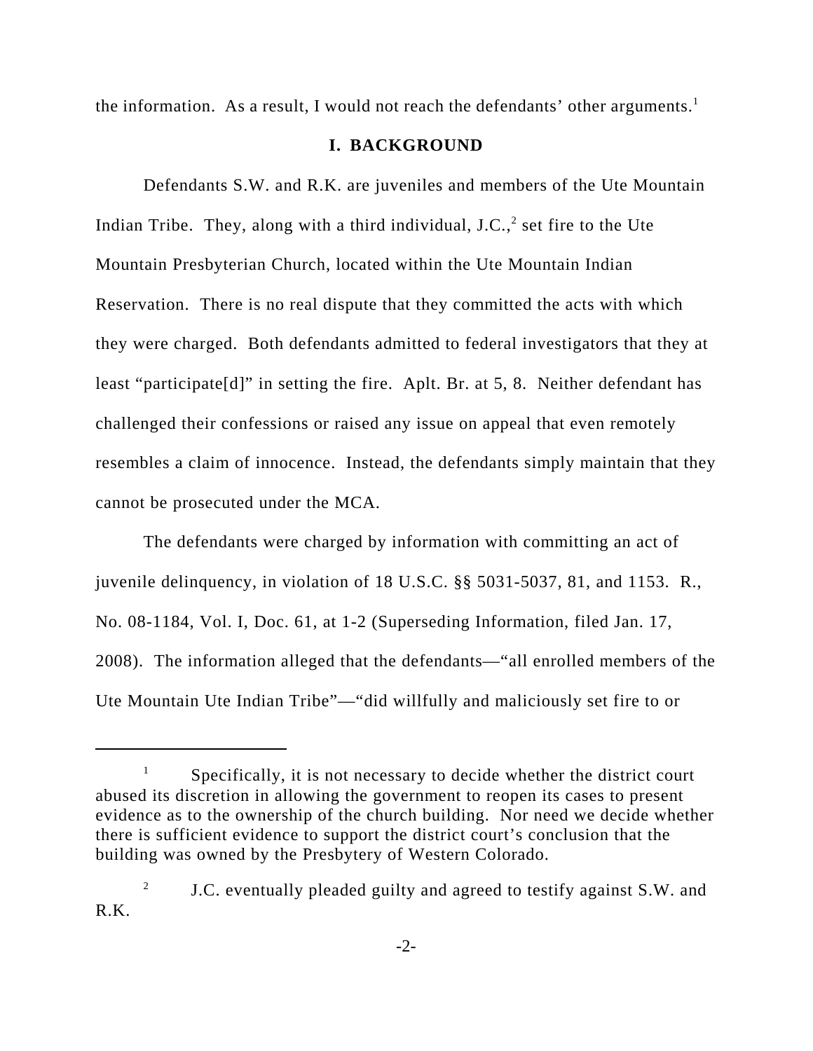the information. As a result, I would not reach the defendants' other arguments.[1]

## I. BACKGROUND

Defendants S.W. and R.K. are juveniles and members of the Ute Mountain Indian Tribe. They, along with a third individual, J.C.,[2] set fire to the Ute Mountain Presbyterian Church, located within the Ute Mountain Indian Reservation. There is no real dispute that they committed the acts with which they were charged. Both defendants admitted to federal investigators that they at least "participate[d]" in setting the fire. Aplt. Br. at 5, 8. Neither defendant has challenged their confessions or raised any issue on appeal that even remotely resembles a claim of innocence. Instead, the defendants simply maintain that they cannot be prosecuted under the MCA.

The defendants were charged by information with committing an act of juvenile delinquency, in violation of 18 U.S.C. §§ 5031-5037, 81, and 1153. R., No. 08-1184, Vol. I, Doc. 61, at 1-2 (Superseding Information, filed Jan. 17, 2008). The information alleged that the defendants—"all enrolled members of the Ute Mountain Ute Indian Tribe"—"did willfully and maliciously set fire to or

---

[1] Specifically, it is not necessary to decide whether the district court abused its discretion in allowing the government to reopen its cases to present evidence as to the ownership of the church building. Nor need we decide whether there is sufficient evidence to support the district court's conclusion that the building was owned by the Presbytery of Western Colorado.

[2] J.C. eventually pleaded guilty and agreed to testify against S.W. and R.K.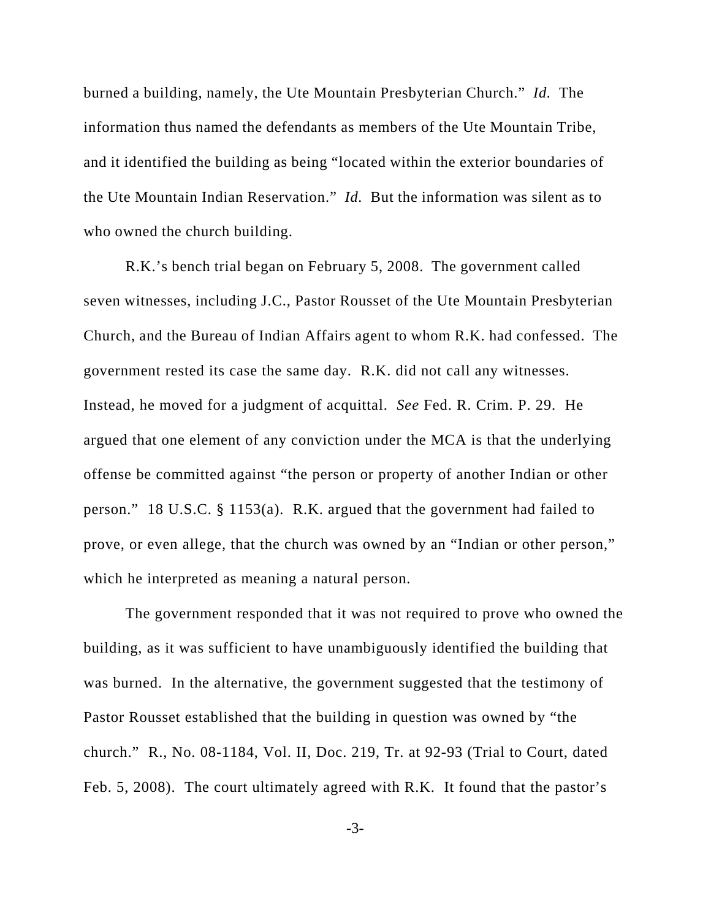burned a building, namely, the Ute Mountain Presbyterian Church." *Id.* The information thus named the defendants as members of the Ute Mountain Tribe, and it identified the building as being "located within the exterior boundaries of the Ute Mountain Indian Reservation." *Id.* But the information was silent as to who owned the church building.

R.K.'s bench trial began on February 5, 2008. The government called seven witnesses, including J.C., Pastor Rousset of the Ute Mountain Presbyterian Church, and the Bureau of Indian Affairs agent to whom R.K. had confessed. The government rested its case the same day. R.K. did not call any witnesses. Instead, he moved for a judgment of acquittal. *See* Fed. R. Crim. P. 29. He argued that one element of any conviction under the MCA is that the underlying offense be committed against "the person or property of another Indian or other person." 18 U.S.C. § 1153(a). R.K. argued that the government had failed to prove, or even allege, that the church was owned by an "Indian or other person," which he interpreted as meaning a natural person.

The government responded that it was not required to prove who owned the building, as it was sufficient to have unambiguously identified the building that was burned. In the alternative, the government suggested that the testimony of Pastor Rousset established that the building in question was owned by "the church." R., No. 08-1184, Vol. II, Doc. 219, Tr. at 92-93 (Trial to Court, dated Feb. 5, 2008). The court ultimately agreed with R.K. It found that the pastor's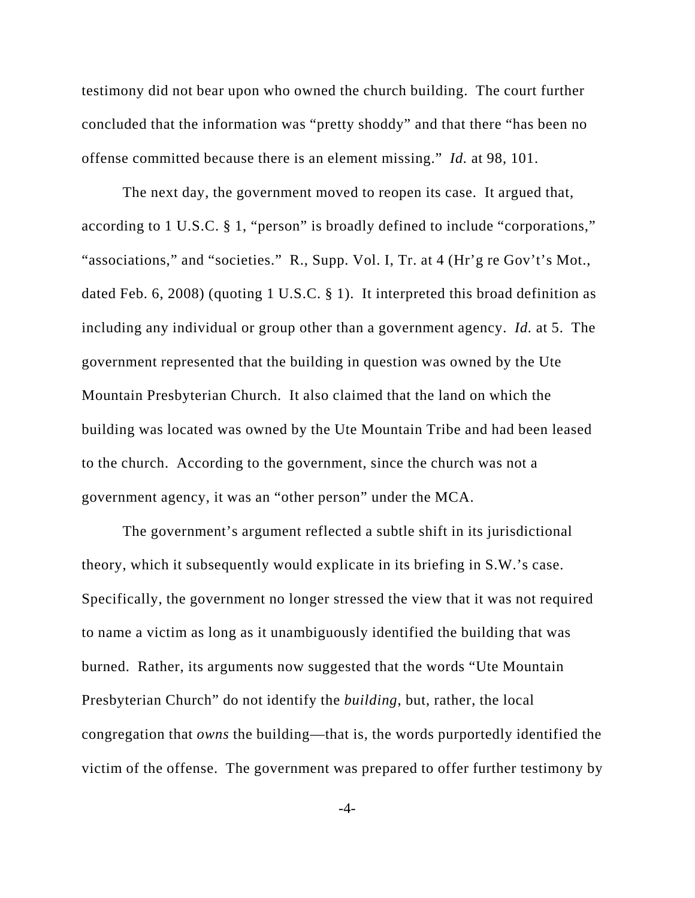testimony did not bear upon who owned the church building. The court further concluded that the information was "pretty shoddy" and that there "has been no offense committed because there is an element missing." *Id.* at 98, 101.

The next day, the government moved to reopen its case. It argued that, according to 1 U.S.C. § 1, "person" is broadly defined to include "corporations," "associations," and "societies." R., Supp. Vol. I, Tr. at 4 (Hr'g re Gov't's Mot., dated Feb. 6, 2008) (quoting 1 U.S.C. § 1). It interpreted this broad definition as including any individual or group other than a government agency. *Id.* at 5. The government represented that the building in question was owned by the Ute Mountain Presbyterian Church. It also claimed that the land on which the building was located was owned by the Ute Mountain Tribe and had been leased to the church. According to the government, since the church was not a government agency, it was an "other person" under the MCA.

The government's argument reflected a subtle shift in its jurisdictional theory, which it subsequently would explicate in its briefing in S.W.'s case. Specifically, the government no longer stressed the view that it was not required to name a victim as long as it unambiguously identified the building that was burned. Rather, its arguments now suggested that the words "Ute Mountain Presbyterian Church" do not identify the *building*, but, rather, the local congregation that *owns* the building—that is, the words purportedly identified the victim of the offense. The government was prepared to offer further testimony by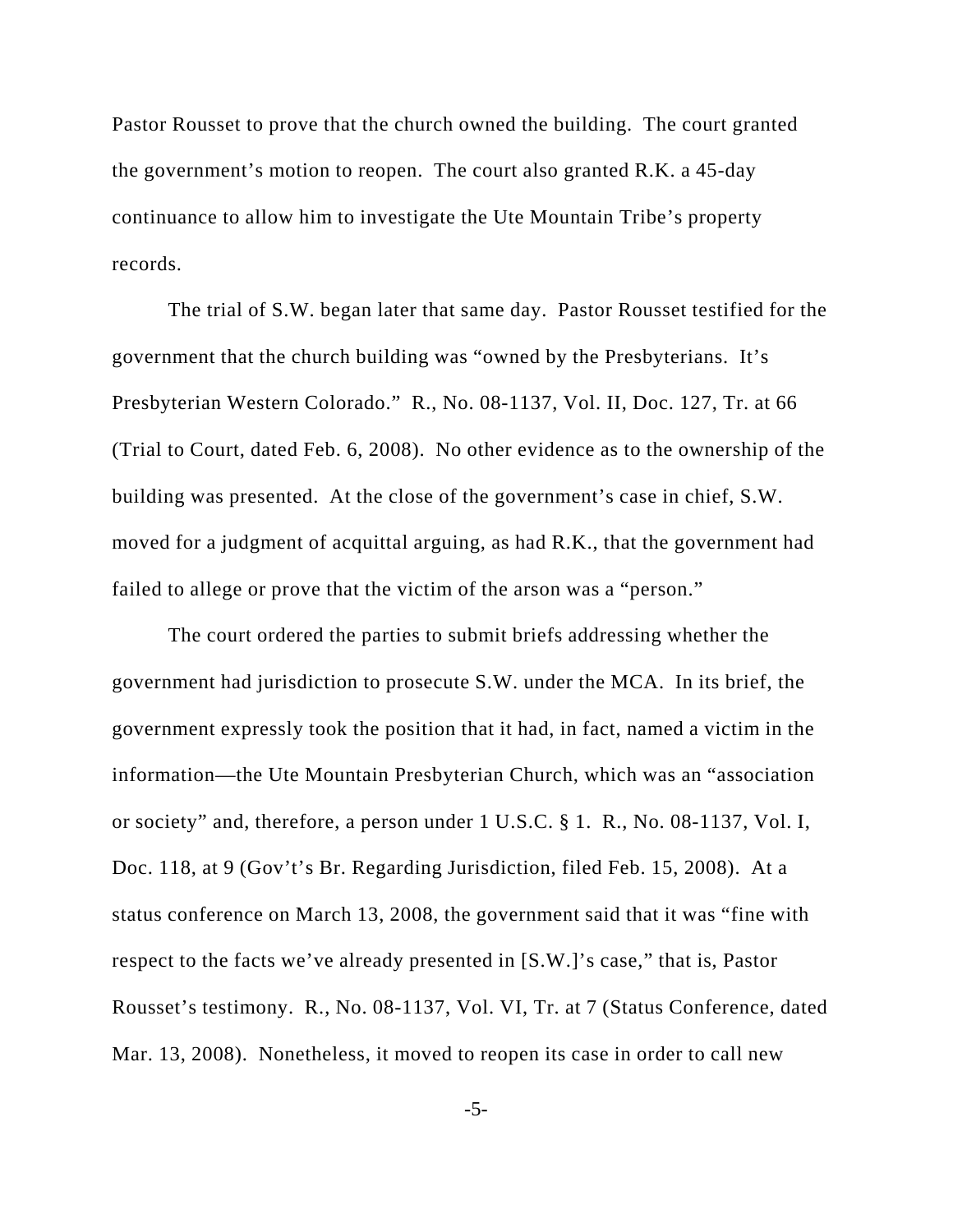Pastor Rousset to prove that the church owned the building. The court granted the government's motion to reopen. The court also granted R.K. a 45-day continuance to allow him to investigate the Ute Mountain Tribe's property records.

The trial of S.W. began later that same day. Pastor Rousset testified for the government that the church building was "owned by the Presbyterians. It's Presbyterian Western Colorado." R., No. 08-1137, Vol. II, Doc. 127, Tr. at 66 (Trial to Court, dated Feb. 6, 2008). No other evidence as to the ownership of the building was presented. At the close of the government's case in chief, S.W. moved for a judgment of acquittal arguing, as had R.K., that the government had failed to allege or prove that the victim of the arson was a "person."

The court ordered the parties to submit briefs addressing whether the government had jurisdiction to prosecute S.W. under the MCA. In its brief, the government expressly took the position that it had, in fact, named a victim in the information—the Ute Mountain Presbyterian Church, which was an "association or society" and, therefore, a person under 1 U.S.C. § 1. R., No. 08-1137, Vol. I, Doc. 118, at 9 (Gov't's Br. Regarding Jurisdiction, filed Feb. 15, 2008). At a status conference on March 13, 2008, the government said that it was "fine with respect to the facts we've already presented in [S.W.]'s case," that is, Pastor Rousset's testimony. R., No. 08-1137, Vol. VI, Tr. at 7 (Status Conference, dated Mar. 13, 2008). Nonetheless, it moved to reopen its case in order to call new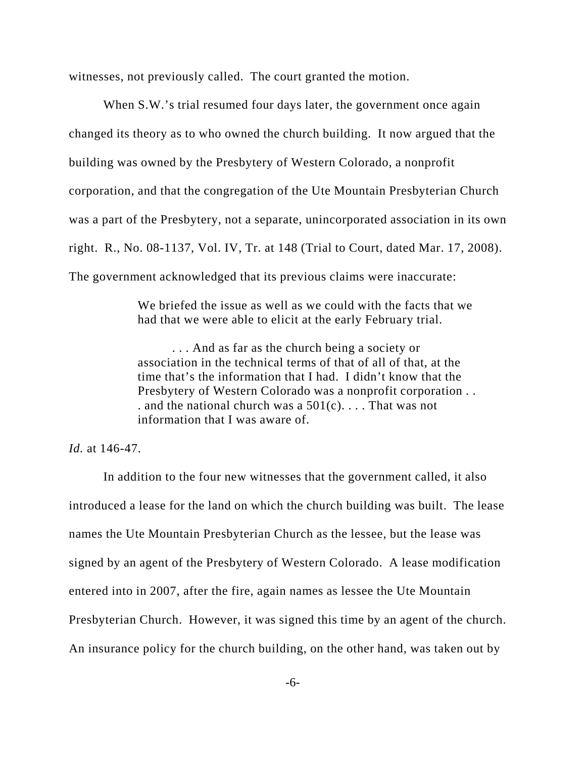witnesses, not previously called. The court granted the motion.

When S.W.'s trial resumed four days later, the government once again changed its theory as to who owned the church building. It now argued that the building was owned by the Presbytery of Western Colorado, a nonprofit corporation, and that the congregation of the Ute Mountain Presbyterian Church was a part of the Presbytery, not a separate, unincorporated association in its own right. R., No. 08-1137, Vol. IV, Tr. at 148 (Trial to Court, dated Mar. 17, 2008). The government acknowledged that its previous claims were inaccurate:

> We briefed the issue as well as we could with the facts that we had that we were able to elicit at the early February trial.
>
> . . . And as far as the church being a society or association in the technical terms of that of all of that, at the time that's the information that I had. I didn't know that the Presbytery of Western Colorado was a nonprofit corporation . . . and the national church was a 501(c). . . . That was not information that I was aware of.

*Id.* at 146-47.

In addition to the four new witnesses that the government called, it also introduced a lease for the land on which the church building was built. The lease names the Ute Mountain Presbyterian Church as the lessee, but the lease was signed by an agent of the Presbytery of Western Colorado. A lease modification entered into in 2007, after the fire, again names as lessee the Ute Mountain Presbyterian Church. However, it was signed this time by an agent of the church. An insurance policy for the church building, on the other hand, was taken out by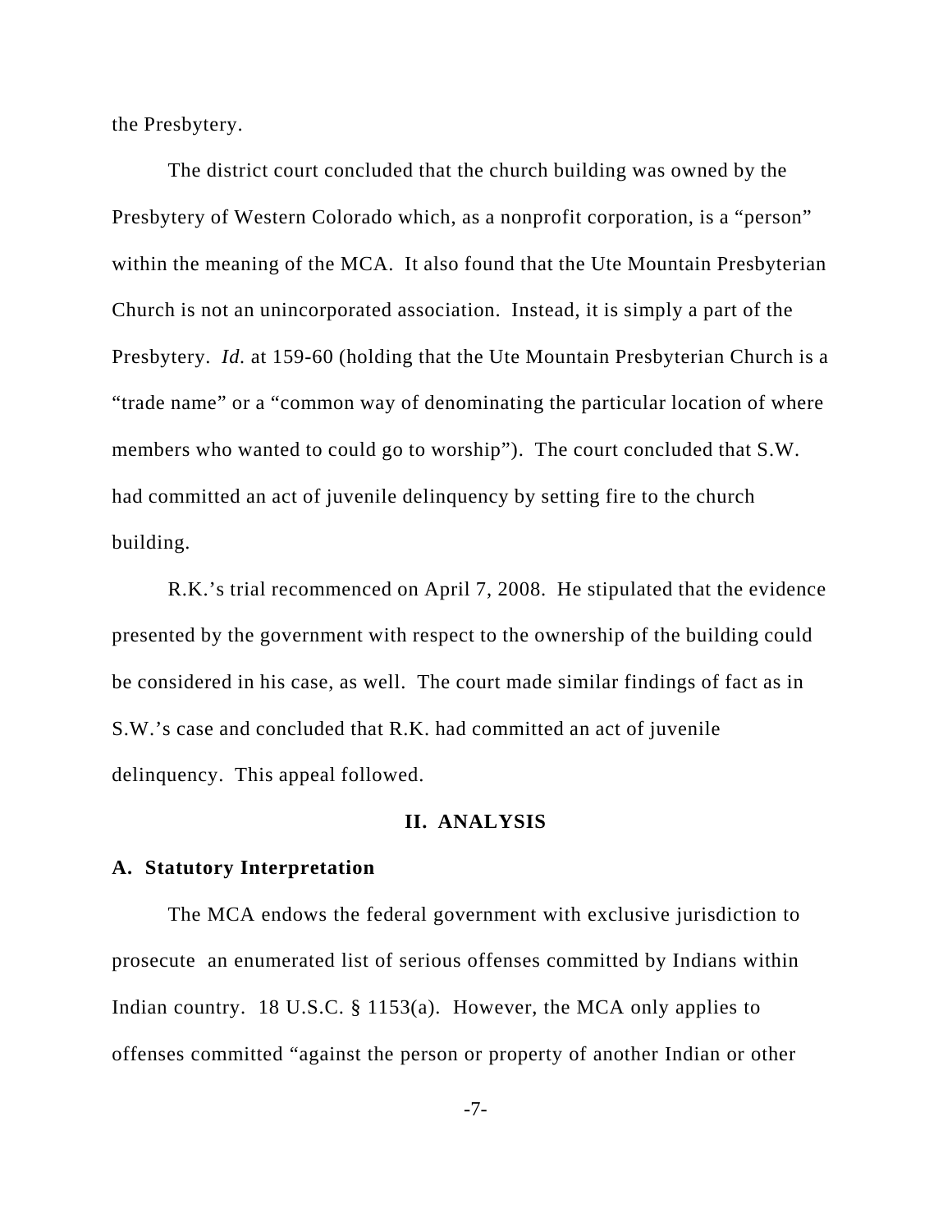the Presbytery.

The district court concluded that the church building was owned by the Presbytery of Western Colorado which, as a nonprofit corporation, is a "person" within the meaning of the MCA. It also found that the Ute Mountain Presbyterian Church is not an unincorporated association. Instead, it is simply a part of the Presbytery. *Id.* at 159-60 (holding that the Ute Mountain Presbyterian Church is a "trade name" or a "common way of denominating the particular location of where members who wanted to could go to worship"). The court concluded that S.W. had committed an act of juvenile delinquency by setting fire to the church building.

R.K.'s trial recommenced on April 7, 2008. He stipulated that the evidence presented by the government with respect to the ownership of the building could be considered in his case, as well. The court made similar findings of fact as in S.W.'s case and concluded that R.K. had committed an act of juvenile delinquency. This appeal followed.

## II. ANALYSIS

### A. Statutory Interpretation

The MCA endows the federal government with exclusive jurisdiction to prosecute an enumerated list of serious offenses committed by Indians within Indian country. 18 U.S.C. § 1153(a). However, the MCA only applies to offenses committed "against the person or property of another Indian or other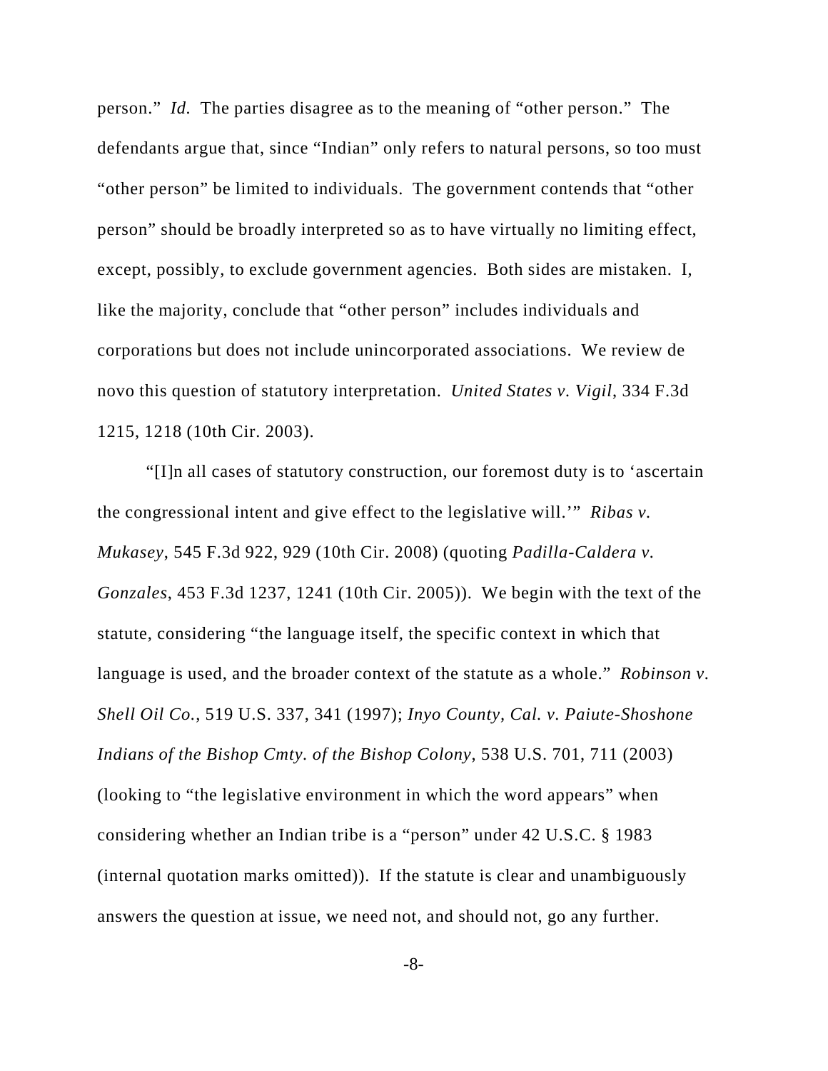person." *Id.* The parties disagree as to the meaning of "other person." The defendants argue that, since "Indian" only refers to natural persons, so too must "other person" be limited to individuals. The government contends that "other person" should be broadly interpreted so as to have virtually no limiting effect, except, possibly, to exclude government agencies. Both sides are mistaken. I, like the majority, conclude that "other person" includes individuals and corporations but does not include unincorporated associations. We review de novo this question of statutory interpretation. *United States v. Vigil*, 334 F.3d 1215, 1218 (10th Cir. 2003).

"[I]n all cases of statutory construction, our foremost duty is to 'ascertain the congressional intent and give effect to the legislative will.'" *Ribas v. Mukasey*, 545 F.3d 922, 929 (10th Cir. 2008) (quoting *Padilla-Caldera v. Gonzales*, 453 F.3d 1237, 1241 (10th Cir. 2005)). We begin with the text of the statute, considering "the language itself, the specific context in which that language is used, and the broader context of the statute as a whole." *Robinson v. Shell Oil Co.*, 519 U.S. 337, 341 (1997); *Inyo County, Cal. v. Paiute-Shoshone Indians of the Bishop Cmty. of the Bishop Colony*, 538 U.S. 701, 711 (2003) (looking to "the legislative environment in which the word appears" when considering whether an Indian tribe is a "person" under 42 U.S.C. § 1983 (internal quotation marks omitted)). If the statute is clear and unambiguously answers the question at issue, we need not, and should not, go any further.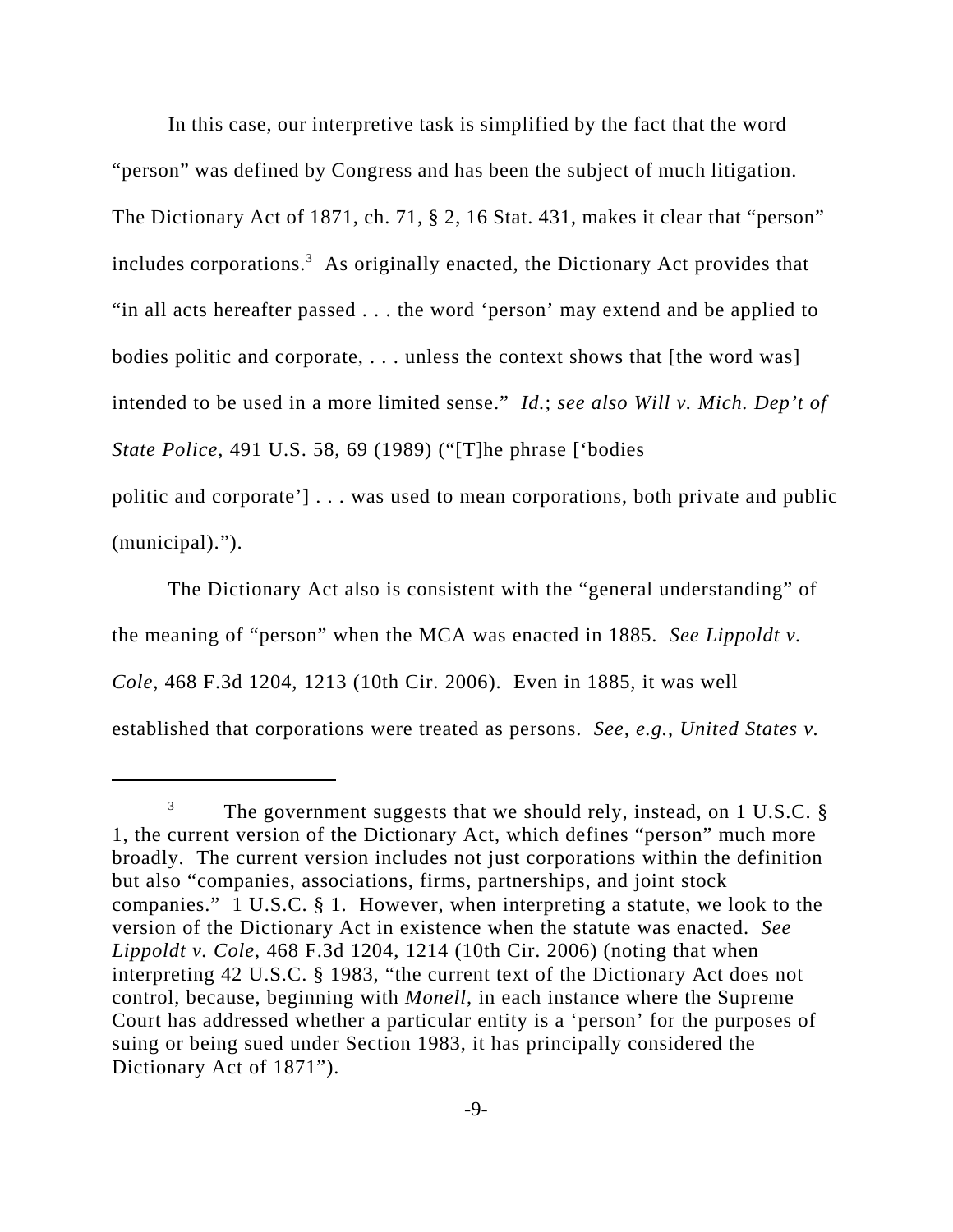In this case, our interpretive task is simplified by the fact that the word "person" was defined by Congress and has been the subject of much litigation. The Dictionary Act of 1871, ch. 71, § 2, 16 Stat. 431, makes it clear that "person" includes corporations.[3] As originally enacted, the Dictionary Act provides that "in all acts hereafter passed . . . the word 'person' may extend and be applied to bodies politic and corporate, . . . unless the context shows that [the word was] intended to be used in a more limited sense." *Id.*; *see also Will v. Mich. Dep't of State Police*, 491 U.S. 58, 69 (1989) ("[T]he phrase ['bodies politic and corporate'] . . . was used to mean corporations, both private and public (municipal).").

The Dictionary Act also is consistent with the "general understanding" of the meaning of "person" when the MCA was enacted in 1885. *See Lippoldt v. Cole*, 468 F.3d 1204, 1213 (10th Cir. 2006). Even in 1885, it was well established that corporations were treated as persons. *See, e.g.*, *United States v.*

[3] The government suggests that we should rely, instead, on 1 U.S.C. § 1, the current version of the Dictionary Act, which defines "person" much more broadly. The current version includes not just corporations within the definition but also "companies, associations, firms, partnerships, and joint stock companies." 1 U.S.C. § 1. However, when interpreting a statute, we look to the version of the Dictionary Act in existence when the statute was enacted. *See Lippoldt v. Cole*, 468 F.3d 1204, 1214 (10th Cir. 2006) (noting that when interpreting 42 U.S.C. § 1983, "the current text of the Dictionary Act does not control, because, beginning with *Monell*, in each instance where the Supreme Court has addressed whether a particular entity is a 'person' for the purposes of suing or being sued under Section 1983, it has principally considered the Dictionary Act of 1871").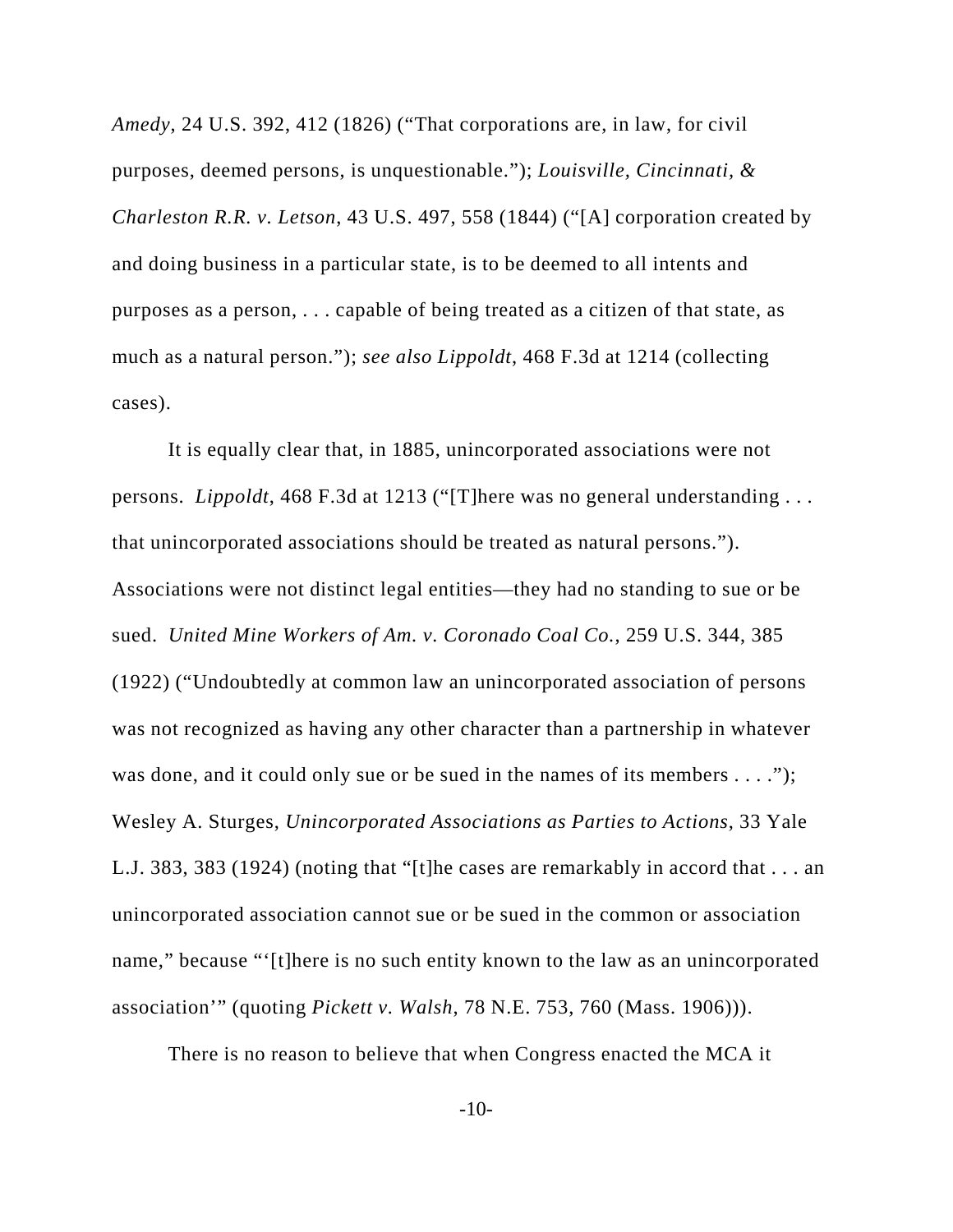*Amedy*, 24 U.S. 392, 412 (1826) ("That corporations are, in law, for civil purposes, deemed persons, is unquestionable."); *Louisville, Cincinnati, & Charleston R.R. v. Letson*, 43 U.S. 497, 558 (1844) ("[A] corporation created by and doing business in a particular state, is to be deemed to all intents and purposes as a person, . . . capable of being treated as a citizen of that state, as much as a natural person."); *see also Lippoldt*, 468 F.3d at 1214 (collecting cases).

It is equally clear that, in 1885, unincorporated associations were not persons. *Lippoldt*, 468 F.3d at 1213 ("[T]here was no general understanding . . . that unincorporated associations should be treated as natural persons."). Associations were not distinct legal entities—they had no standing to sue or be sued. *United Mine Workers of Am. v. Coronado Coal Co.*, 259 U.S. 344, 385 (1922) ("Undoubtedly at common law an unincorporated association of persons was not recognized as having any other character than a partnership in whatever was done, and it could only sue or be sued in the names of its members . . . ."); Wesley A. Sturges, *Unincorporated Associations as Parties to Actions*, 33 Yale L.J. 383, 383 (1924) (noting that "[t]he cases are remarkably in accord that . . . an unincorporated association cannot sue or be sued in the common or association name," because "'[t]here is no such entity known to the law as an unincorporated association'" (quoting *Pickett v. Walsh*, 78 N.E. 753, 760 (Mass. 1906))).

There is no reason to believe that when Congress enacted the MCA it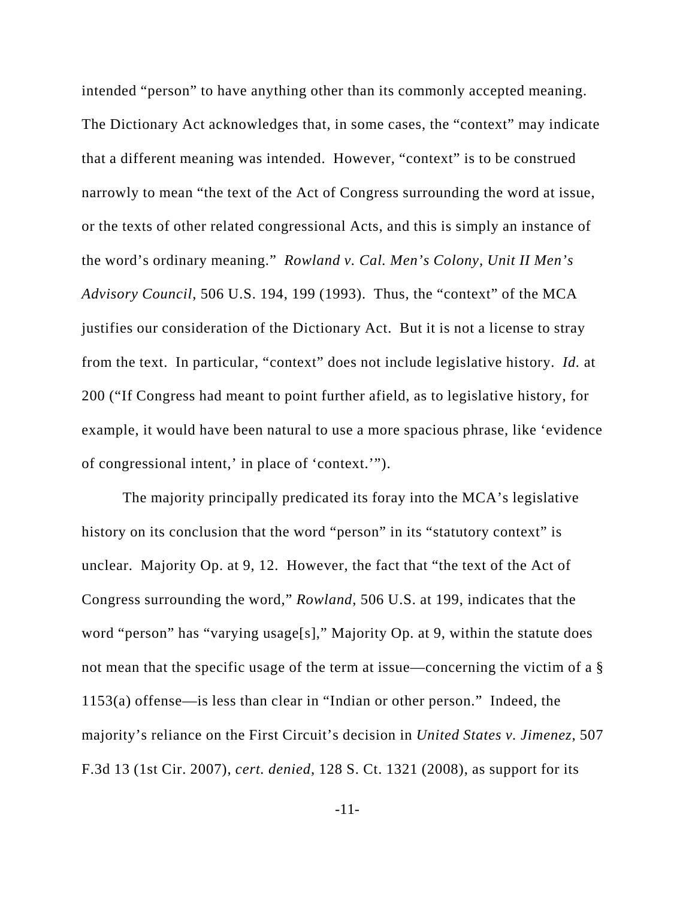intended "person" to have anything other than its commonly accepted meaning. The Dictionary Act acknowledges that, in some cases, the "context" may indicate that a different meaning was intended. However, "context" is to be construed narrowly to mean "the text of the Act of Congress surrounding the word at issue, or the texts of other related congressional Acts, and this is simply an instance of the word's ordinary meaning." *Rowland v. Cal. Men's Colony, Unit II Men's Advisory Council*, 506 U.S. 194, 199 (1993). Thus, the "context" of the MCA justifies our consideration of the Dictionary Act. But it is not a license to stray from the text. In particular, "context" does not include legislative history. *Id.* at 200 ("If Congress had meant to point further afield, as to legislative history, for example, it would have been natural to use a more spacious phrase, like 'evidence of congressional intent,' in place of 'context.'").

The majority principally predicated its foray into the MCA's legislative history on its conclusion that the word "person" in its "statutory context" is unclear. Majority Op. at 9, 12. However, the fact that "the text of the Act of Congress surrounding the word," *Rowland*, 506 U.S. at 199, indicates that the word "person" has "varying usage[s]," Majority Op. at 9, within the statute does not mean that the specific usage of the term at issue—concerning the victim of a § 1153(a) offense—is less than clear in "Indian or other person." Indeed, the majority's reliance on the First Circuit's decision in *United States v. Jimenez*, 507 F.3d 13 (1st Cir. 2007), *cert. denied*, 128 S. Ct. 1321 (2008), as support for its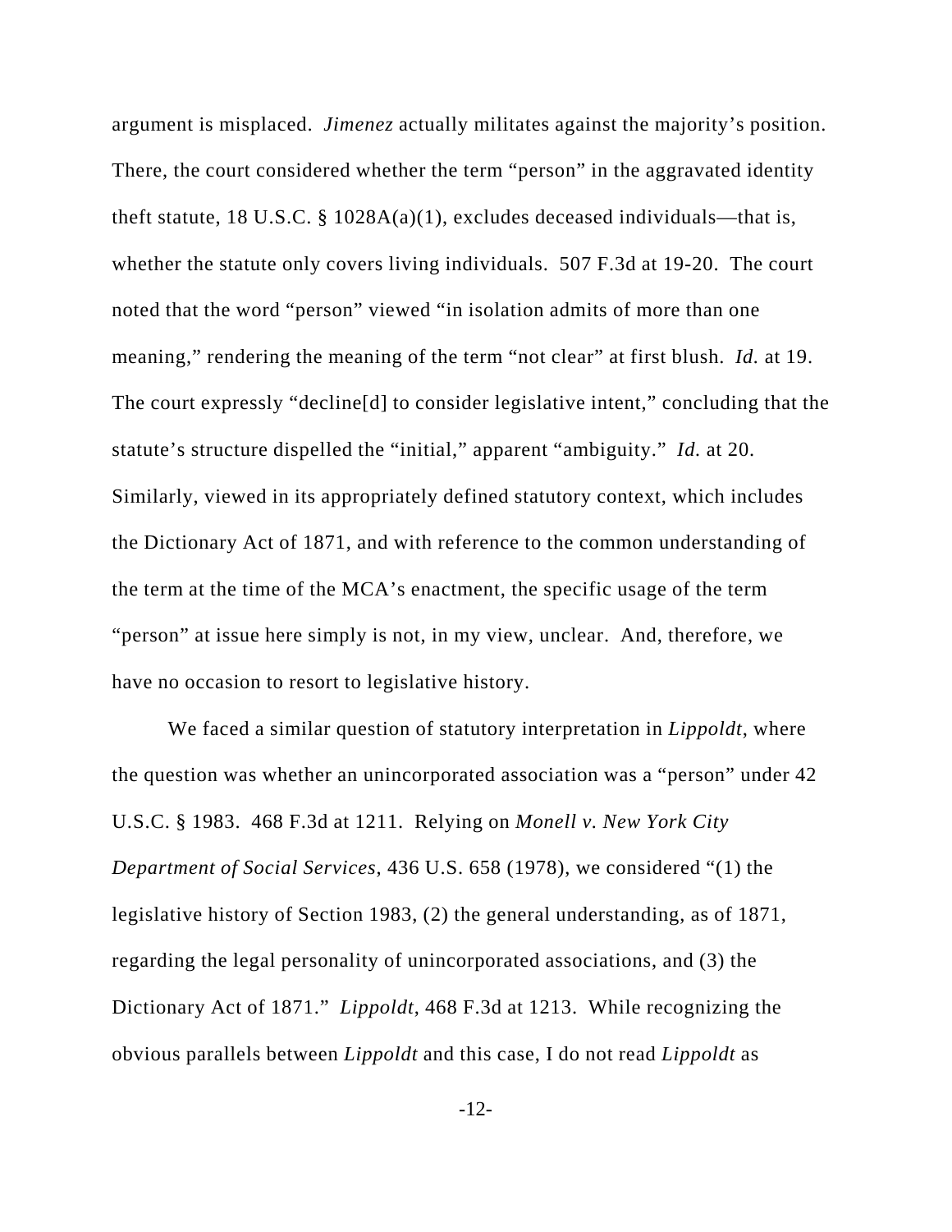argument is misplaced. *Jimenez* actually militates against the majority's position. There, the court considered whether the term "person" in the aggravated identity theft statute, 18 U.S.C. § 1028A(a)(1), excludes deceased individuals—that is, whether the statute only covers living individuals. 507 F.3d at 19-20. The court noted that the word "person" viewed "in isolation admits of more than one meaning," rendering the meaning of the term "not clear" at first blush. *Id.* at 19. The court expressly "decline[d] to consider legislative intent," concluding that the statute's structure dispelled the "initial," apparent "ambiguity." *Id.* at 20. Similarly, viewed in its appropriately defined statutory context, which includes the Dictionary Act of 1871, and with reference to the common understanding of the term at the time of the MCA's enactment, the specific usage of the term "person" at issue here simply is not, in my view, unclear. And, therefore, we have no occasion to resort to legislative history.

We faced a similar question of statutory interpretation in *Lippoldt*, where the question was whether an unincorporated association was a "person" under 42 U.S.C. § 1983. 468 F.3d at 1211. Relying on *Monell v. New York City Department of Social Services*, 436 U.S. 658 (1978), we considered "(1) the legislative history of Section 1983, (2) the general understanding, as of 1871, regarding the legal personality of unincorporated associations, and (3) the Dictionary Act of 1871." *Lippoldt*, 468 F.3d at 1213. While recognizing the obvious parallels between *Lippoldt* and this case, I do not read *Lippoldt* as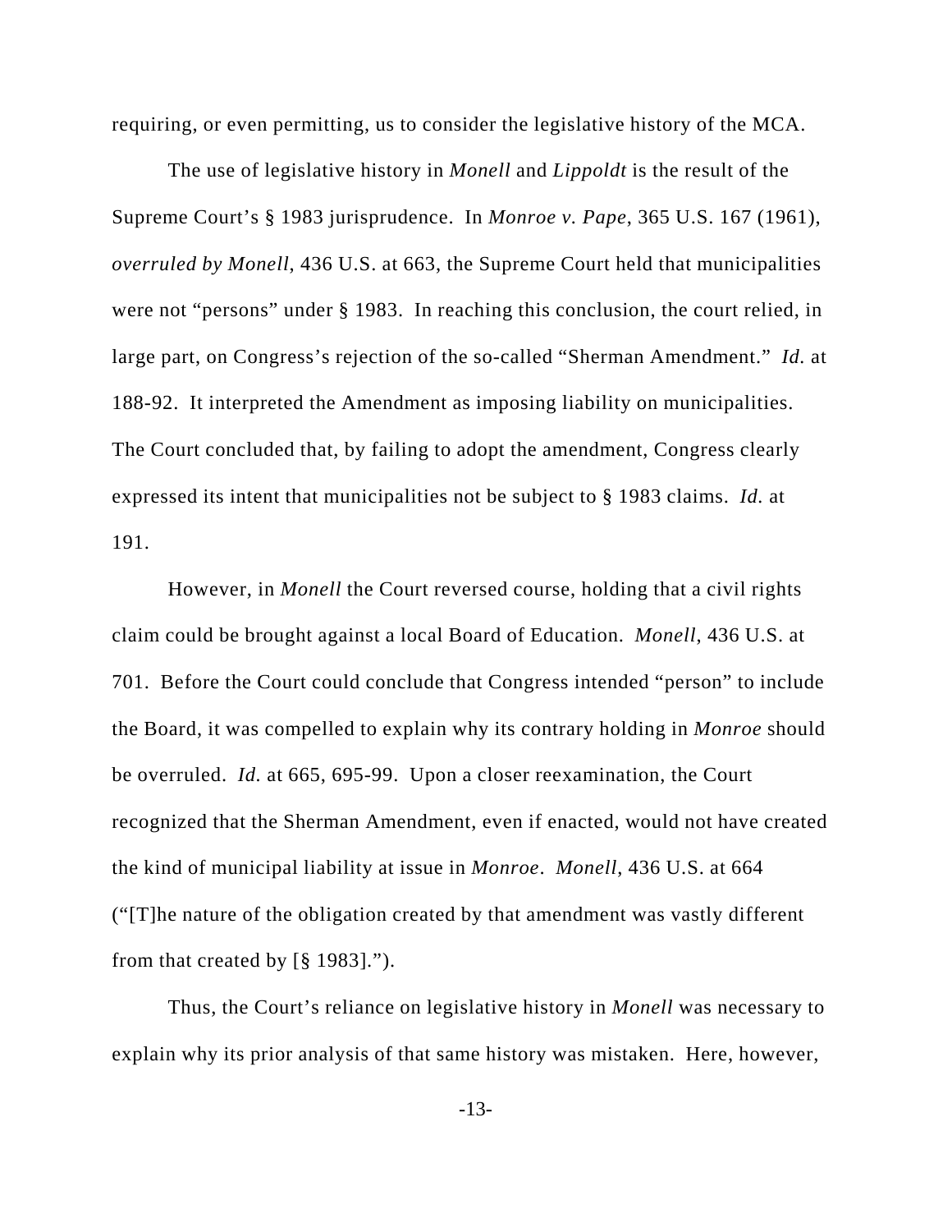requiring, or even permitting, us to consider the legislative history of the MCA.

The use of legislative history in *Monell* and *Lippoldt* is the result of the Supreme Court's § 1983 jurisprudence. In *Monroe v. Pape*, 365 U.S. 167 (1961), *overruled by Monell*, 436 U.S. at 663, the Supreme Court held that municipalities were not "persons" under § 1983. In reaching this conclusion, the court relied, in large part, on Congress's rejection of the so-called "Sherman Amendment." *Id.* at 188-92. It interpreted the Amendment as imposing liability on municipalities. The Court concluded that, by failing to adopt the amendment, Congress clearly expressed its intent that municipalities not be subject to § 1983 claims. *Id.* at 191.

However, in *Monell* the Court reversed course, holding that a civil rights claim could be brought against a local Board of Education. *Monell*, 436 U.S. at 701. Before the Court could conclude that Congress intended "person" to include the Board, it was compelled to explain why its contrary holding in *Monroe* should be overruled. *Id.* at 665, 695-99. Upon a closer reexamination, the Court recognized that the Sherman Amendment, even if enacted, would not have created the kind of municipal liability at issue in *Monroe*. *Monell*, 436 U.S. at 664 ("[T]he nature of the obligation created by that amendment was vastly different from that created by [§ 1983].").

Thus, the Court's reliance on legislative history in *Monell* was necessary to explain why its prior analysis of that same history was mistaken. Here, however,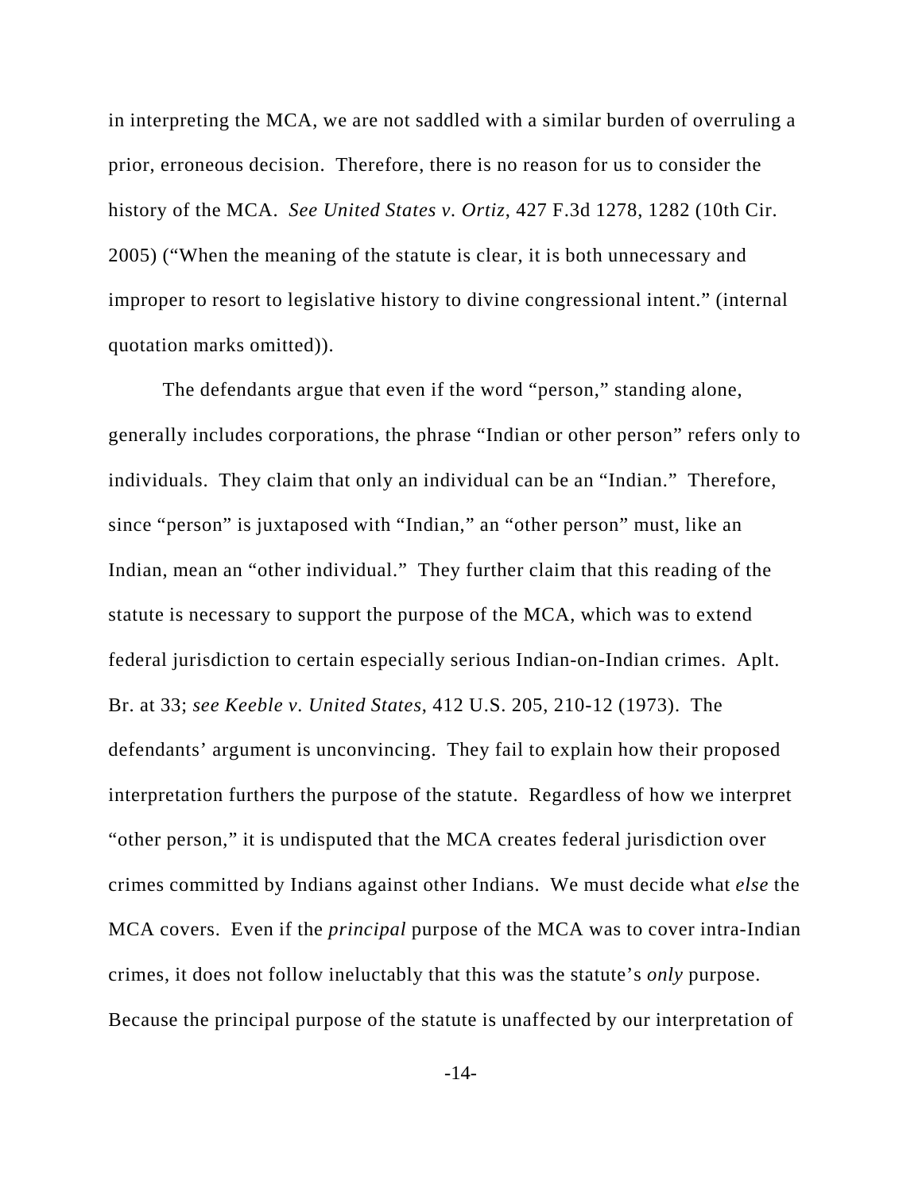in interpreting the MCA, we are not saddled with a similar burden of overruling a prior, erroneous decision. Therefore, there is no reason for us to consider the history of the MCA. *See United States v. Ortiz*, 427 F.3d 1278, 1282 (10th Cir. 2005) ("When the meaning of the statute is clear, it is both unnecessary and improper to resort to legislative history to divine congressional intent." (internal quotation marks omitted)).

The defendants argue that even if the word "person," standing alone, generally includes corporations, the phrase "Indian or other person" refers only to individuals. They claim that only an individual can be an "Indian." Therefore, since "person" is juxtaposed with "Indian," an "other person" must, like an Indian, mean an "other individual." They further claim that this reading of the statute is necessary to support the purpose of the MCA, which was to extend federal jurisdiction to certain especially serious Indian-on-Indian crimes. Aplt. Br. at 33; *see Keeble v. United States*, 412 U.S. 205, 210-12 (1973). The defendants' argument is unconvincing. They fail to explain how their proposed interpretation furthers the purpose of the statute. Regardless of how we interpret "other person," it is undisputed that the MCA creates federal jurisdiction over crimes committed by Indians against other Indians. We must decide what *else* the MCA covers. Even if the *principal* purpose of the MCA was to cover intra-Indian crimes, it does not follow ineluctably that this was the statute's *only* purpose. Because the principal purpose of the statute is unaffected by our interpretation of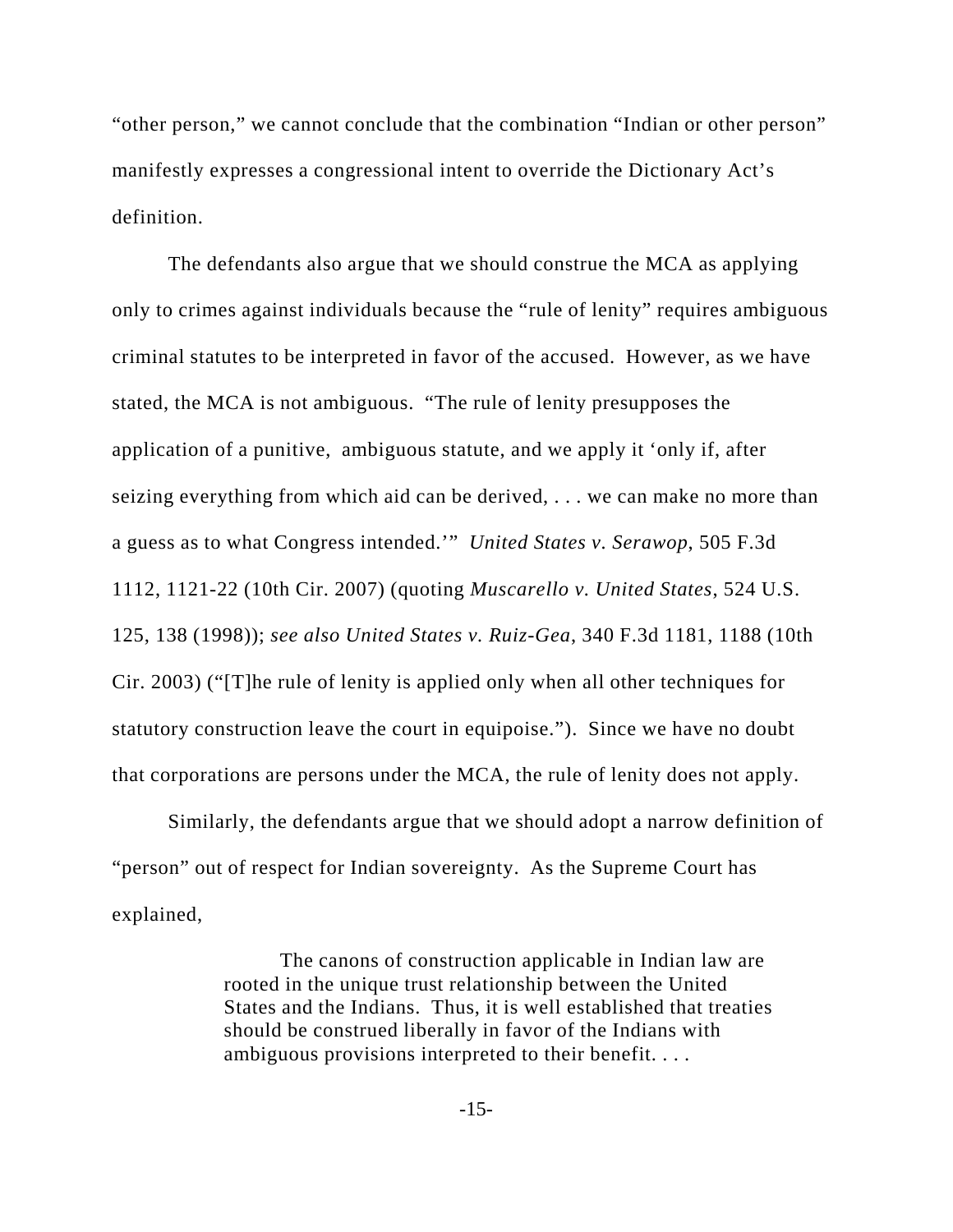"other person," we cannot conclude that the combination "Indian or other person" manifestly expresses a congressional intent to override the Dictionary Act's definition.

The defendants also argue that we should construe the MCA as applying only to crimes against individuals because the "rule of lenity" requires ambiguous criminal statutes to be interpreted in favor of the accused. However, as we have stated, the MCA is not ambiguous. "The rule of lenity presupposes the application of a punitive, ambiguous statute, and we apply it 'only if, after seizing everything from which aid can be derived, . . . we can make no more than a guess as to what Congress intended.'" *United States v. Serawop*, 505 F.3d 1112, 1121-22 (10th Cir. 2007) (quoting *Muscarello v. United States*, 524 U.S. 125, 138 (1998)); *see also United States v. Ruiz-Gea*, 340 F.3d 1181, 1188 (10th Cir. 2003) ("[T]he rule of lenity is applied only when all other techniques for statutory construction leave the court in equipoise."). Since we have no doubt that corporations are persons under the MCA, the rule of lenity does not apply.

Similarly, the defendants argue that we should adopt a narrow definition of "person" out of respect for Indian sovereignty. As the Supreme Court has explained,

> The canons of construction applicable in Indian law are rooted in the unique trust relationship between the United States and the Indians. Thus, it is well established that treaties should be construed liberally in favor of the Indians with ambiguous provisions interpreted to their benefit. . . .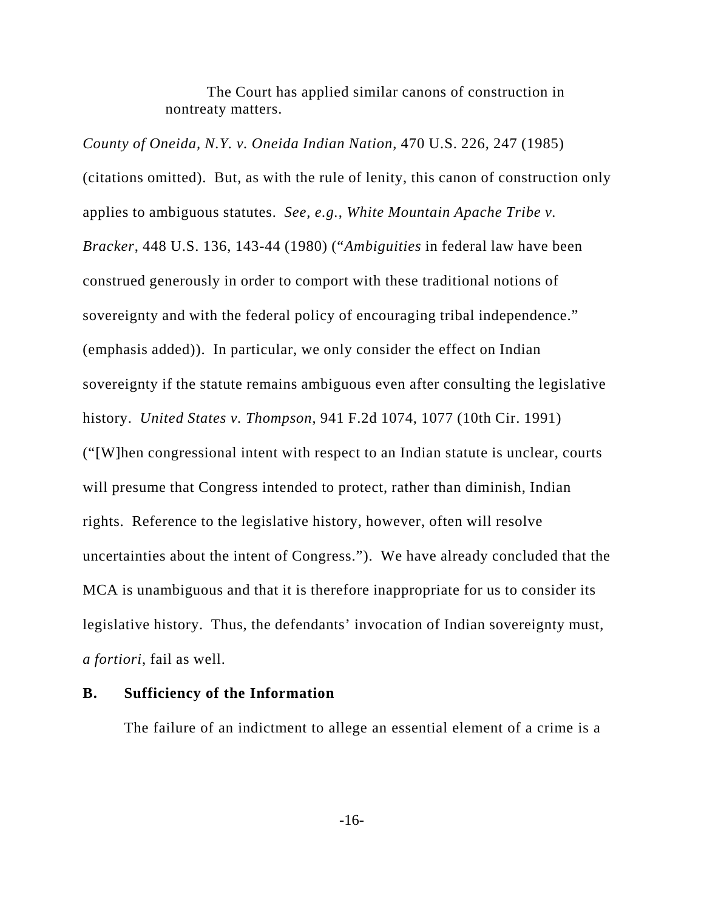> The Court has applied similar canons of construction in nontreaty matters.

*County of Oneida, N.Y. v. Oneida Indian Nation*, 470 U.S. 226, 247 (1985) (citations omitted). But, as with the rule of lenity, this canon of construction only applies to ambiguous statutes. *See, e.g.*, *White Mountain Apache Tribe v. Bracker*, 448 U.S. 136, 143-44 (1980) ("*Ambiguities* in federal law have been construed generously in order to comport with these traditional notions of sovereignty and with the federal policy of encouraging tribal independence." (emphasis added)). In particular, we only consider the effect on Indian sovereignty if the statute remains ambiguous even after consulting the legislative history. *United States v. Thompson*, 941 F.2d 1074, 1077 (10th Cir. 1991) ("[W]hen congressional intent with respect to an Indian statute is unclear, courts will presume that Congress intended to protect, rather than diminish, Indian rights. Reference to the legislative history, however, often will resolve uncertainties about the intent of Congress."). We have already concluded that the MCA is unambiguous and that it is therefore inappropriate for us to consider its legislative history. Thus, the defendants' invocation of Indian sovereignty must, *a fortiori*, fail as well.

**B. Sufficiency of the Information**

The failure of an indictment to allege an essential element of a crime is a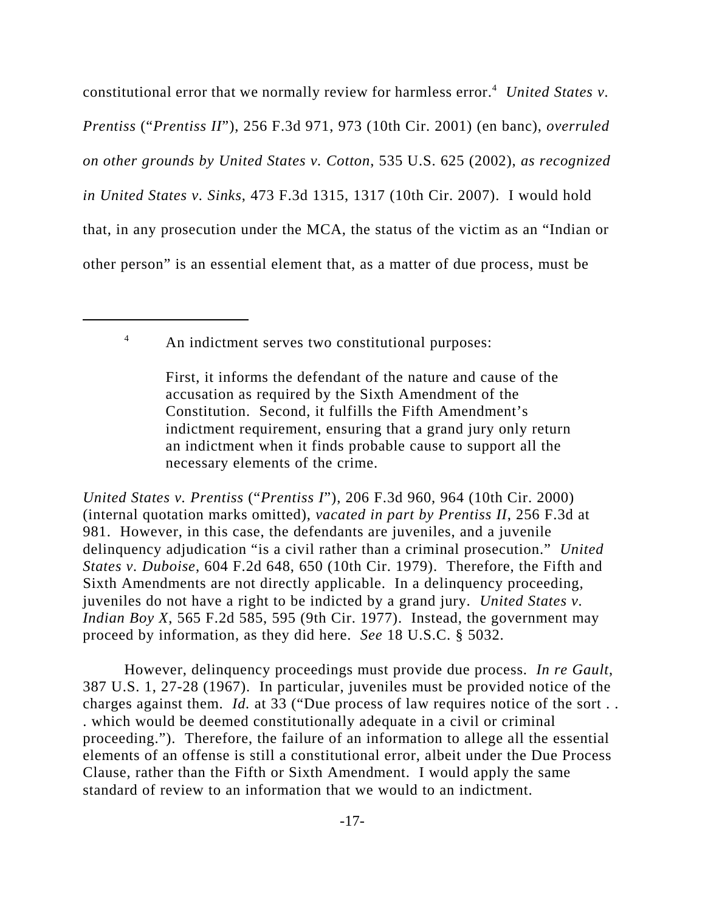constitutional error that we normally review for harmless error.[4] *United States v. Prentiss* ("*Prentiss II*"), 256 F.3d 971, 973 (10th Cir. 2001) (en banc), *overruled on other grounds by United States v. Cotton*, 535 U.S. 625 (2002), *as recognized in United States v. Sinks*, 473 F.3d 1315, 1317 (10th Cir. 2007). I would hold that, in any prosecution under the MCA, the status of the victim as an "Indian or other person" is an essential element that, as a matter of due process, must be

---

[4] An indictment serves two constitutional purposes:

> First, it informs the defendant of the nature and cause of the accusation as required by the Sixth Amendment of the Constitution. Second, it fulfills the Fifth Amendment's indictment requirement, ensuring that a grand jury only return an indictment when it finds probable cause to support all the necessary elements of the crime.

*United States v. Prentiss* ("*Prentiss I*"), 206 F.3d 960, 964 (10th Cir. 2000) (internal quotation marks omitted), *vacated in part by Prentiss II*, 256 F.3d at 981. However, in this case, the defendants are juveniles, and a juvenile delinquency adjudication "is a civil rather than a criminal prosecution." *United States v. Duboise*, 604 F.2d 648, 650 (10th Cir. 1979). Therefore, the Fifth and Sixth Amendments are not directly applicable. In a delinquency proceeding, juveniles do not have a right to be indicted by a grand jury. *United States v. Indian Boy X*, 565 F.2d 585, 595 (9th Cir. 1977). Instead, the government may proceed by information, as they did here. *See* 18 U.S.C. § 5032.

However, delinquency proceedings must provide due process. *In re Gault*, 387 U.S. 1, 27-28 (1967). In particular, juveniles must be provided notice of the charges against them. *Id.* at 33 ("Due process of law requires notice of the sort . . . which would be deemed constitutionally adequate in a civil or criminal proceeding."). Therefore, the failure of an information to allege all the essential elements of an offense is still a constitutional error, albeit under the Due Process Clause, rather than the Fifth or Sixth Amendment. I would apply the same standard of review to an information that we would to an indictment.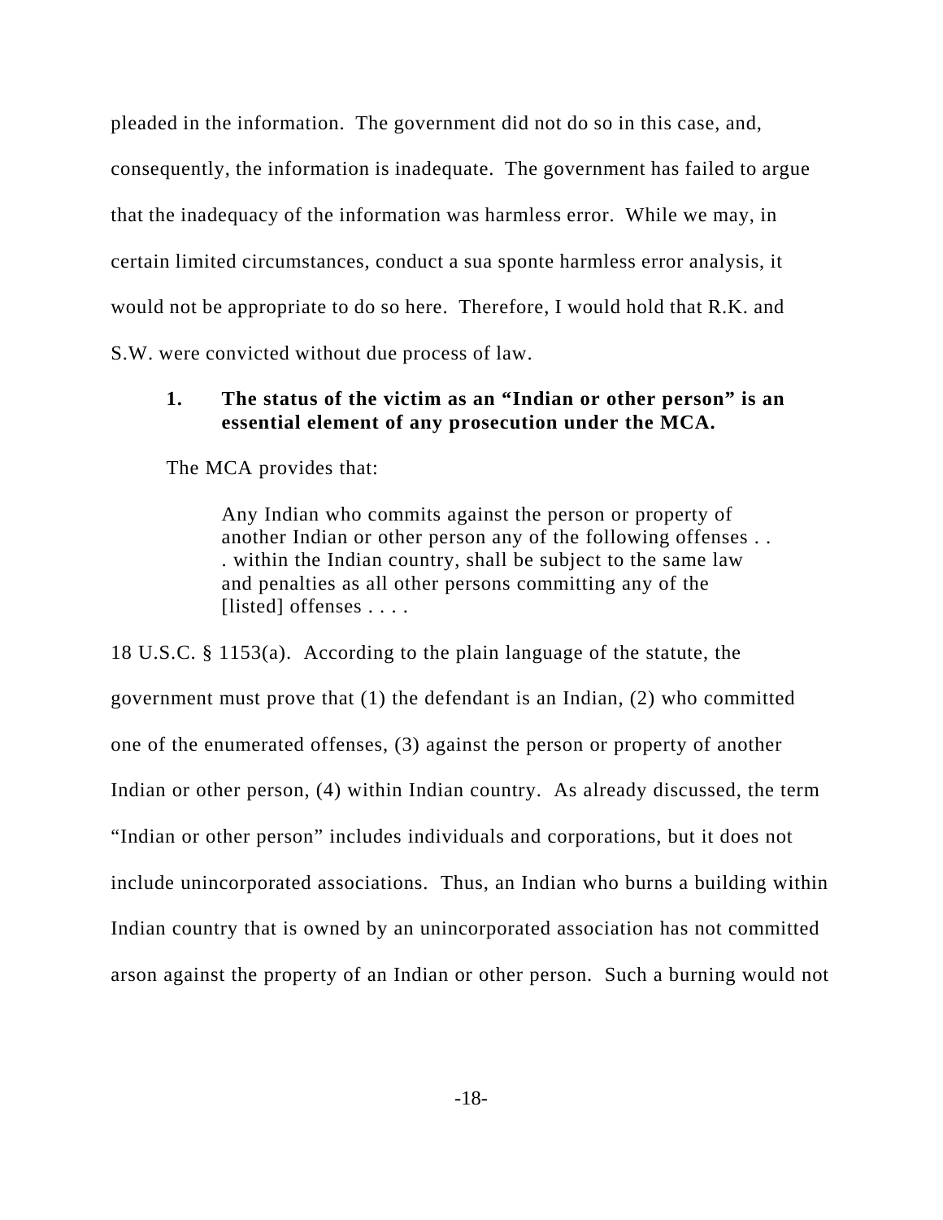pleaded in the information. The government did not do so in this case, and, consequently, the information is inadequate. The government has failed to argue that the inadequacy of the information was harmless error. While we may, in certain limited circumstances, conduct a sua sponte harmless error analysis, it would not be appropriate to do so here. Therefore, I would hold that R.K. and S.W. were convicted without due process of law.

**1. The status of the victim as an "Indian or other person" is an essential element of any prosecution under the MCA.**

The MCA provides that:

> Any Indian who commits against the person or property of another Indian or other person any of the following offenses . . . within the Indian country, shall be subject to the same law and penalties as all other persons committing any of the [listed] offenses . . . .

18 U.S.C. § 1153(a). According to the plain language of the statute, the government must prove that (1) the defendant is an Indian, (2) who committed one of the enumerated offenses, (3) against the person or property of another Indian or other person, (4) within Indian country. As already discussed, the term "Indian or other person" includes individuals and corporations, but it does not include unincorporated associations. Thus, an Indian who burns a building within Indian country that is owned by an unincorporated association has not committed arson against the property of an Indian or other person. Such a burning would not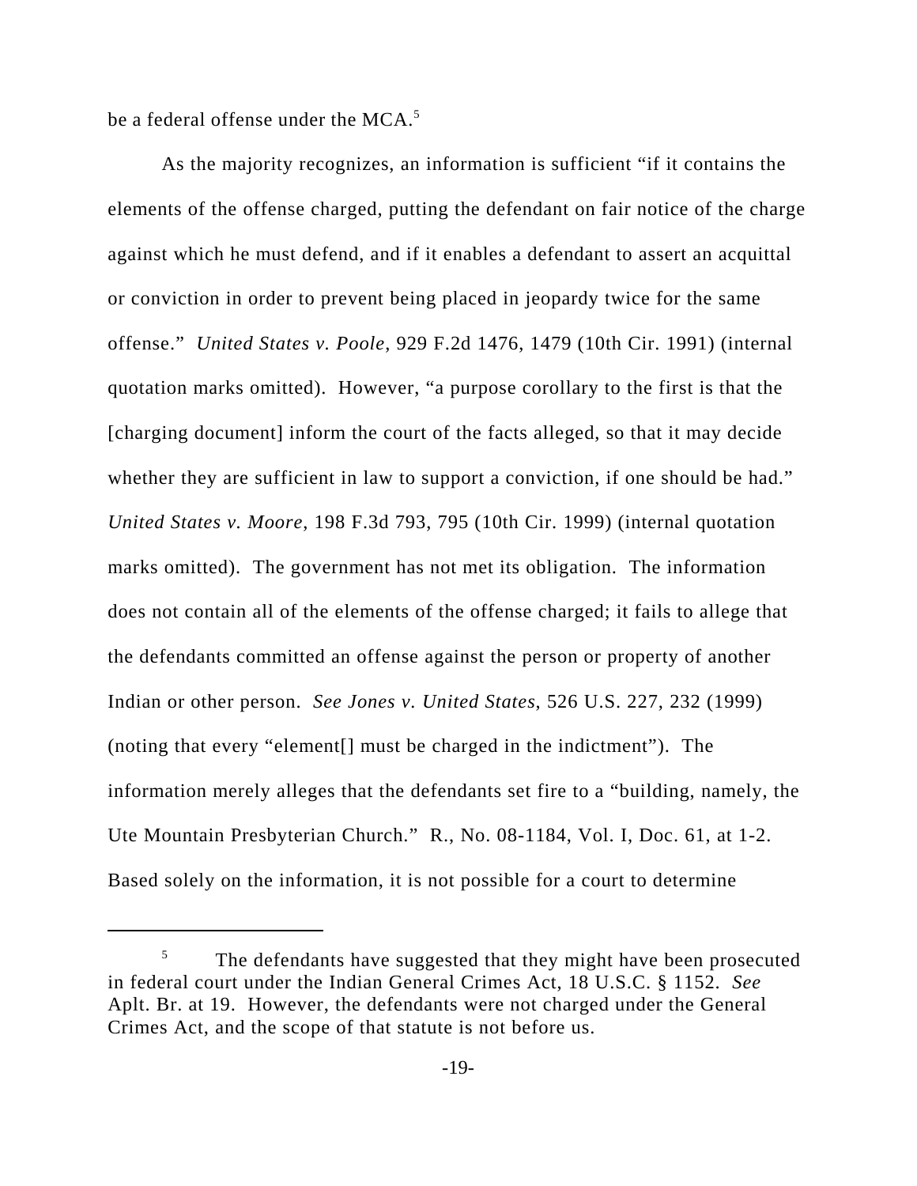be a federal offense under the MCA.[5]

As the majority recognizes, an information is sufficient "if it contains the elements of the offense charged, putting the defendant on fair notice of the charge against which he must defend, and if it enables a defendant to assert an acquittal or conviction in order to prevent being placed in jeopardy twice for the same offense." *United States v. Poole*, 929 F.2d 1476, 1479 (10th Cir. 1991) (internal quotation marks omitted). However, "a purpose corollary to the first is that the [charging document] inform the court of the facts alleged, so that it may decide whether they are sufficient in law to support a conviction, if one should be had." *United States v. Moore*, 198 F.3d 793, 795 (10th Cir. 1999) (internal quotation marks omitted). The government has not met its obligation. The information does not contain all of the elements of the offense charged; it fails to allege that the defendants committed an offense against the person or property of another Indian or other person. *See Jones v. United States*, 526 U.S. 227, 232 (1999) (noting that every "element[] must be charged in the indictment"). The information merely alleges that the defendants set fire to a "building, namely, the Ute Mountain Presbyterian Church." R., No. 08-1184, Vol. I, Doc. 61, at 1-2. Based solely on the information, it is not possible for a court to determine

[5] The defendants have suggested that they might have been prosecuted in federal court under the Indian General Crimes Act, 18 U.S.C. § 1152. *See* Aplt. Br. at 19. However, the defendants were not charged under the General Crimes Act, and the scope of that statute is not before us.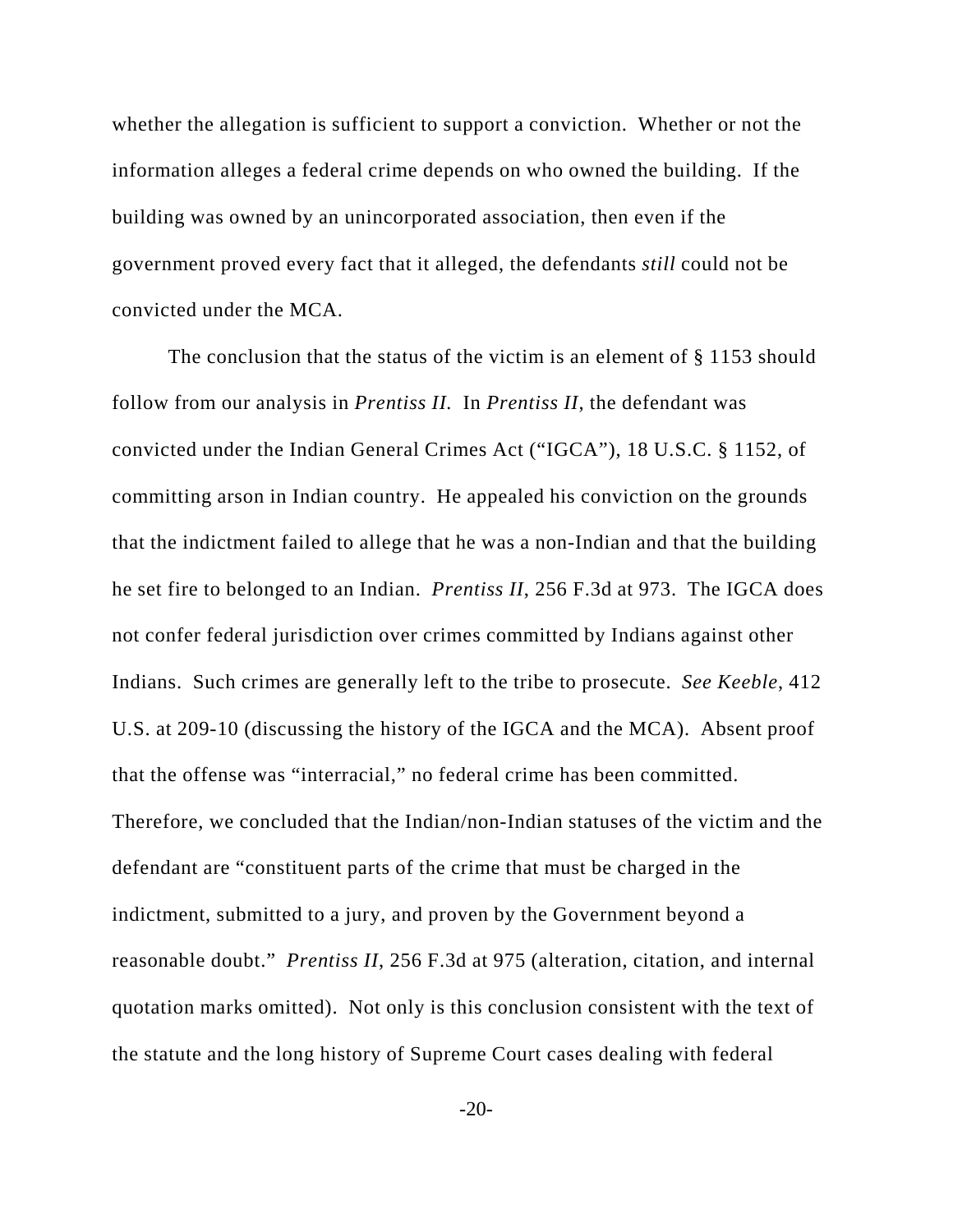whether the allegation is sufficient to support a conviction. Whether or not the information alleges a federal crime depends on who owned the building. If the building was owned by an unincorporated association, then even if the government proved every fact that it alleged, the defendants *still* could not be convicted under the MCA.

The conclusion that the status of the victim is an element of § 1153 should follow from our analysis in *Prentiss II.* In *Prentiss II*, the defendant was convicted under the Indian General Crimes Act ("IGCA"), 18 U.S.C. § 1152, of committing arson in Indian country. He appealed his conviction on the grounds that the indictment failed to allege that he was a non-Indian and that the building he set fire to belonged to an Indian. *Prentiss II*, 256 F.3d at 973. The IGCA does not confer federal jurisdiction over crimes committed by Indians against other Indians. Such crimes are generally left to the tribe to prosecute. *See Keeble*, 412 U.S. at 209-10 (discussing the history of the IGCA and the MCA). Absent proof that the offense was "interracial," no federal crime has been committed. Therefore, we concluded that the Indian/non-Indian statuses of the victim and the defendant are "constituent parts of the crime that must be charged in the indictment, submitted to a jury, and proven by the Government beyond a reasonable doubt." *Prentiss II*, 256 F.3d at 975 (alteration, citation, and internal quotation marks omitted). Not only is this conclusion consistent with the text of the statute and the long history of Supreme Court cases dealing with federal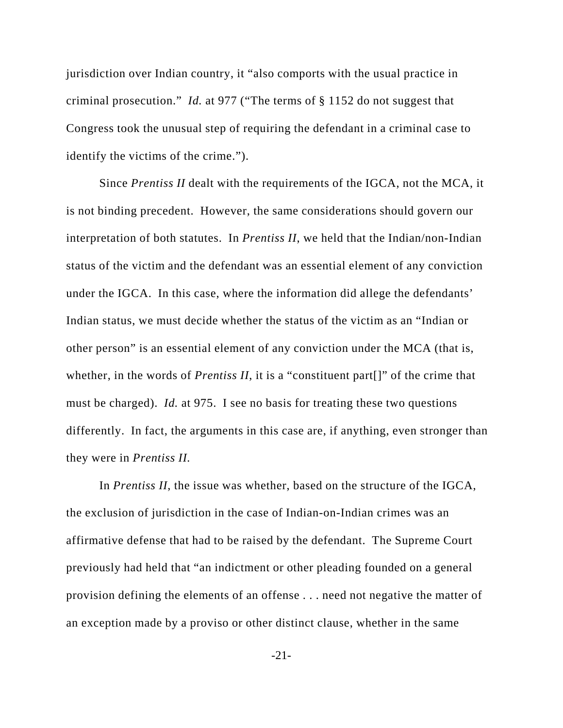jurisdiction over Indian country, it "also comports with the usual practice in criminal prosecution." *Id.* at 977 ("The terms of § 1152 do not suggest that Congress took the unusual step of requiring the defendant in a criminal case to identify the victims of the crime.").

Since *Prentiss II* dealt with the requirements of the IGCA, not the MCA, it is not binding precedent. However, the same considerations should govern our interpretation of both statutes. In *Prentiss II*, we held that the Indian/non-Indian status of the victim and the defendant was an essential element of any conviction under the IGCA. In this case, where the information did allege the defendants' Indian status, we must decide whether the status of the victim as an "Indian or other person" is an essential element of any conviction under the MCA (that is, whether, in the words of *Prentiss II*, it is a "constituent part[]" of the crime that must be charged). *Id.* at 975. I see no basis for treating these two questions differently. In fact, the arguments in this case are, if anything, even stronger than they were in *Prentiss II*.

In *Prentiss II*, the issue was whether, based on the structure of the IGCA, the exclusion of jurisdiction in the case of Indian-on-Indian crimes was an affirmative defense that had to be raised by the defendant. The Supreme Court previously had held that "an indictment or other pleading founded on a general provision defining the elements of an offense . . . need not negative the matter of an exception made by a proviso or other distinct clause, whether in the same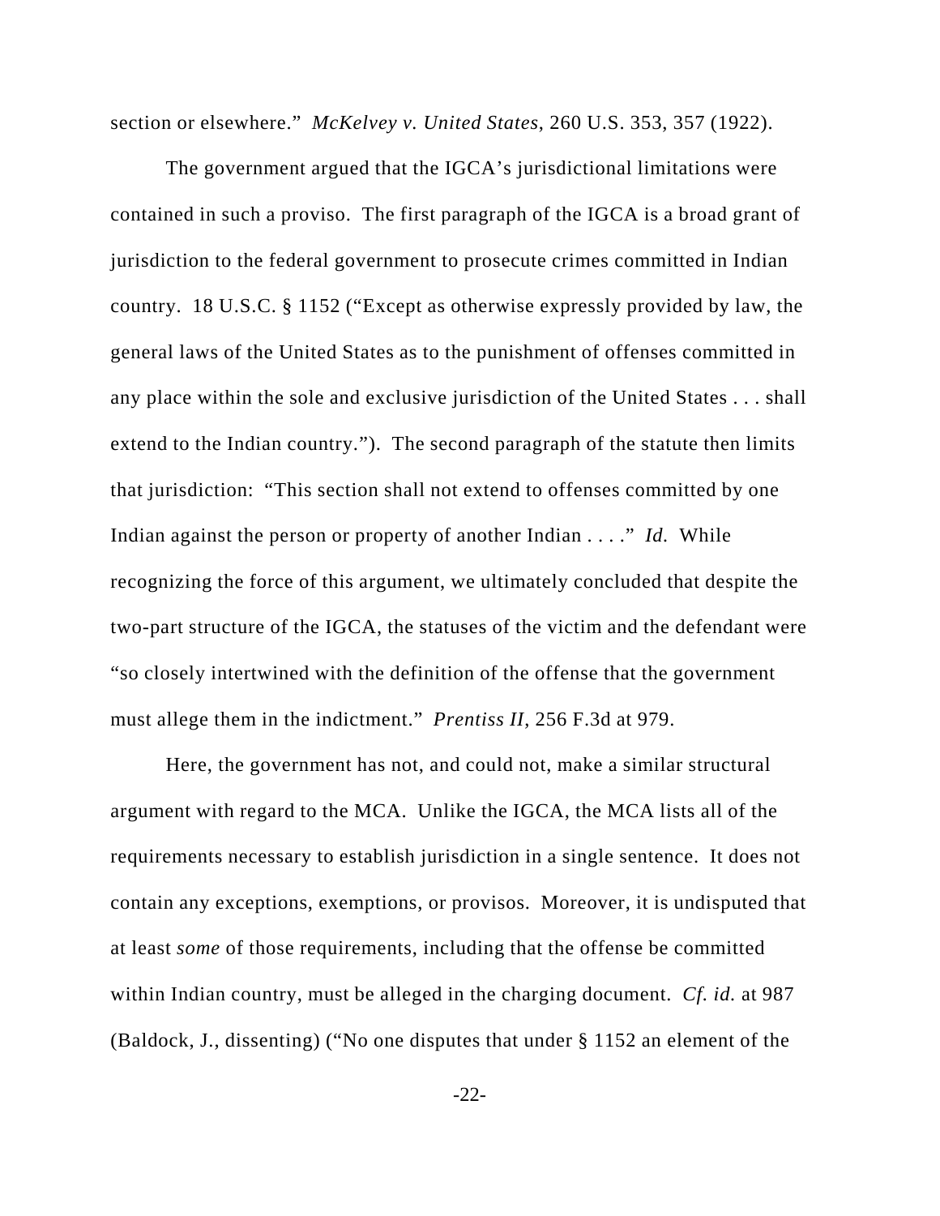section or elsewhere." *McKelvey v. United States*, 260 U.S. 353, 357 (1922).

The government argued that the IGCA's jurisdictional limitations were contained in such a proviso. The first paragraph of the IGCA is a broad grant of jurisdiction to the federal government to prosecute crimes committed in Indian country. 18 U.S.C. § 1152 ("Except as otherwise expressly provided by law, the general laws of the United States as to the punishment of offenses committed in any place within the sole and exclusive jurisdiction of the United States . . . shall extend to the Indian country."). The second paragraph of the statute then limits that jurisdiction: "This section shall not extend to offenses committed by one Indian against the person or property of another Indian . . . ." *Id.* While recognizing the force of this argument, we ultimately concluded that despite the two-part structure of the IGCA, the statuses of the victim and the defendant were "so closely intertwined with the definition of the offense that the government must allege them in the indictment." *Prentiss II*, 256 F.3d at 979.

Here, the government has not, and could not, make a similar structural argument with regard to the MCA. Unlike the IGCA, the MCA lists all of the requirements necessary to establish jurisdiction in a single sentence. It does not contain any exceptions, exemptions, or provisos. Moreover, it is undisputed that at least *some* of those requirements, including that the offense be committed within Indian country, must be alleged in the charging document. *Cf. id.* at 987 (Baldock, J., dissenting) ("No one disputes that under § 1152 an element of the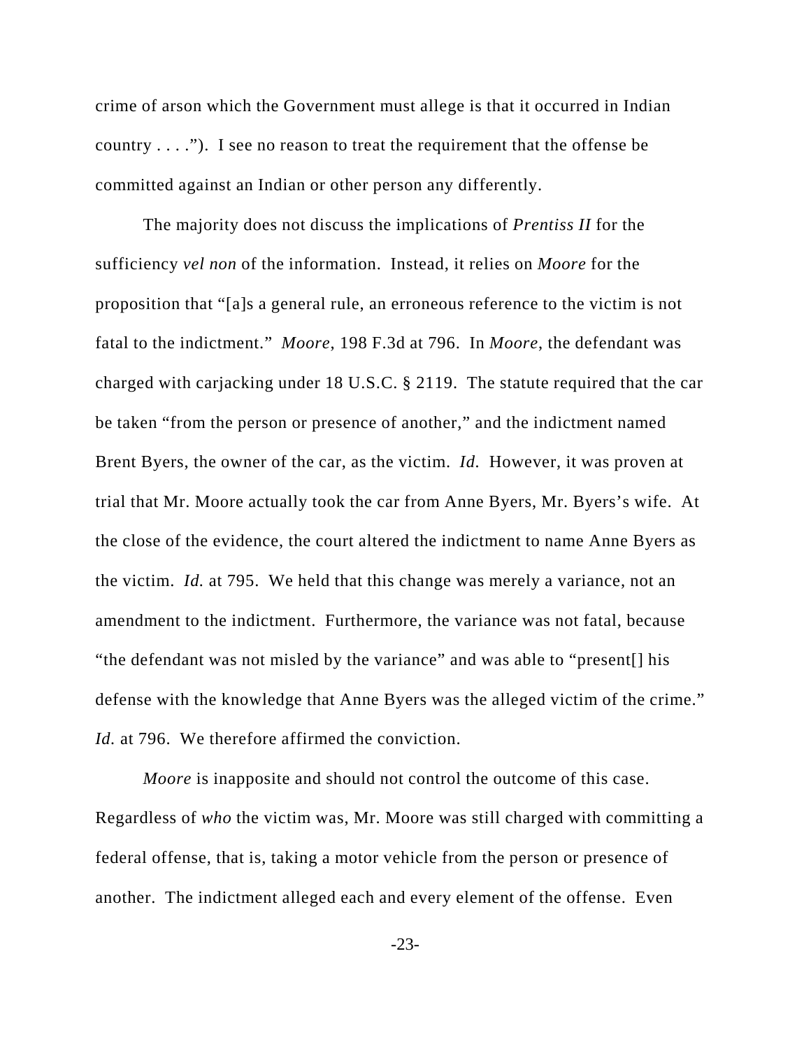crime of arson which the Government must allege is that it occurred in Indian country . . . ."). I see no reason to treat the requirement that the offense be committed against an Indian or other person any differently.

The majority does not discuss the implications of *Prentiss II* for the sufficiency *vel non* of the information. Instead, it relies on *Moore* for the proposition that "[a]s a general rule, an erroneous reference to the victim is not fatal to the indictment." *Moore*, 198 F.3d at 796. In *Moore*, the defendant was charged with carjacking under 18 U.S.C. § 2119. The statute required that the car be taken "from the person or presence of another," and the indictment named Brent Byers, the owner of the car, as the victim. *Id.* However, it was proven at trial that Mr. Moore actually took the car from Anne Byers, Mr. Byers's wife. At the close of the evidence, the court altered the indictment to name Anne Byers as the victim. *Id.* at 795. We held that this change was merely a variance, not an amendment to the indictment. Furthermore, the variance was not fatal, because "the defendant was not misled by the variance" and was able to "present[] his defense with the knowledge that Anne Byers was the alleged victim of the crime." *Id.* at 796. We therefore affirmed the conviction.

*Moore* is inapposite and should not control the outcome of this case. Regardless of *who* the victim was, Mr. Moore was still charged with committing a federal offense, that is, taking a motor vehicle from the person or presence of another. The indictment alleged each and every element of the offense. Even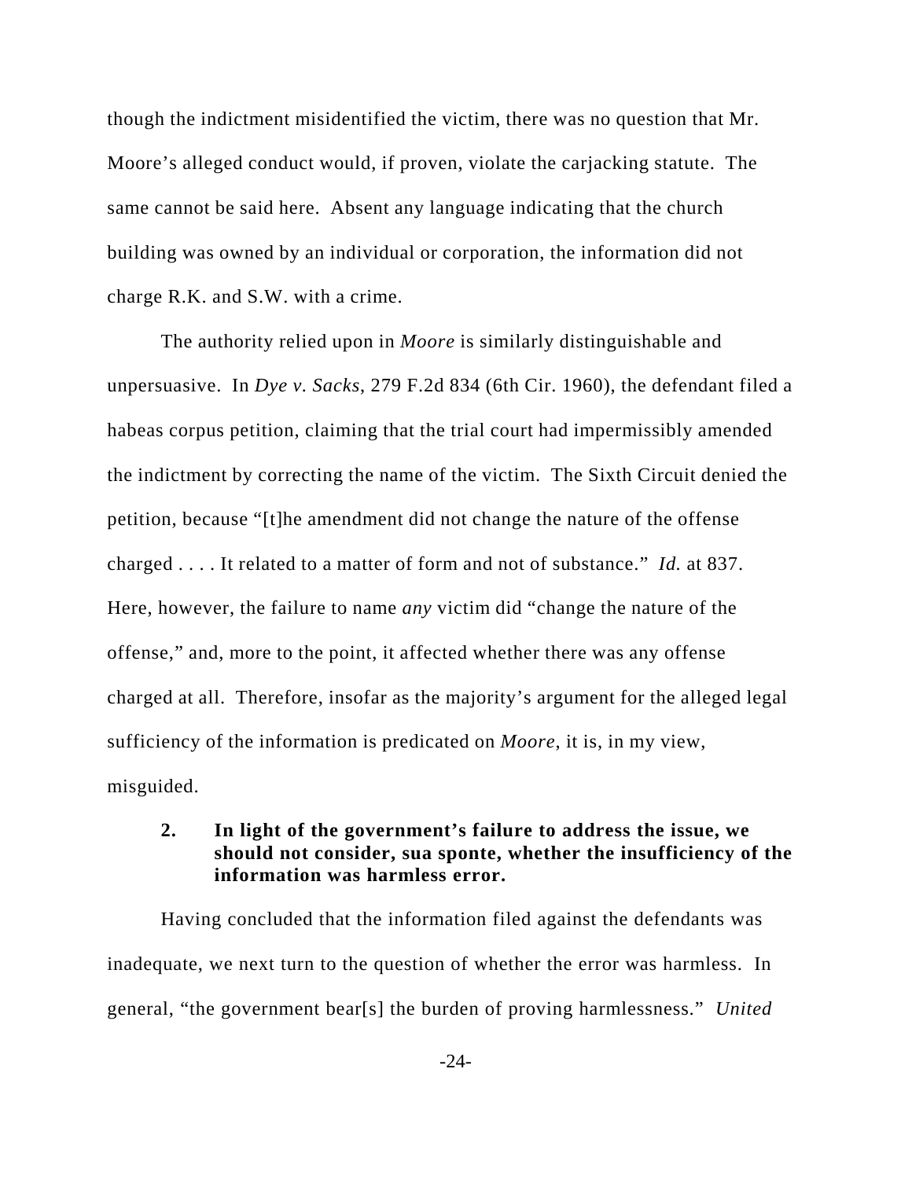though the indictment misidentified the victim, there was no question that Mr. Moore's alleged conduct would, if proven, violate the carjacking statute. The same cannot be said here. Absent any language indicating that the church building was owned by an individual or corporation, the information did not charge R.K. and S.W. with a crime.

The authority relied upon in *Moore* is similarly distinguishable and unpersuasive. In *Dye v. Sacks*, 279 F.2d 834 (6th Cir. 1960), the defendant filed a habeas corpus petition, claiming that the trial court had impermissibly amended the indictment by correcting the name of the victim. The Sixth Circuit denied the petition, because "[t]he amendment did not change the nature of the offense charged . . . . It related to a matter of form and not of substance." *Id.* at 837. Here, however, the failure to name *any* victim did "change the nature of the offense," and, more to the point, it affected whether there was any offense charged at all. Therefore, insofar as the majority's argument for the alleged legal sufficiency of the information is predicated on *Moore*, it is, in my view, misguided.

**2. In light of the government's failure to address the issue, we should not consider, sua sponte, whether the insufficiency of the information was harmless error.**

Having concluded that the information filed against the defendants was inadequate, we next turn to the question of whether the error was harmless. In general, "the government bear[s] the burden of proving harmlessness." *United*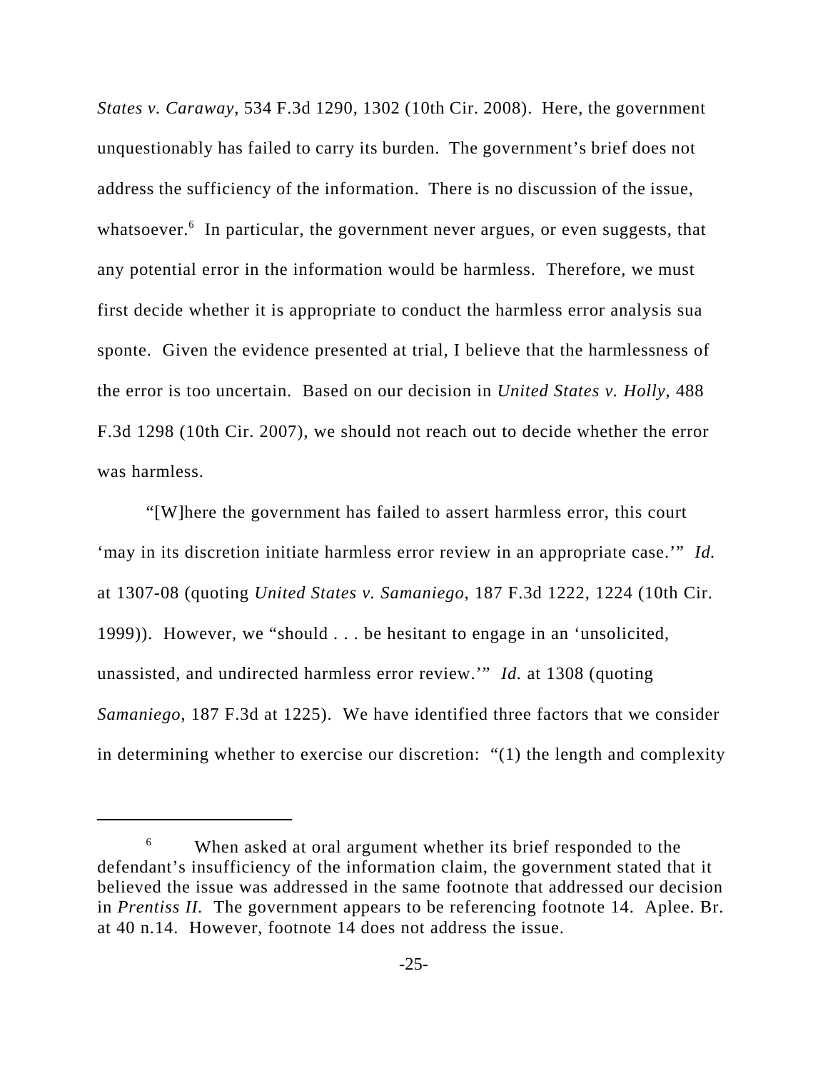*States v. Caraway*, 534 F.3d 1290, 1302 (10th Cir. 2008). Here, the government unquestionably has failed to carry its burden. The government's brief does not address the sufficiency of the information. There is no discussion of the issue, whatsoever.[6] In particular, the government never argues, or even suggests, that any potential error in the information would be harmless. Therefore, we must first decide whether it is appropriate to conduct the harmless error analysis sua sponte. Given the evidence presented at trial, I believe that the harmlessness of the error is too uncertain. Based on our decision in *United States v. Holly*, 488 F.3d 1298 (10th Cir. 2007), we should not reach out to decide whether the error was harmless.

"[W]here the government has failed to assert harmless error, this court 'may in its discretion initiate harmless error review in an appropriate case.'" *Id.* at 1307-08 (quoting *United States v. Samaniego*, 187 F.3d 1222, 1224 (10th Cir. 1999)). However, we "should . . . be hesitant to engage in an 'unsolicited, unassisted, and undirected harmless error review.'" *Id.* at 1308 (quoting *Samaniego*, 187 F.3d at 1225). We have identified three factors that we consider in determining whether to exercise our discretion: "(1) the length and complexity

---

[6] When asked at oral argument whether its brief responded to the defendant's insufficiency of the information claim, the government stated that it believed the issue was addressed in the same footnote that addressed our decision in *Prentiss II*. The government appears to be referencing footnote 14. Aplee. Br. at 40 n.14. However, footnote 14 does not address the issue.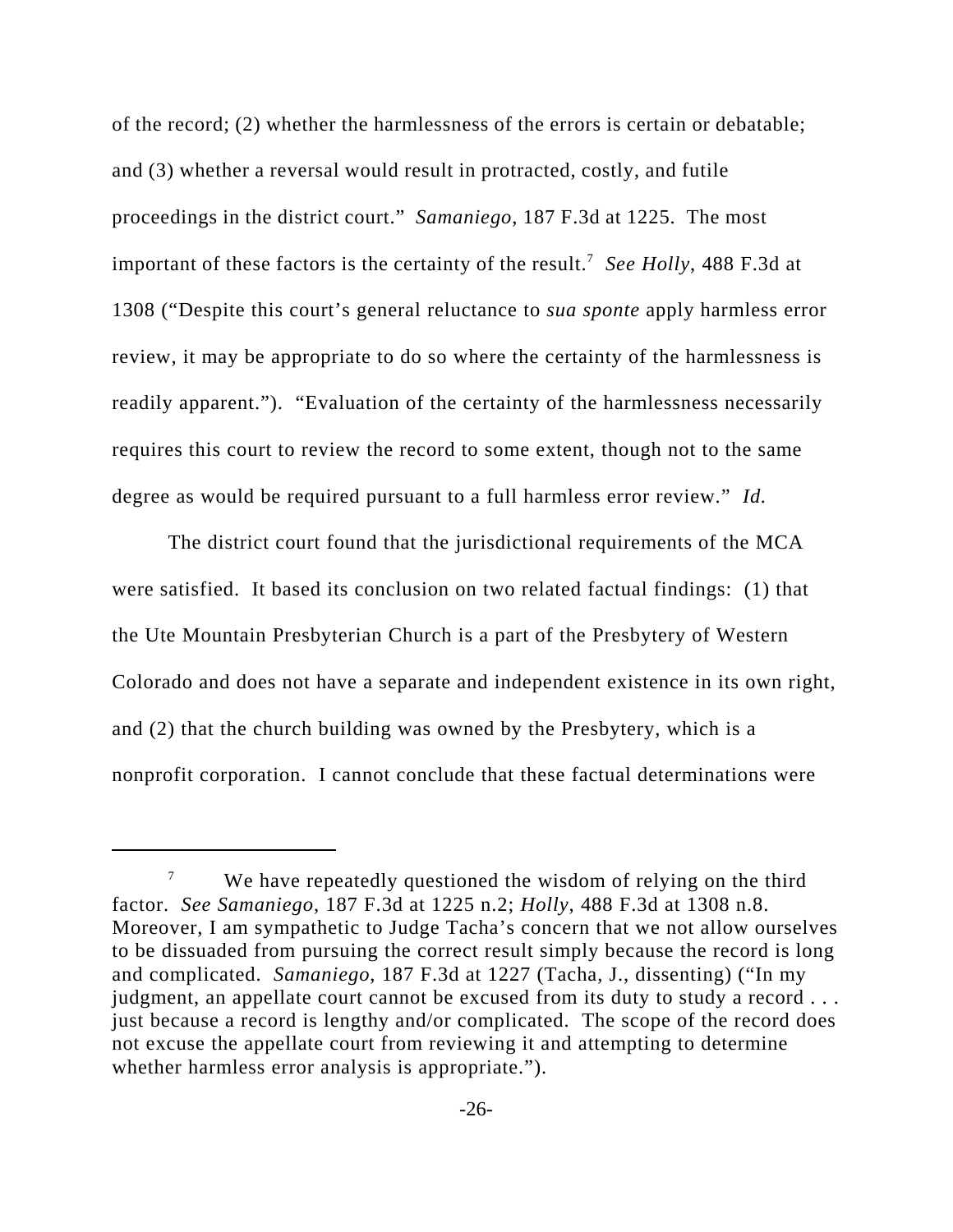of the record; (2) whether the harmlessness of the errors is certain or debatable; and (3) whether a reversal would result in protracted, costly, and futile proceedings in the district court." *Samaniego*, 187 F.3d at 1225. The most important of these factors is the certainty of the result.[7] *See Holly*, 488 F.3d at 1308 ("Despite this court's general reluctance to *sua sponte* apply harmless error review, it may be appropriate to do so where the certainty of the harmlessness is readily apparent."). "Evaluation of the certainty of the harmlessness necessarily requires this court to review the record to some extent, though not to the same degree as would be required pursuant to a full harmless error review." *Id.*

The district court found that the jurisdictional requirements of the MCA were satisfied. It based its conclusion on two related factual findings: (1) that the Ute Mountain Presbyterian Church is a part of the Presbytery of Western Colorado and does not have a separate and independent existence in its own right, and (2) that the church building was owned by the Presbytery, which is a nonprofit corporation. I cannot conclude that these factual determinations were

---

[7] We have repeatedly questioned the wisdom of relying on the third factor. *See Samaniego*, 187 F.3d at 1225 n.2; *Holly*, 488 F.3d at 1308 n.8. Moreover, I am sympathetic to Judge Tacha's concern that we not allow ourselves to be dissuaded from pursuing the correct result simply because the record is long and complicated. *Samaniego*, 187 F.3d at 1227 (Tacha, J., dissenting) ("In my judgment, an appellate court cannot be excused from its duty to study a record . . . just because a record is lengthy and/or complicated. The scope of the record does not excuse the appellate court from reviewing it and attempting to determine whether harmless error analysis is appropriate.").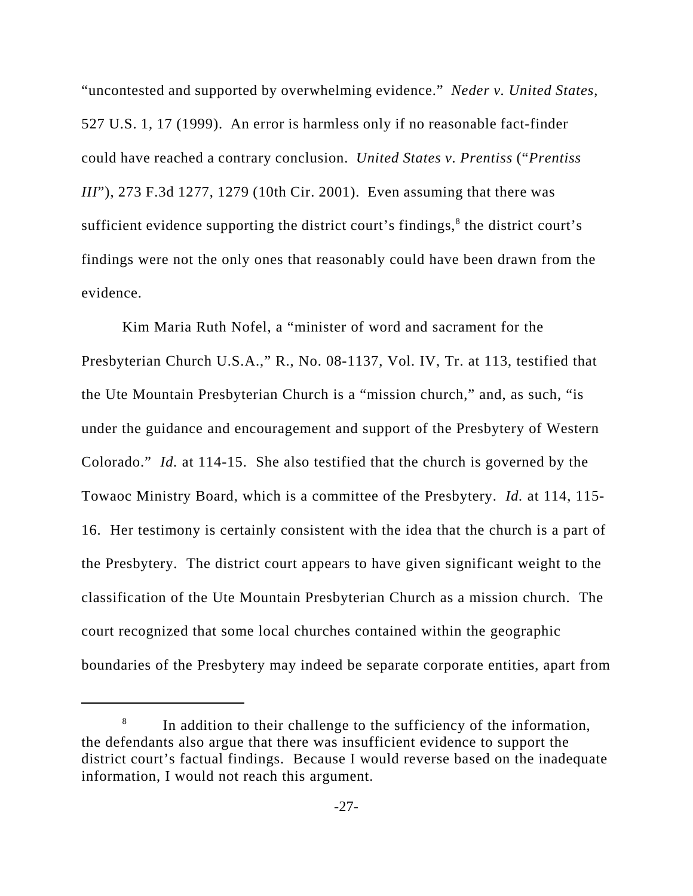"uncontested and supported by overwhelming evidence." *Neder v. United States*, 527 U.S. 1, 17 (1999). An error is harmless only if no reasonable fact-finder could have reached a contrary conclusion. *United States v. Prentiss* ("*Prentiss III*"), 273 F.3d 1277, 1279 (10th Cir. 2001). Even assuming that there was sufficient evidence supporting the district court's findings,[8] the district court's findings were not the only ones that reasonably could have been drawn from the evidence.

Kim Maria Ruth Nofel, a "minister of word and sacrament for the Presbyterian Church U.S.A.," R., No. 08-1137, Vol. IV, Tr. at 113, testified that the Ute Mountain Presbyterian Church is a "mission church," and, as such, "is under the guidance and encouragement and support of the Presbytery of Western Colorado." *Id.* at 114-15. She also testified that the church is governed by the Towaoc Ministry Board, which is a committee of the Presbytery. *Id.* at 114, 115-16. Her testimony is certainly consistent with the idea that the church is a part of the Presbytery. The district court appears to have given significant weight to the classification of the Ute Mountain Presbyterian Church as a mission church. The court recognized that some local churches contained within the geographic boundaries of the Presbytery may indeed be separate corporate entities, apart from

---

[8] In addition to their challenge to the sufficiency of the information, the defendants also argue that there was insufficient evidence to support the district court's factual findings. Because I would reverse based on the inadequate information, I would not reach this argument.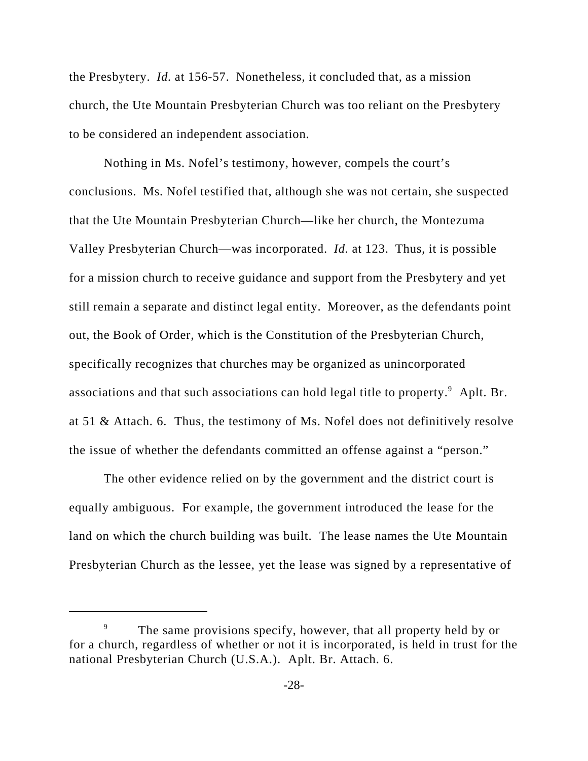the Presbytery. *Id.* at 156-57. Nonetheless, it concluded that, as a mission church, the Ute Mountain Presbyterian Church was too reliant on the Presbytery to be considered an independent association.

Nothing in Ms. Nofel's testimony, however, compels the court's conclusions. Ms. Nofel testified that, although she was not certain, she suspected that the Ute Mountain Presbyterian Church—like her church, the Montezuma Valley Presbyterian Church—was incorporated. *Id.* at 123. Thus, it is possible for a mission church to receive guidance and support from the Presbytery and yet still remain a separate and distinct legal entity. Moreover, as the defendants point out, the Book of Order, which is the Constitution of the Presbyterian Church, specifically recognizes that churches may be organized as unincorporated associations and that such associations can hold legal title to property.[9] Aplt. Br. at 51 & Attach. 6. Thus, the testimony of Ms. Nofel does not definitively resolve the issue of whether the defendants committed an offense against a "person."

The other evidence relied on by the government and the district court is equally ambiguous. For example, the government introduced the lease for the land on which the church building was built. The lease names the Ute Mountain Presbyterian Church as the lessee, yet the lease was signed by a representative of

---

[9] The same provisions specify, however, that all property held by or for a church, regardless of whether or not it is incorporated, is held in trust for the national Presbyterian Church (U.S.A.). Aplt. Br. Attach. 6.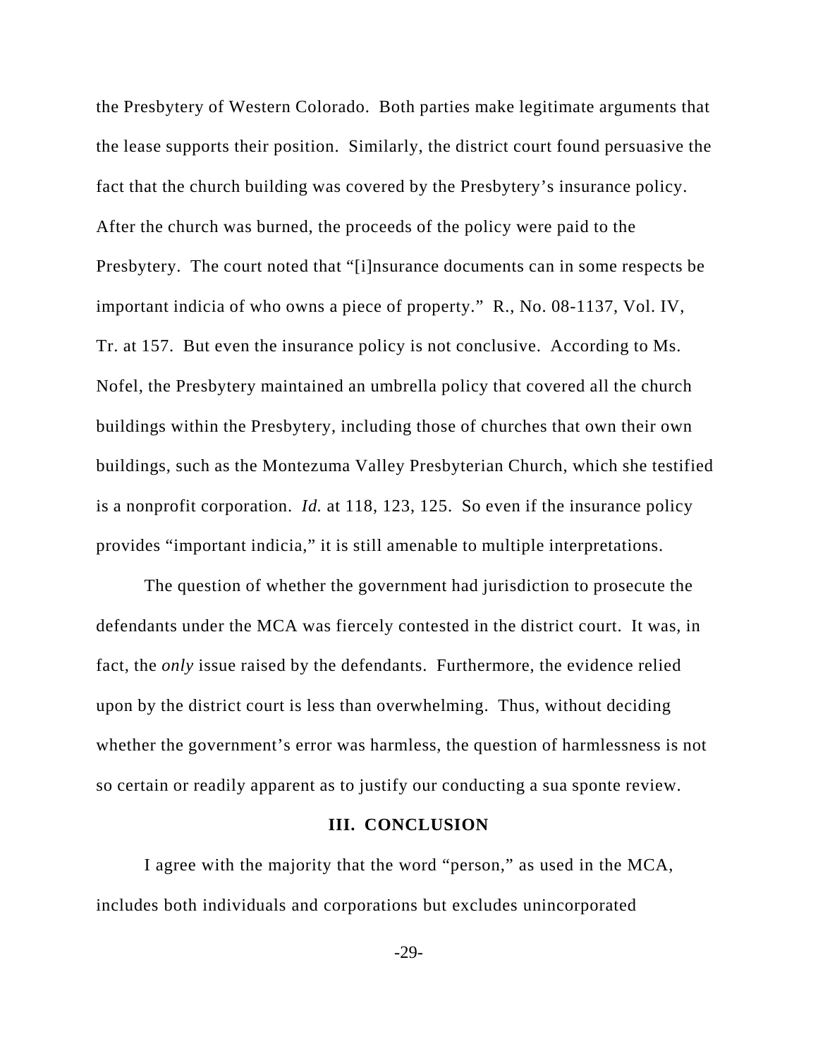the Presbytery of Western Colorado. Both parties make legitimate arguments that the lease supports their position. Similarly, the district court found persuasive the fact that the church building was covered by the Presbytery's insurance policy. After the church was burned, the proceeds of the policy were paid to the Presbytery. The court noted that "[i]nsurance documents can in some respects be important indicia of who owns a piece of property." R., No. 08-1137, Vol. IV, Tr. at 157. But even the insurance policy is not conclusive. According to Ms. Nofel, the Presbytery maintained an umbrella policy that covered all the church buildings within the Presbytery, including those of churches that own their own buildings, such as the Montezuma Valley Presbyterian Church, which she testified is a nonprofit corporation. *Id.* at 118, 123, 125. So even if the insurance policy provides "important indicia," it is still amenable to multiple interpretations.

The question of whether the government had jurisdiction to prosecute the defendants under the MCA was fiercely contested in the district court. It was, in fact, the *only* issue raised by the defendants. Furthermore, the evidence relied upon by the district court is less than overwhelming. Thus, without deciding whether the government's error was harmless, the question of harmlessness is not so certain or readily apparent as to justify our conducting a sua sponte review.

## III. CONCLUSION

I agree with the majority that the word "person," as used in the MCA, includes both individuals and corporations but excludes unincorporated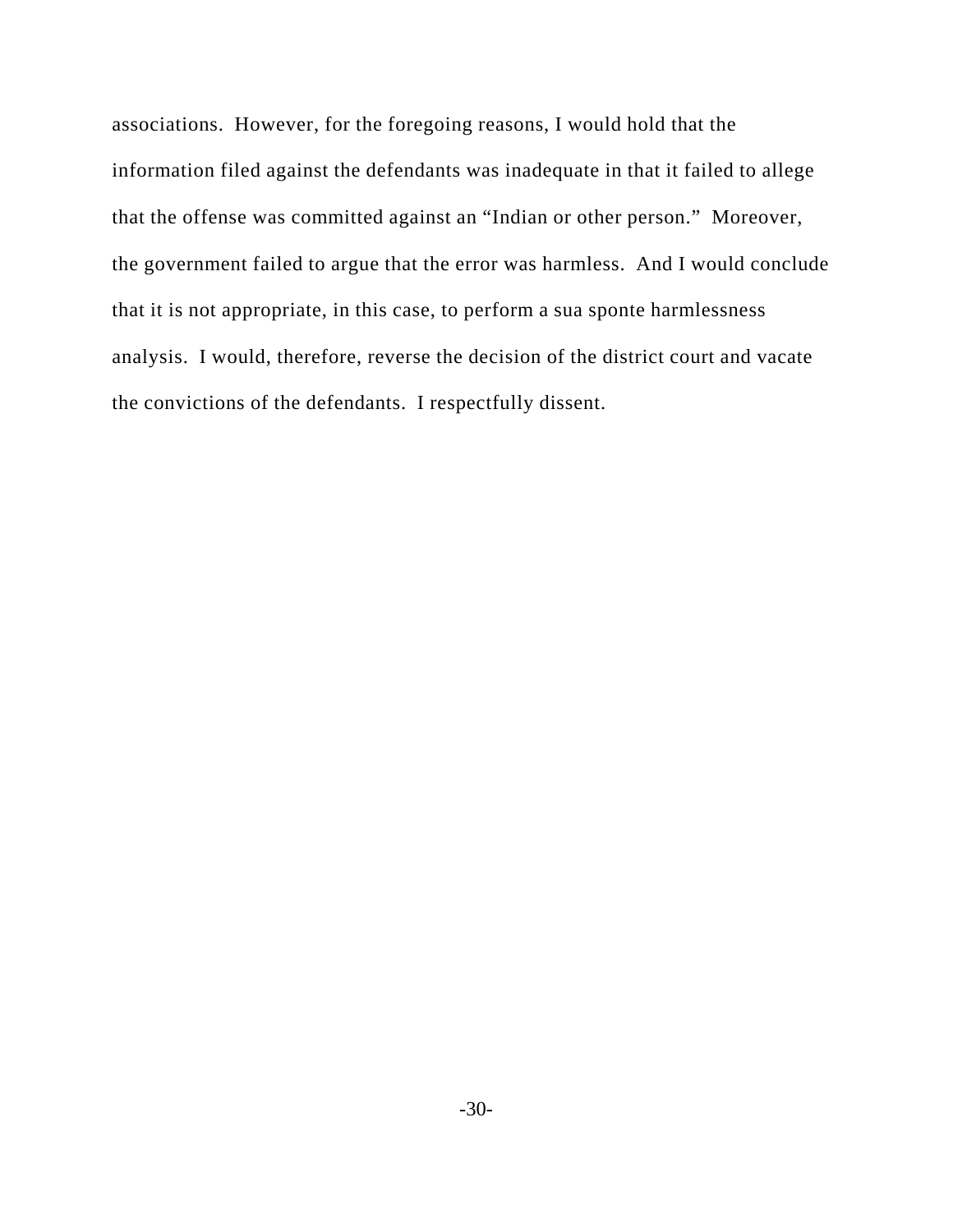associations. However, for the foregoing reasons, I would hold that the information filed against the defendants was inadequate in that it failed to allege that the offense was committed against an "Indian or other person." Moreover, the government failed to argue that the error was harmless. And I would conclude that it is not appropriate, in this case, to perform a sua sponte harmlessness analysis. I would, therefore, reverse the decision of the district court and vacate the convictions of the defendants. I respectfully dissent.